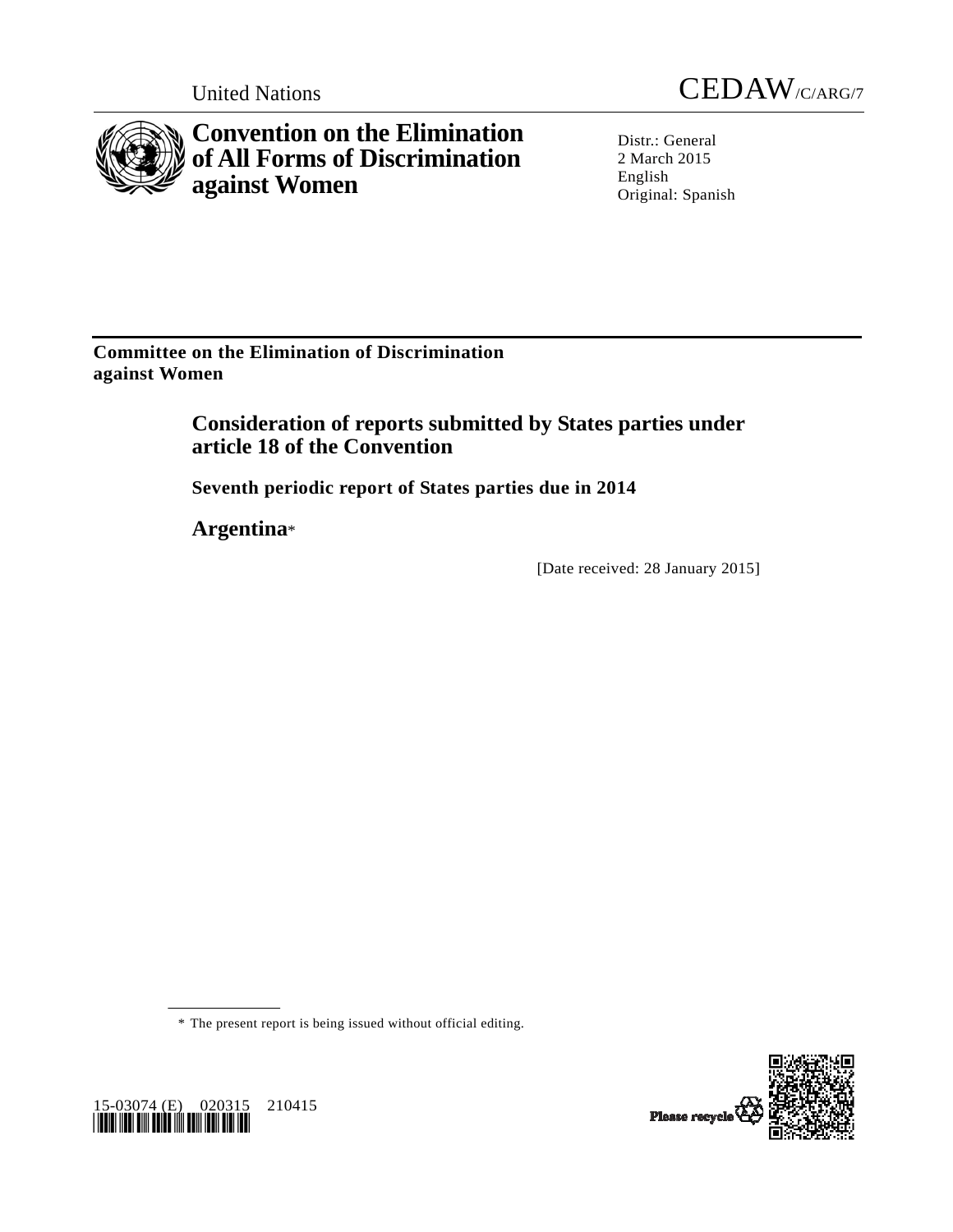United Nations

CEDAW/C/ARG/7

# Convention on the Elimination of All Forms of Discrimination against Women

Distr.: General
2 March 2015
English
Original: Spanish

**Committee on the Elimination of Discrimination against Women**

## Consideration of reports submitted by States parties under article 18 of the Convention

### Seventh periodic report of States parties due in 2014

## Argentina*

[Date received: 28 January 2015]

* The present report is being issued without official editing.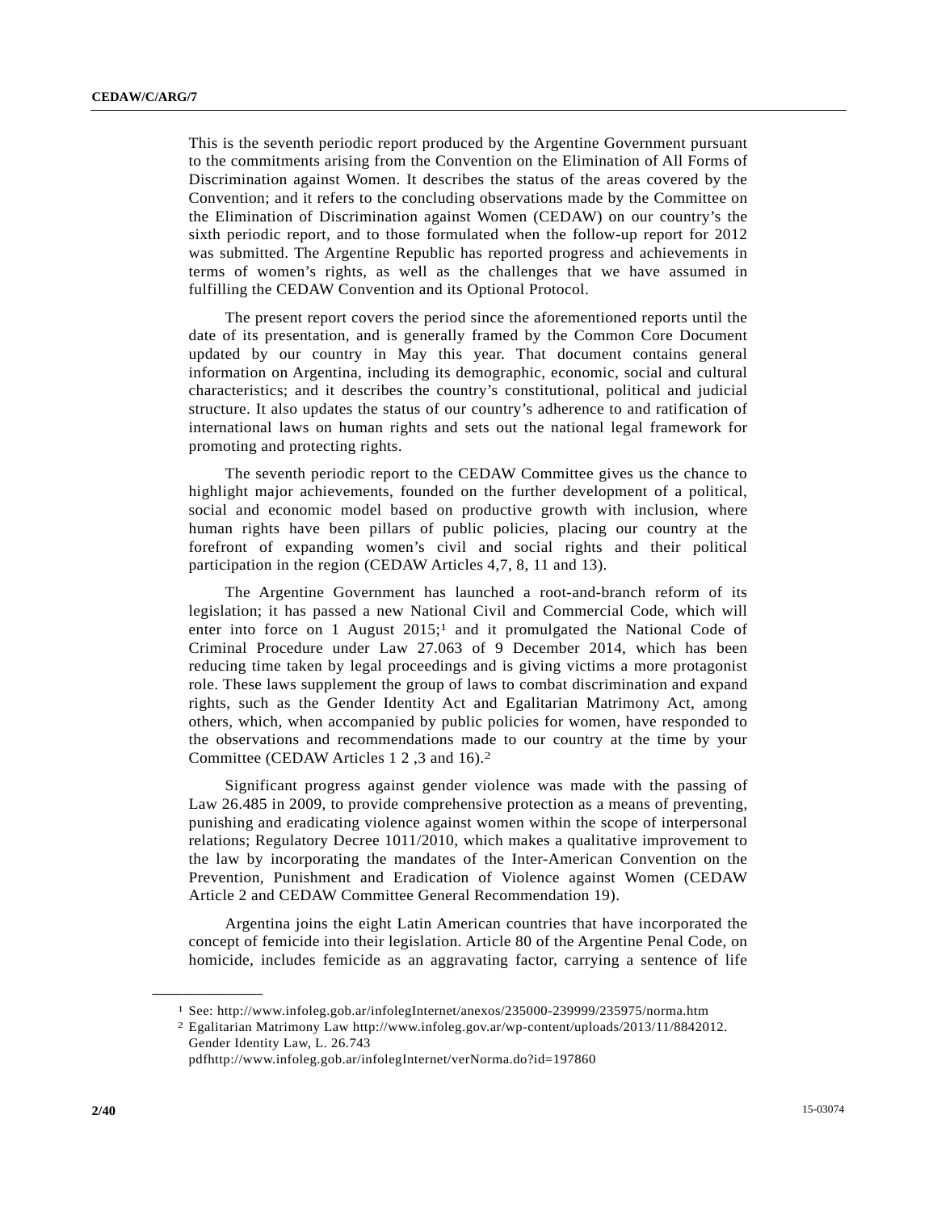This is the seventh periodic report produced by the Argentine Government pursuant to the commitments arising from the Convention on the Elimination of All Forms of Discrimination against Women. It describes the status of the areas covered by the Convention; and it refers to the concluding observations made by the Committee on the Elimination of Discrimination against Women (CEDAW) on our country's the sixth periodic report, and to those formulated when the follow-up report for 2012 was submitted. The Argentine Republic has reported progress and achievements in terms of women's rights, as well as the challenges that we have assumed in fulfilling the CEDAW Convention and its Optional Protocol.

The present report covers the period since the aforementioned reports until the date of its presentation, and is generally framed by the Common Core Document updated by our country in May this year. That document contains general information on Argentina, including its demographic, economic, social and cultural characteristics; and it describes the country's constitutional, political and judicial structure. It also updates the status of our country's adherence to and ratification of international laws on human rights and sets out the national legal framework for promoting and protecting rights.

The seventh periodic report to the CEDAW Committee gives us the chance to highlight major achievements, founded on the further development of a political, social and economic model based on productive growth with inclusion, where human rights have been pillars of public policies, placing our country at the forefront of expanding women's civil and social rights and their political participation in the region (CEDAW Articles 4,7, 8, 11 and 13).

The Argentine Government has launched a root-and-branch reform of its legislation; it has passed a new National Civil and Commercial Code, which will enter into force on 1 August 2015;[1] and it promulgated the National Code of Criminal Procedure under Law 27.063 of 9 December 2014, which has been reducing time taken by legal proceedings and is giving victims a more protagonist role. These laws supplement the group of laws to combat discrimination and expand rights, such as the Gender Identity Act and Egalitarian Matrimony Act, among others, which, when accompanied by public policies for women, have responded to the observations and recommendations made to our country at the time by your Committee (CEDAW Articles 1 2 ,3 and 16).[2]

Significant progress against gender violence was made with the passing of Law 26.485 in 2009, to provide comprehensive protection as a means of preventing, punishing and eradicating violence against women within the scope of interpersonal relations; Regulatory Decree 1011/2010, which makes a qualitative improvement to the law by incorporating the mandates of the Inter-American Convention on the Prevention, Punishment and Eradication of Violence against Women (CEDAW Article 2 and CEDAW Committee General Recommendation 19).

Argentina joins the eight Latin American countries that have incorporated the concept of femicide into their legislation. Article 80 of the Argentine Penal Code, on homicide, includes femicide as an aggravating factor, carrying a sentence of life

---

[1] See: http://www.infoleg.gob.ar/infolegInternet/anexos/235000-239999/235975/norma.htm

[2] Egalitarian Matrimony Law http://www.infoleg.gov.ar/wp-content/uploads/2013/11/8842012. Gender Identity Law, L. 26.743 pdfhttp://www.infoleg.gob.ar/infolegInternet/verNorma.do?id=197860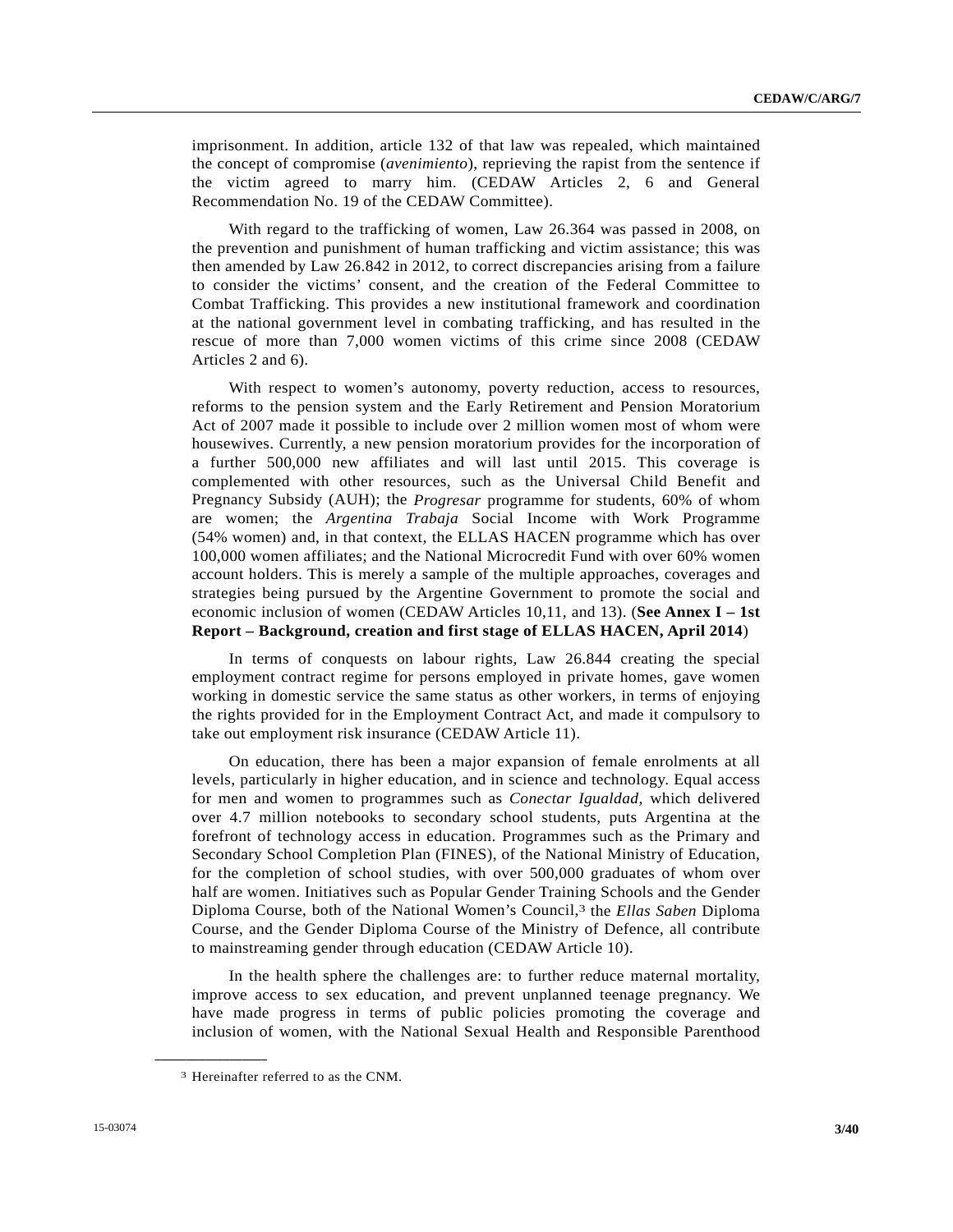imprisonment. In addition, article 132 of that law was repealed, which maintained the concept of compromise (*avenimiento*), reprieving the rapist from the sentence if the victim agreed to marry him. (CEDAW Articles 2, 6 and General Recommendation No. 19 of the CEDAW Committee).

With regard to the trafficking of women, Law 26.364 was passed in 2008, on the prevention and punishment of human trafficking and victim assistance; this was then amended by Law 26.842 in 2012, to correct discrepancies arising from a failure to consider the victims' consent, and the creation of the Federal Committee to Combat Trafficking. This provides a new institutional framework and coordination at the national government level in combating trafficking, and has resulted in the rescue of more than 7,000 women victims of this crime since 2008 (CEDAW Articles 2 and 6).

With respect to women's autonomy, poverty reduction, access to resources, reforms to the pension system and the Early Retirement and Pension Moratorium Act of 2007 made it possible to include over 2 million women most of whom were housewives. Currently, a new pension moratorium provides for the incorporation of a further 500,000 new affiliates and will last until 2015. This coverage is complemented with other resources, such as the Universal Child Benefit and Pregnancy Subsidy (AUH); the *Progresar* programme for students, 60% of whom are women; the *Argentina Trabaja* Social Income with Work Programme (54% women) and, in that context, the ELLAS HACEN programme which has over 100,000 women affiliates; and the National Microcredit Fund with over 60% women account holders. This is merely a sample of the multiple approaches, coverages and strategies being pursued by the Argentine Government to promote the social and economic inclusion of women (CEDAW Articles 10,11, and 13). (**See Annex I – 1st Report – Background, creation and first stage of ELLAS HACEN, April 2014**)

In terms of conquests on labour rights, Law 26.844 creating the special employment contract regime for persons employed in private homes, gave women working in domestic service the same status as other workers, in terms of enjoying the rights provided for in the Employment Contract Act, and made it compulsory to take out employment risk insurance (CEDAW Article 11).

On education, there has been a major expansion of female enrolments at all levels, particularly in higher education, and in science and technology. Equal access for men and women to programmes such as *Conectar Igualdad*, which delivered over 4.7 million notebooks to secondary school students, puts Argentina at the forefront of technology access in education. Programmes such as the Primary and Secondary School Completion Plan (FINES), of the National Ministry of Education, for the completion of school studies, with over 500,000 graduates of whom over half are women. Initiatives such as Popular Gender Training Schools and the Gender Diploma Course, both of the National Women's Council,[3] the *Ellas Saben* Diploma Course, and the Gender Diploma Course of the Ministry of Defence, all contribute to mainstreaming gender through education (CEDAW Article 10).

In the health sphere the challenges are: to further reduce maternal mortality, improve access to sex education, and prevent unplanned teenage pregnancy. We have made progress in terms of public policies promoting the coverage and inclusion of women, with the National Sexual Health and Responsible Parenthood

---

[3] Hereinafter referred to as the CNM.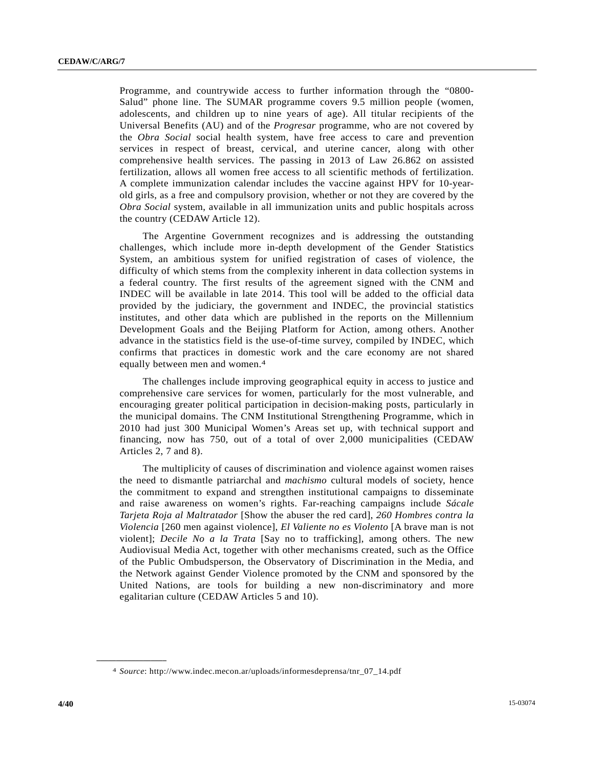Programme, and countrywide access to further information through the "0800-Salud" phone line. The SUMAR programme covers 9.5 million people (women, adolescents, and children up to nine years of age). All titular recipients of the Universal Benefits (AU) and of the *Progresar* programme, who are not covered by the *Obra Social* social health system, have free access to care and prevention services in respect of breast, cervical, and uterine cancer, along with other comprehensive health services. The passing in 2013 of Law 26.862 on assisted fertilization, allows all women free access to all scientific methods of fertilization. A complete immunization calendar includes the vaccine against HPV for 10-year-old girls, as a free and compulsory provision, whether or not they are covered by the *Obra Social* system, available in all immunization units and public hospitals across the country (CEDAW Article 12).

The Argentine Government recognizes and is addressing the outstanding challenges, which include more in-depth development of the Gender Statistics System, an ambitious system for unified registration of cases of violence, the difficulty of which stems from the complexity inherent in data collection systems in a federal country. The first results of the agreement signed with the CNM and INDEC will be available in late 2014. This tool will be added to the official data provided by the judiciary, the government and INDEC, the provincial statistics institutes, and other data which are published in the reports on the Millennium Development Goals and the Beijing Platform for Action, among others. Another advance in the statistics field is the use-of-time survey, compiled by INDEC, which confirms that practices in domestic work and the care economy are not shared equally between men and women.[4]

The challenges include improving geographical equity in access to justice and comprehensive care services for women, particularly for the most vulnerable, and encouraging greater political participation in decision-making posts, particularly in the municipal domains. The CNM Institutional Strengthening Programme, which in 2010 had just 300 Municipal Women's Areas set up, with technical support and financing, now has 750, out of a total of over 2,000 municipalities (CEDAW Articles 2, 7 and 8).

The multiplicity of causes of discrimination and violence against women raises the need to dismantle patriarchal and *machismo* cultural models of society, hence the commitment to expand and strengthen institutional campaigns to disseminate and raise awareness on women's rights. Far-reaching campaigns include *Sácale Tarjeta Roja al Maltratador* [Show the abuser the red card], *260 Hombres contra la Violencia* [260 men against violence], *El Valiente no es Violento* [A brave man is not violent]; *Decile No a la Trata* [Say no to trafficking], among others. The new Audiovisual Media Act, together with other mechanisms created, such as the Office of the Public Ombudsperson, the Observatory of Discrimination in the Media, and the Network against Gender Violence promoted by the CNM and sponsored by the United Nations, are tools for building a new non-discriminatory and more egalitarian culture (CEDAW Articles 5 and 10).

---

[4] *Source*: http://www.indec.mecon.ar/uploads/informesdeprensa/tnr_07_14.pdf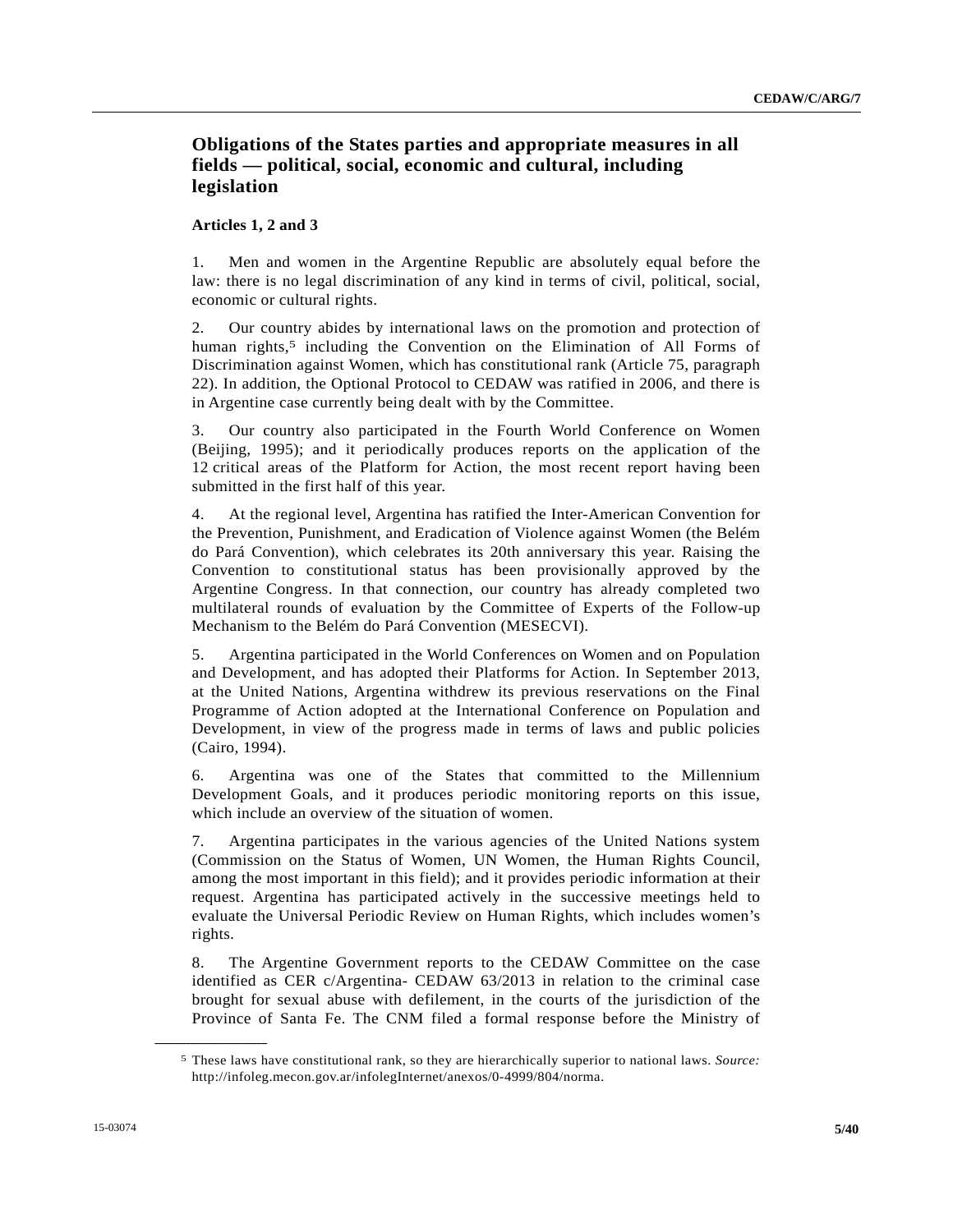## Obligations of the States parties and appropriate measures in all fields — political, social, economic and cultural, including legislation

### Articles 1, 2 and 3

1. Men and women in the Argentine Republic are absolutely equal before the law: there is no legal discrimination of any kind in terms of civil, political, social, economic or cultural rights.

2. Our country abides by international laws on the promotion and protection of human rights,[5] including the Convention on the Elimination of All Forms of Discrimination against Women, which has constitutional rank (Article 75, paragraph 22). In addition, the Optional Protocol to CEDAW was ratified in 2006, and there is in Argentine case currently being dealt with by the Committee.

3. Our country also participated in the Fourth World Conference on Women (Beijing, 1995); and it periodically produces reports on the application of the 12 critical areas of the Platform for Action, the most recent report having been submitted in the first half of this year.

4. At the regional level, Argentina has ratified the Inter-American Convention for the Prevention, Punishment, and Eradication of Violence against Women (the Belém do Pará Convention), which celebrates its 20th anniversary this year. Raising the Convention to constitutional status has been provisionally approved by the Argentine Congress. In that connection, our country has already completed two multilateral rounds of evaluation by the Committee of Experts of the Follow-up Mechanism to the Belém do Pará Convention (MESECVI).

5. Argentina participated in the World Conferences on Women and on Population and Development, and has adopted their Platforms for Action. In September 2013, at the United Nations, Argentina withdrew its previous reservations on the Final Programme of Action adopted at the International Conference on Population and Development, in view of the progress made in terms of laws and public policies (Cairo, 1994).

6. Argentina was one of the States that committed to the Millennium Development Goals, and it produces periodic monitoring reports on this issue, which include an overview of the situation of women.

7. Argentina participates in the various agencies of the United Nations system (Commission on the Status of Women, UN Women, the Human Rights Council, among the most important in this field); and it provides periodic information at their request. Argentina has participated actively in the successive meetings held to evaluate the Universal Periodic Review on Human Rights, which includes women's rights.

8. The Argentine Government reports to the CEDAW Committee on the case identified as CER c/Argentina- CEDAW 63/2013 in relation to the criminal case brought for sexual abuse with defilement, in the courts of the jurisdiction of the Province of Santa Fe. The CNM filed a formal response before the Ministry of

---

[5] These laws have constitutional rank, so they are hierarchically superior to national laws. *Source:* http://infoleg.mecon.gov.ar/infolegInternet/anexos/0-4999/804/norma.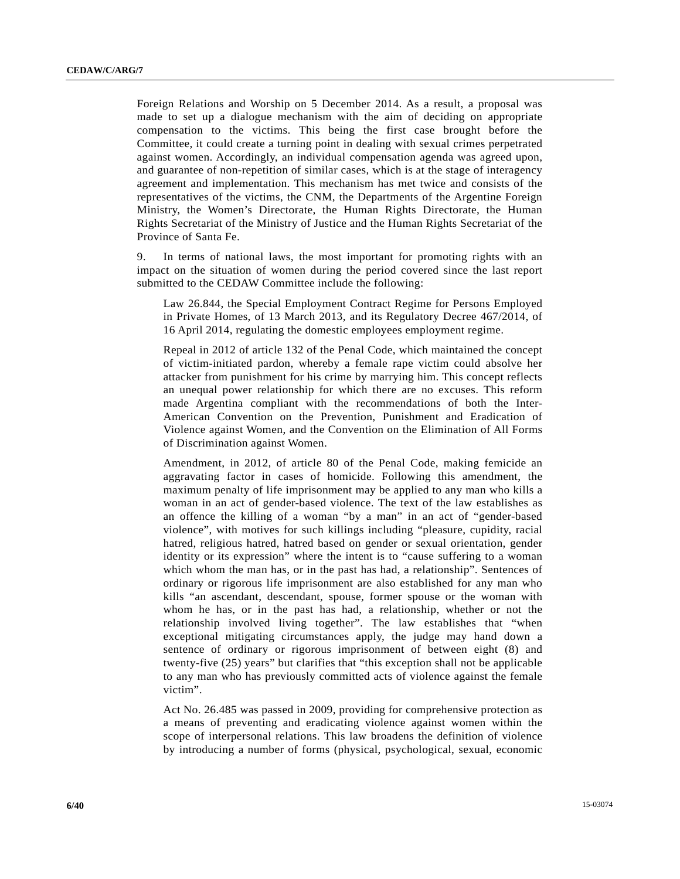Foreign Relations and Worship on 5 December 2014. As a result, a proposal was made to set up a dialogue mechanism with the aim of deciding on appropriate compensation to the victims. This being the first case brought before the Committee, it could create a turning point in dealing with sexual crimes perpetrated against women. Accordingly, an individual compensation agenda was agreed upon, and guarantee of non-repetition of similar cases, which is at the stage of interagency agreement and implementation. This mechanism has met twice and consists of the representatives of the victims, the CNM, the Departments of the Argentine Foreign Ministry, the Women's Directorate, the Human Rights Directorate, the Human Rights Secretariat of the Ministry of Justice and the Human Rights Secretariat of the Province of Santa Fe.

9. In terms of national laws, the most important for promoting rights with an impact on the situation of women during the period covered since the last report submitted to the CEDAW Committee include the following:

Law 26.844, the Special Employment Contract Regime for Persons Employed in Private Homes, of 13 March 2013, and its Regulatory Decree 467/2014, of 16 April 2014, regulating the domestic employees employment regime.

Repeal in 2012 of article 132 of the Penal Code, which maintained the concept of victim-initiated pardon, whereby a female rape victim could absolve her attacker from punishment for his crime by marrying him. This concept reflects an unequal power relationship for which there are no excuses. This reform made Argentina compliant with the recommendations of both the Inter-American Convention on the Prevention, Punishment and Eradication of Violence against Women, and the Convention on the Elimination of All Forms of Discrimination against Women.

Amendment, in 2012, of article 80 of the Penal Code, making femicide an aggravating factor in cases of homicide. Following this amendment, the maximum penalty of life imprisonment may be applied to any man who kills a woman in an act of gender-based violence. The text of the law establishes as an offence the killing of a woman "by a man" in an act of "gender-based violence", with motives for such killings including "pleasure, cupidity, racial hatred, religious hatred, hatred based on gender or sexual orientation, gender identity or its expression" where the intent is to "cause suffering to a woman which whom the man has, or in the past has had, a relationship". Sentences of ordinary or rigorous life imprisonment are also established for any man who kills "an ascendant, descendant, spouse, former spouse or the woman with whom he has, or in the past has had, a relationship, whether or not the relationship involved living together". The law establishes that "when exceptional mitigating circumstances apply, the judge may hand down a sentence of ordinary or rigorous imprisonment of between eight (8) and twenty-five (25) years" but clarifies that "this exception shall not be applicable to any man who has previously committed acts of violence against the female victim".

Act No. 26.485 was passed in 2009, providing for comprehensive protection as a means of preventing and eradicating violence against women within the scope of interpersonal relations. This law broadens the definition of violence by introducing a number of forms (physical, psychological, sexual, economic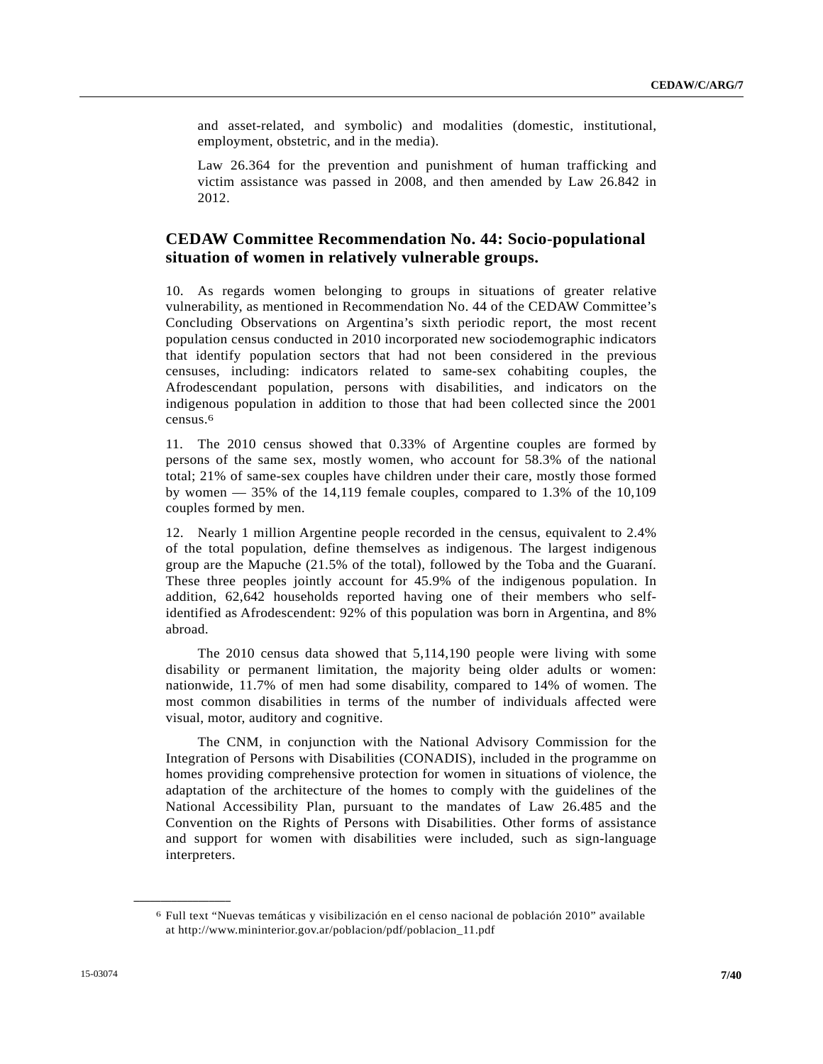and asset-related, and symbolic) and modalities (domestic, institutional, employment, obstetric, and in the media).

Law 26.364 for the prevention and punishment of human trafficking and victim assistance was passed in 2008, and then amended by Law 26.842 in 2012.

## CEDAW Committee Recommendation No. 44: Socio-populational situation of women in relatively vulnerable groups.

10. As regards women belonging to groups in situations of greater relative vulnerability, as mentioned in Recommendation No. 44 of the CEDAW Committee's Concluding Observations on Argentina's sixth periodic report, the most recent population census conducted in 2010 incorporated new sociodemographic indicators that identify population sectors that had not been considered in the previous censuses, including: indicators related to same-sex cohabiting couples, the Afrodescendant population, persons with disabilities, and indicators on the indigenous population in addition to those that had been collected since the 2001 census.[6]

11. The 2010 census showed that 0.33% of Argentine couples are formed by persons of the same sex, mostly women, who account for 58.3% of the national total; 21% of same-sex couples have children under their care, mostly those formed by women — 35% of the 14,119 female couples, compared to 1.3% of the 10,109 couples formed by men.

12. Nearly 1 million Argentine people recorded in the census, equivalent to 2.4% of the total population, define themselves as indigenous. The largest indigenous group are the Mapuche (21.5% of the total), followed by the Toba and the Guaraní. These three peoples jointly account for 45.9% of the indigenous population. In addition, 62,642 households reported having one of their members who self-identified as Afrodescendent: 92% of this population was born in Argentina, and 8% abroad.

The 2010 census data showed that 5,114,190 people were living with some disability or permanent limitation, the majority being older adults or women: nationwide, 11.7% of men had some disability, compared to 14% of women. The most common disabilities in terms of the number of individuals affected were visual, motor, auditory and cognitive.

The CNM, in conjunction with the National Advisory Commission for the Integration of Persons with Disabilities (CONADIS), included in the programme on homes providing comprehensive protection for women in situations of violence, the adaptation of the architecture of the homes to comply with the guidelines of the National Accessibility Plan, pursuant to the mandates of Law 26.485 and the Convention on the Rights of Persons with Disabilities. Other forms of assistance and support for women with disabilities were included, such as sign-language interpreters.

---

[6] Full text "Nuevas temáticas y visibilización en el censo nacional de población 2010" available at http://www.mininterior.gov.ar/poblacion/pdf/poblacion_11.pdf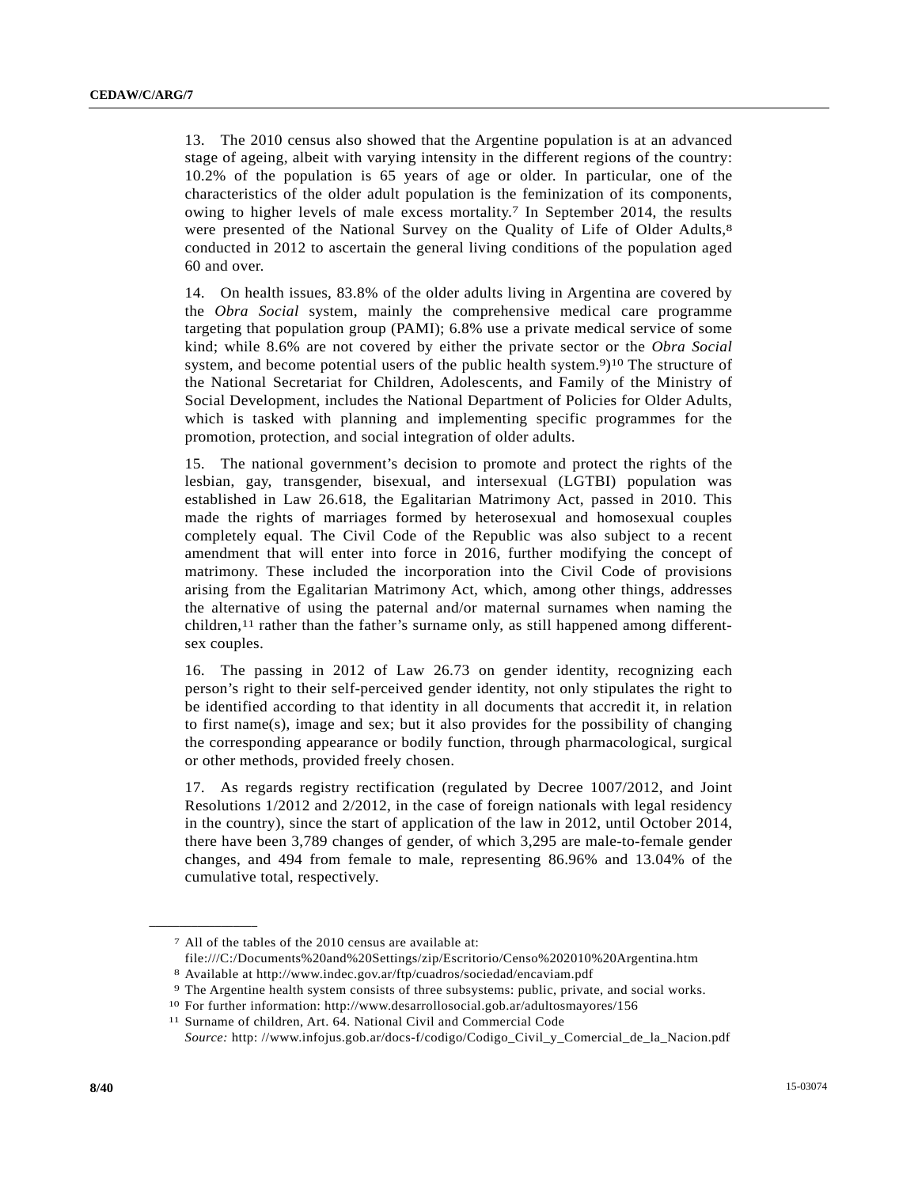13. The 2010 census also showed that the Argentine population is at an advanced stage of ageing, albeit with varying intensity in the different regions of the country: 10.2% of the population is 65 years of age or older. In particular, one of the characteristics of the older adult population is the feminization of its components, owing to higher levels of male excess mortality.[7] In September 2014, the results were presented of the National Survey on the Quality of Life of Older Adults,[8] conducted in 2012 to ascertain the general living conditions of the population aged 60 and over.

14. On health issues, 83.8% of the older adults living in Argentina are covered by the *Obra Social* system, mainly the comprehensive medical care programme targeting that population group (PAMI); 6.8% use a private medical service of some kind; while 8.6% are not covered by either the private sector or the *Obra Social* system, and become potential users of the public health system.[9])[10] The structure of the National Secretariat for Children, Adolescents, and Family of the Ministry of Social Development, includes the National Department of Policies for Older Adults, which is tasked with planning and implementing specific programmes for the promotion, protection, and social integration of older adults.

15. The national government's decision to promote and protect the rights of the lesbian, gay, transgender, bisexual, and intersexual (LGTBI) population was established in Law 26.618, the Egalitarian Matrimony Act, passed in 2010. This made the rights of marriages formed by heterosexual and homosexual couples completely equal. The Civil Code of the Republic was also subject to a recent amendment that will enter into force in 2016, further modifying the concept of matrimony. These included the incorporation into the Civil Code of provisions arising from the Egalitarian Matrimony Act, which, among other things, addresses the alternative of using the paternal and/or maternal surnames when naming the children,[11] rather than the father's surname only, as still happened among different-sex couples.

16. The passing in 2012 of Law 26.73 on gender identity, recognizing each person's right to their self-perceived gender identity, not only stipulates the right to be identified according to that identity in all documents that accredit it, in relation to first name(s), image and sex; but it also provides for the possibility of changing the corresponding appearance or bodily function, through pharmacological, surgical or other methods, provided freely chosen.

17. As regards registry rectification (regulated by Decree 1007/2012, and Joint Resolutions 1/2012 and 2/2012, in the case of foreign nationals with legal residency in the country), since the start of application of the law in 2012, until October 2014, there have been 3,789 changes of gender, of which 3,295 are male-to-female gender changes, and 494 from female to male, representing 86.96% and 13.04% of the cumulative total, respectively.

---

[7] All of the tables of the 2010 census are available at: file:///C:/Documents%20and%20Settings/zip/Escritorio/Censo%202010%20Argentina.htm

[8] Available at http://www.indec.gov.ar/ftp/cuadros/sociedad/encaviam.pdf

[9] The Argentine health system consists of three subsystems: public, private, and social works.

[10] For further information: http://www.desarrollosocial.gob.ar/adultosmayores/156

[11] Surname of children, Art. 64. National Civil and Commercial Code
*Source:* http: //www.infojus.gob.ar/docs-f/codigo/Codigo_Civil_y_Comercial_de_la_Nacion.pdf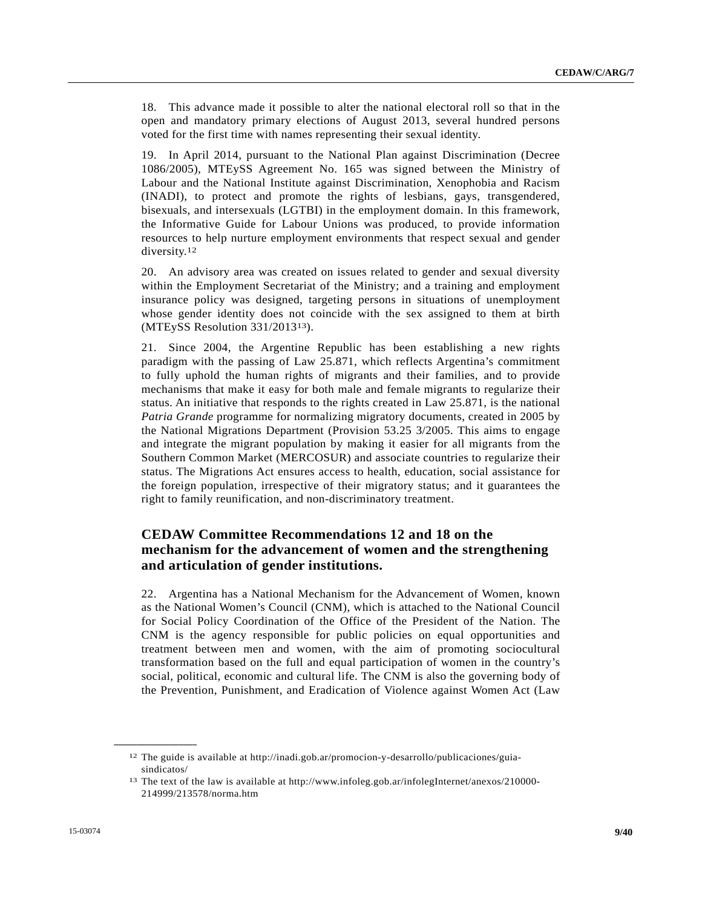18. This advance made it possible to alter the national electoral roll so that in the open and mandatory primary elections of August 2013, several hundred persons voted for the first time with names representing their sexual identity.

19. In April 2014, pursuant to the National Plan against Discrimination (Decree 1086/2005), MTEySS Agreement No. 165 was signed between the Ministry of Labour and the National Institute against Discrimination, Xenophobia and Racism (INADI), to protect and promote the rights of lesbians, gays, transgendered, bisexuals, and intersexuals (LGTBI) in the employment domain. In this framework, the Informative Guide for Labour Unions was produced, to provide information resources to help nurture employment environments that respect sexual and gender diversity.[12]

20. An advisory area was created on issues related to gender and sexual diversity within the Employment Secretariat of the Ministry; and a training and employment insurance policy was designed, targeting persons in situations of unemployment whose gender identity does not coincide with the sex assigned to them at birth (MTEySS Resolution 331/2013[13]).

21. Since 2004, the Argentine Republic has been establishing a new rights paradigm with the passing of Law 25.871, which reflects Argentina's commitment to fully uphold the human rights of migrants and their families, and to provide mechanisms that make it easy for both male and female migrants to regularize their status. An initiative that responds to the rights created in Law 25.871, is the national *Patria Grande* programme for normalizing migratory documents, created in 2005 by the National Migrations Department (Provision 53.25 3/2005. This aims to engage and integrate the migrant population by making it easier for all migrants from the Southern Common Market (MERCOSUR) and associate countries to regularize their status. The Migrations Act ensures access to health, education, social assistance for the foreign population, irrespective of their migratory status; and it guarantees the right to family reunification, and non-discriminatory treatment.

## CEDAW Committee Recommendations 12 and 18 on the mechanism for the advancement of women and the strengthening and articulation of gender institutions.

22. Argentina has a National Mechanism for the Advancement of Women, known as the National Women's Council (CNM), which is attached to the National Council for Social Policy Coordination of the Office of the President of the Nation. The CNM is the agency responsible for public policies on equal opportunities and treatment between men and women, with the aim of promoting sociocultural transformation based on the full and equal participation of women in the country's social, political, economic and cultural life. The CNM is also the governing body of the Prevention, Punishment, and Eradication of Violence against Women Act (Law

---

[12] The guide is available at http://inadi.gob.ar/promocion-y-desarrollo/publicaciones/guia-sindicatos/

[13] The text of the law is available at http://www.infoleg.gob.ar/infolegInternet/anexos/210000-214999/213578/norma.htm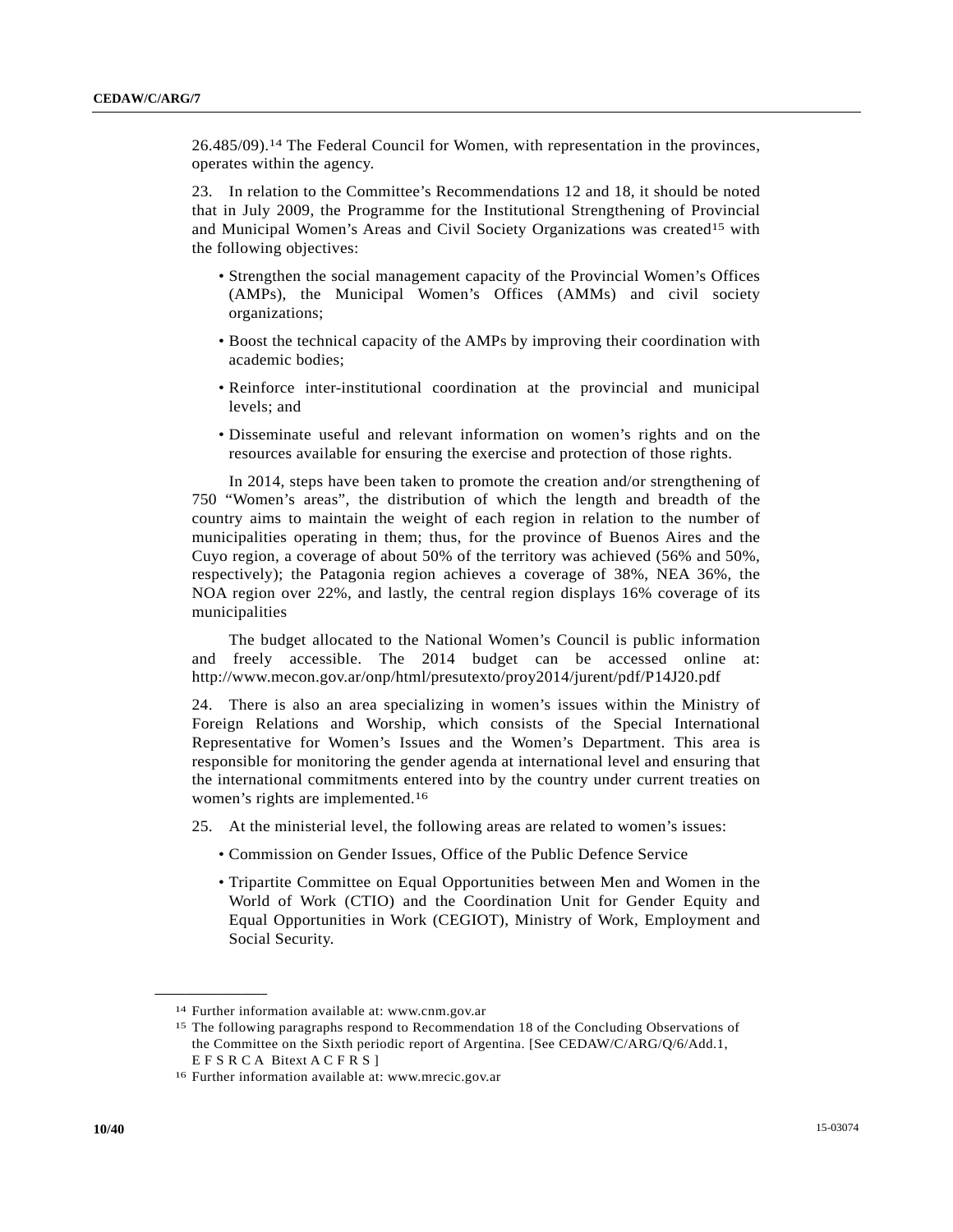26.485/09).[14] The Federal Council for Women, with representation in the provinces, operates within the agency.

23. In relation to the Committee's Recommendations 12 and 18, it should be noted that in July 2009, the Programme for the Institutional Strengthening of Provincial and Municipal Women's Areas and Civil Society Organizations was created[15] with the following objectives:

- Strengthen the social management capacity of the Provincial Women's Offices (AMPs), the Municipal Women's Offices (AMMs) and civil society organizations;
- Boost the technical capacity of the AMPs by improving their coordination with academic bodies;
- Reinforce inter-institutional coordination at the provincial and municipal levels; and
- Disseminate useful and relevant information on women's rights and on the resources available for ensuring the exercise and protection of those rights.

In 2014, steps have been taken to promote the creation and/or strengthening of 750 "Women's areas", the distribution of which the length and breadth of the country aims to maintain the weight of each region in relation to the number of municipalities operating in them; thus, for the province of Buenos Aires and the Cuyo region, a coverage of about 50% of the territory was achieved (56% and 50%, respectively); the Patagonia region achieves a coverage of 38%, NEA 36%, the NOA region over 22%, and lastly, the central region displays 16% coverage of its municipalities

The budget allocated to the National Women's Council is public information and freely accessible. The 2014 budget can be accessed online at: http://www.mecon.gov.ar/onp/html/presutexto/proy2014/jurent/pdf/P14J20.pdf

24. There is also an area specializing in women's issues within the Ministry of Foreign Relations and Worship, which consists of the Special International Representative for Women's Issues and the Women's Department. This area is responsible for monitoring the gender agenda at international level and ensuring that the international commitments entered into by the country under current treaties on women's rights are implemented.[16]

25. At the ministerial level, the following areas are related to women's issues:

- Commission on Gender Issues, Office of the Public Defence Service
- Tripartite Committee on Equal Opportunities between Men and Women in the World of Work (CTIO) and the Coordination Unit for Gender Equity and Equal Opportunities in Work (CEGIOT), Ministry of Work, Employment and Social Security.

---

[14] Further information available at: www.cnm.gov.ar

[15] The following paragraphs respond to Recommendation 18 of the Concluding Observations of the Committee on the Sixth periodic report of Argentina. [See CEDAW/C/ARG/Q/6/Add.1, E F S R C A Bitext A C F R S ]

[16] Further information available at: www.mrecic.gov.ar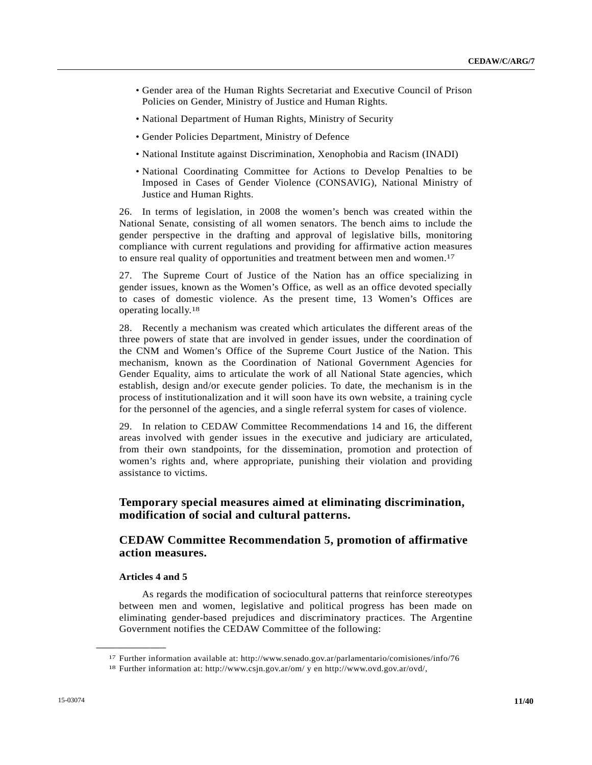- Gender area of the Human Rights Secretariat and Executive Council of Prison Policies on Gender, Ministry of Justice and Human Rights.
- National Department of Human Rights, Ministry of Security
- Gender Policies Department, Ministry of Defence
- National Institute against Discrimination, Xenophobia and Racism (INADI)
- National Coordinating Committee for Actions to Develop Penalties to be Imposed in Cases of Gender Violence (CONSAVIG), National Ministry of Justice and Human Rights.

26. In terms of legislation, in 2008 the women's bench was created within the National Senate, consisting of all women senators. The bench aims to include the gender perspective in the drafting and approval of legislative bills, monitoring compliance with current regulations and providing for affirmative action measures to ensure real quality of opportunities and treatment between men and women.[17]

27. The Supreme Court of Justice of the Nation has an office specializing in gender issues, known as the Women's Office, as well as an office devoted specially to cases of domestic violence. As the present time, 13 Women's Offices are operating locally.[18]

28. Recently a mechanism was created which articulates the different areas of the three powers of state that are involved in gender issues, under the coordination of the CNM and Women's Office of the Supreme Court Justice of the Nation. This mechanism, known as the Coordination of National Government Agencies for Gender Equality, aims to articulate the work of all National State agencies, which establish, design and/or execute gender policies. To date, the mechanism is in the process of institutionalization and it will soon have its own website, a training cycle for the personnel of the agencies, and a single referral system for cases of violence.

29. In relation to CEDAW Committee Recommendations 14 and 16, the different areas involved with gender issues in the executive and judiciary are articulated, from their own standpoints, for the dissemination, promotion and protection of women's rights and, where appropriate, punishing their violation and providing assistance to victims.

## Temporary special measures aimed at eliminating discrimination, modification of social and cultural patterns.

## CEDAW Committee Recommendation 5, promotion of affirmative action measures.

### Articles 4 and 5

As regards the modification of sociocultural patterns that reinforce stereotypes between men and women, legislative and political progress has been made on eliminating gender-based prejudices and discriminatory practices. The Argentine Government notifies the CEDAW Committee of the following:

---

[17] Further information available at: http://www.senado.gov.ar/parlamentario/comisiones/info/76

[18] Further information at: http://www.csjn.gov.ar/om/ y en http://www.ovd.gov.ar/ovd/,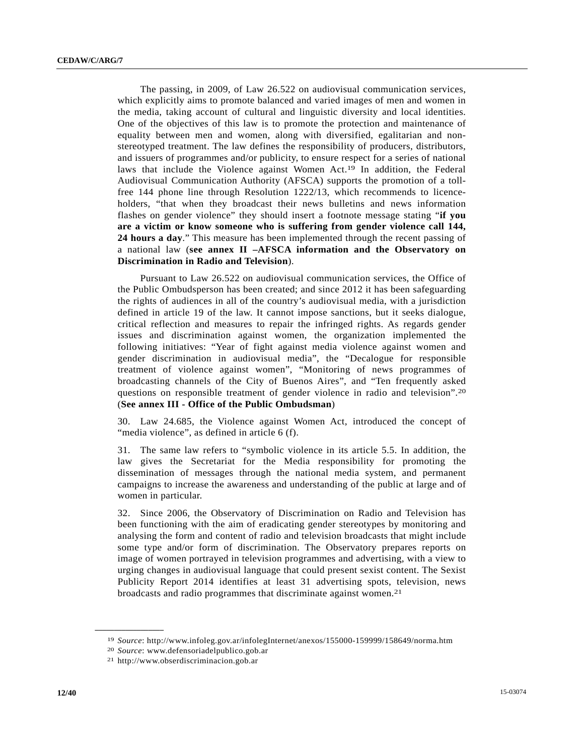The passing, in 2009, of Law 26.522 on audiovisual communication services, which explicitly aims to promote balanced and varied images of men and women in the media, taking account of cultural and linguistic diversity and local identities. One of the objectives of this law is to promote the protection and maintenance of equality between men and women, along with diversified, egalitarian and non-stereotyped treatment. The law defines the responsibility of producers, distributors, and issuers of programmes and/or publicity, to ensure respect for a series of national laws that include the Violence against Women Act.[19] In addition, the Federal Audiovisual Communication Authority (AFSCA) supports the promotion of a toll-free 144 phone line through Resolution 1222/13, which recommends to licence-holders, "that when they broadcast their news bulletins and news information flashes on gender violence" they should insert a footnote message stating "**if you are a victim or know someone who is suffering from gender violence call 144, 24 hours a day**." This measure has been implemented through the recent passing of a national law (**see annex II –AFSCA information and the Observatory on Discrimination in Radio and Television**).

Pursuant to Law 26.522 on audiovisual communication services, the Office of the Public Ombudsperson has been created; and since 2012 it has been safeguarding the rights of audiences in all of the country's audiovisual media, with a jurisdiction defined in article 19 of the law. It cannot impose sanctions, but it seeks dialogue, critical reflection and measures to repair the infringed rights. As regards gender issues and discrimination against women, the organization implemented the following initiatives: "Year of fight against media violence against women and gender discrimination in audiovisual media", the "Decalogue for responsible treatment of violence against women", "Monitoring of news programmes of broadcasting channels of the City of Buenos Aires", and "Ten frequently asked questions on responsible treatment of gender violence in radio and television".[20] (**See annex III - Office of the Public Ombudsman**)

30. Law 24.685, the Violence against Women Act, introduced the concept of "media violence", as defined in article 6 (f).

31. The same law refers to "symbolic violence in its article 5.5. In addition, the law gives the Secretariat for the Media responsibility for promoting the dissemination of messages through the national media system, and permanent campaigns to increase the awareness and understanding of the public at large and of women in particular.

32. Since 2006, the Observatory of Discrimination on Radio and Television has been functioning with the aim of eradicating gender stereotypes by monitoring and analysing the form and content of radio and television broadcasts that might include some type and/or form of discrimination. The Observatory prepares reports on image of women portrayed in television programmes and advertising, with a view to urging changes in audiovisual language that could present sexist content. The Sexist Publicity Report 2014 identifies at least 31 advertising spots, television, news broadcasts and radio programmes that discriminate against women.[21]

---

[19] *Source*: http://www.infoleg.gov.ar/infolegInternet/anexos/155000-159999/158649/norma.htm

[20] *Source*: www.defensoriadelpublico.gob.ar

[21] http://www.obserdiscriminacion.gob.ar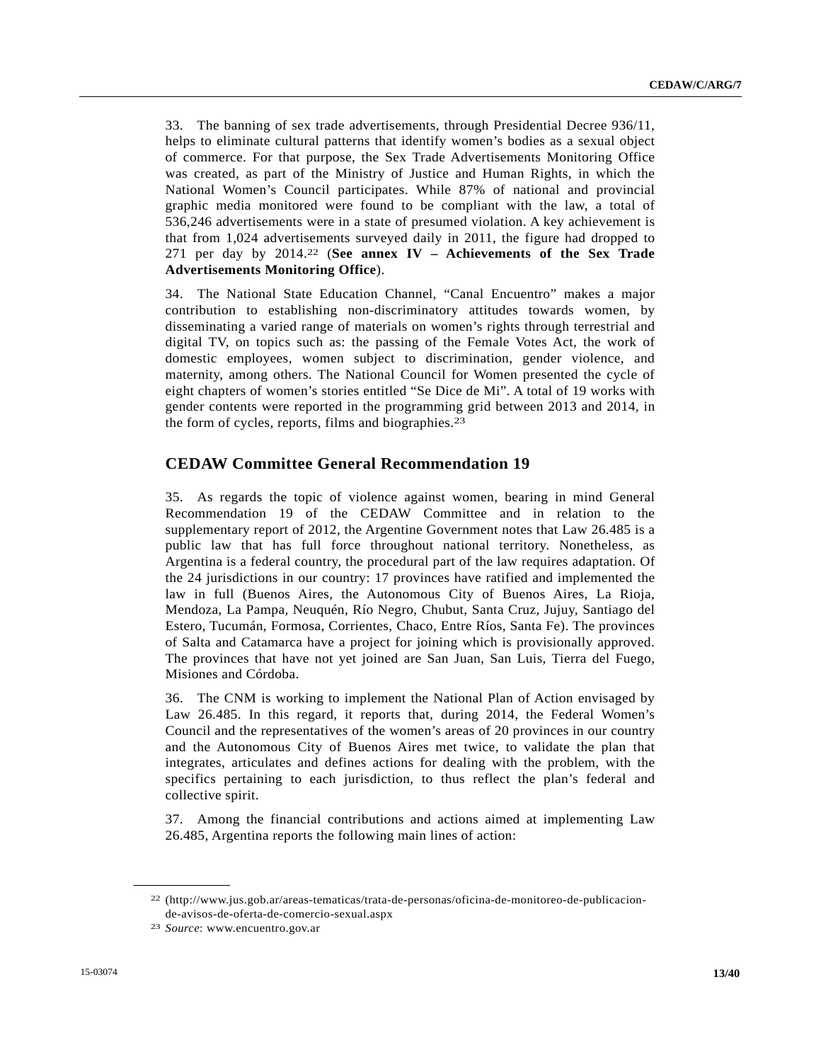33. The banning of sex trade advertisements, through Presidential Decree 936/11, helps to eliminate cultural patterns that identify women's bodies as a sexual object of commerce. For that purpose, the Sex Trade Advertisements Monitoring Office was created, as part of the Ministry of Justice and Human Rights, in which the National Women's Council participates. While 87% of national and provincial graphic media monitored were found to be compliant with the law, a total of 536,246 advertisements were in a state of presumed violation. A key achievement is that from 1,024 advertisements surveyed daily in 2011, the figure had dropped to 271 per day by 2014.[22] (**See annex IV – Achievements of the Sex Trade Advertisements Monitoring Office**).

34. The National State Education Channel, "Canal Encuentro" makes a major contribution to establishing non-discriminatory attitudes towards women, by disseminating a varied range of materials on women's rights through terrestrial and digital TV, on topics such as: the passing of the Female Votes Act, the work of domestic employees, women subject to discrimination, gender violence, and maternity, among others. The National Council for Women presented the cycle of eight chapters of women's stories entitled "Se Dice de Mi". A total of 19 works with gender contents were reported in the programming grid between 2013 and 2014, in the form of cycles, reports, films and biographies.[23]

## CEDAW Committee General Recommendation 19

35. As regards the topic of violence against women, bearing in mind General Recommendation 19 of the CEDAW Committee and in relation to the supplementary report of 2012, the Argentine Government notes that Law 26.485 is a public law that has full force throughout national territory. Nonetheless, as Argentina is a federal country, the procedural part of the law requires adaptation. Of the 24 jurisdictions in our country: 17 provinces have ratified and implemented the law in full (Buenos Aires, the Autonomous City of Buenos Aires, La Rioja, Mendoza, La Pampa, Neuquén, Río Negro, Chubut, Santa Cruz, Jujuy, Santiago del Estero, Tucumán, Formosa, Corrientes, Chaco, Entre Ríos, Santa Fe). The provinces of Salta and Catamarca have a project for joining which is provisionally approved. The provinces that have not yet joined are San Juan, San Luis, Tierra del Fuego, Misiones and Córdoba.

36. The CNM is working to implement the National Plan of Action envisaged by Law 26.485. In this regard, it reports that, during 2014, the Federal Women's Council and the representatives of the women's areas of 20 provinces in our country and the Autonomous City of Buenos Aires met twice, to validate the plan that integrates, articulates and defines actions for dealing with the problem, with the specifics pertaining to each jurisdiction, to thus reflect the plan's federal and collective spirit.

37. Among the financial contributions and actions aimed at implementing Law 26.485, Argentina reports the following main lines of action:

---

[22] (http://www.jus.gob.ar/areas-tematicas/trata-de-personas/oficina-de-monitoreo-de-publicacion-de-avisos-de-oferta-de-comercio-sexual.aspx

[23] *Source*: www.encuentro.gov.ar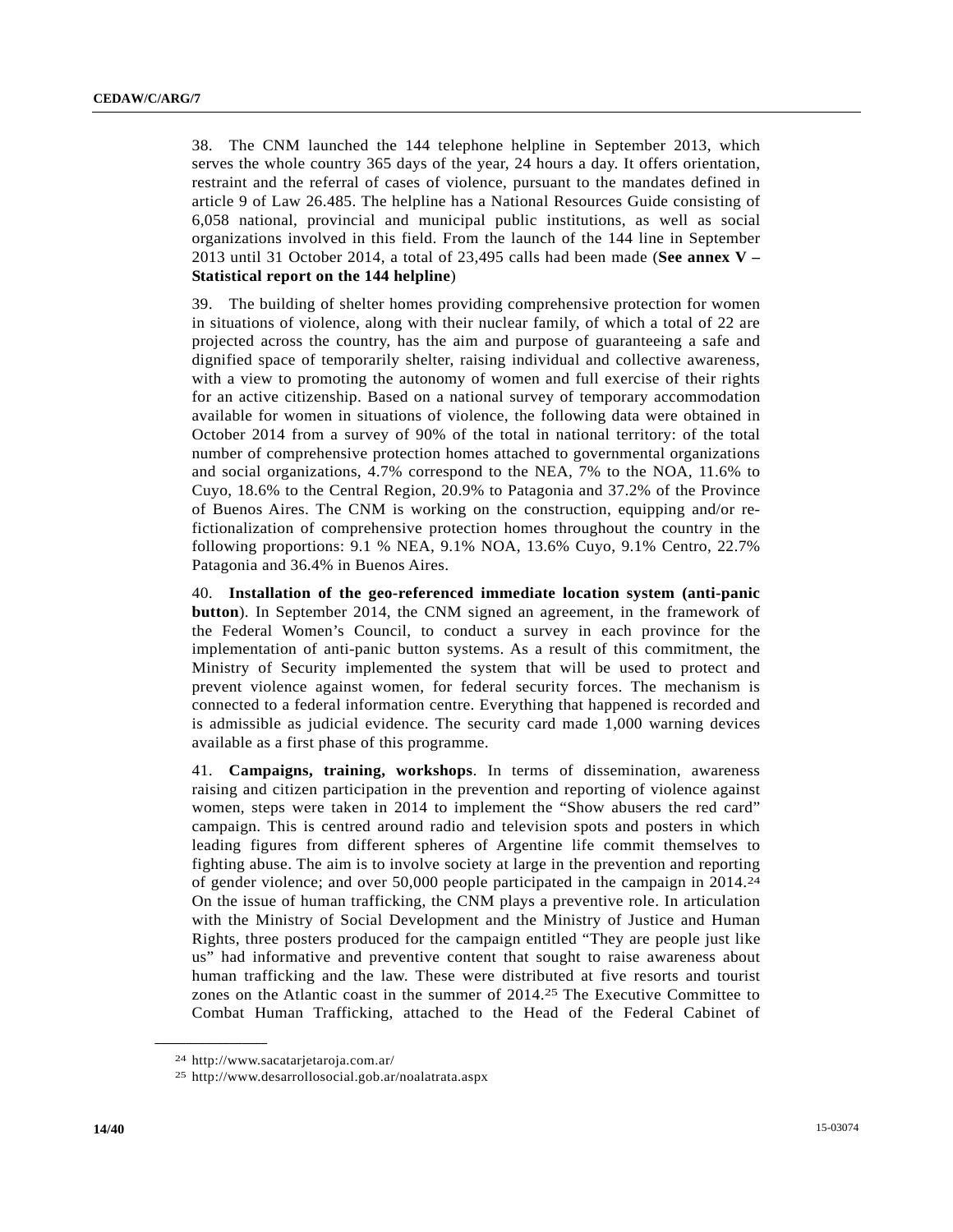38. The CNM launched the 144 telephone helpline in September 2013, which serves the whole country 365 days of the year, 24 hours a day. It offers orientation, restraint and the referral of cases of violence, pursuant to the mandates defined in article 9 of Law 26.485. The helpline has a National Resources Guide consisting of 6,058 national, provincial and municipal public institutions, as well as social organizations involved in this field. From the launch of the 144 line in September 2013 until 31 October 2014, a total of 23,495 calls had been made (**See annex V – Statistical report on the 144 helpline**)

39. The building of shelter homes providing comprehensive protection for women in situations of violence, along with their nuclear family, of which a total of 22 are projected across the country, has the aim and purpose of guaranteeing a safe and dignified space of temporarily shelter, raising individual and collective awareness, with a view to promoting the autonomy of women and full exercise of their rights for an active citizenship. Based on a national survey of temporary accommodation available for women in situations of violence, the following data were obtained in October 2014 from a survey of 90% of the total in national territory: of the total number of comprehensive protection homes attached to governmental organizations and social organizations, 4.7% correspond to the NEA, 7% to the NOA, 11.6% to Cuyo, 18.6% to the Central Region, 20.9% to Patagonia and 37.2% of the Province of Buenos Aires. The CNM is working on the construction, equipping and/or re-fictionalization of comprehensive protection homes throughout the country in the following proportions: 9.1 % NEA, 9.1% NOA, 13.6% Cuyo, 9.1% Centro, 22.7% Patagonia and 36.4% in Buenos Aires.

40. **Installation of the geo-referenced immediate location system (anti-panic button**). In September 2014, the CNM signed an agreement, in the framework of the Federal Women's Council, to conduct a survey in each province for the implementation of anti-panic button systems. As a result of this commitment, the Ministry of Security implemented the system that will be used to protect and prevent violence against women, for federal security forces. The mechanism is connected to a federal information centre. Everything that happened is recorded and is admissible as judicial evidence. The security card made 1,000 warning devices available as a first phase of this programme.

41. **Campaigns, training, workshops**. In terms of dissemination, awareness raising and citizen participation in the prevention and reporting of violence against women, steps were taken in 2014 to implement the "Show abusers the red card" campaign. This is centred around radio and television spots and posters in which leading figures from different spheres of Argentine life commit themselves to fighting abuse. The aim is to involve society at large in the prevention and reporting of gender violence; and over 50,000 people participated in the campaign in 2014.[24] On the issue of human trafficking, the CNM plays a preventive role. In articulation with the Ministry of Social Development and the Ministry of Justice and Human Rights, three posters produced for the campaign entitled "They are people just like us" had informative and preventive content that sought to raise awareness about human trafficking and the law. These were distributed at five resorts and tourist zones on the Atlantic coast in the summer of 2014.[25] The Executive Committee to Combat Human Trafficking, attached to the Head of the Federal Cabinet of

---

[24] http://www.sacatarjetaroja.com.ar/

[25] http://www.desarrollosocial.gob.ar/noalatrata.aspx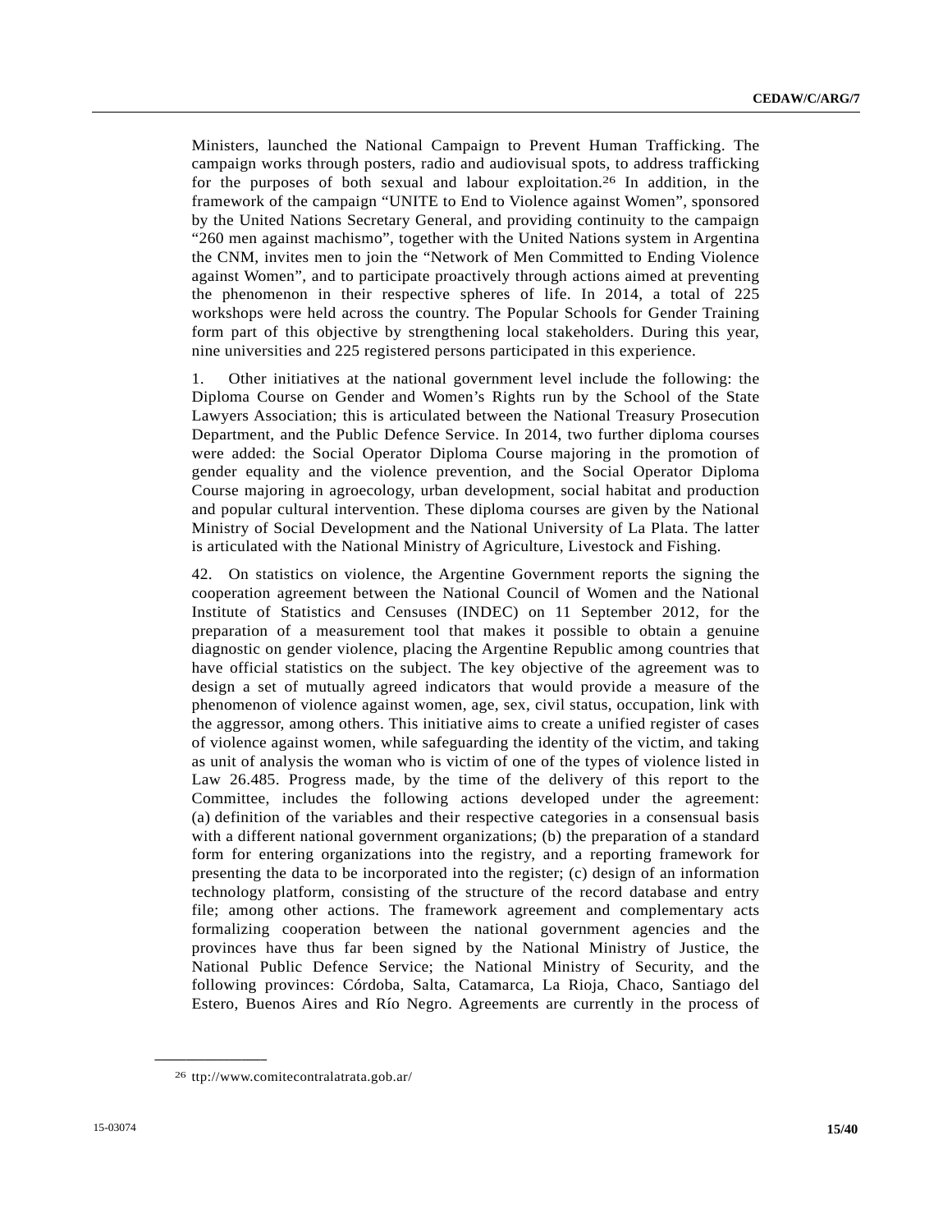Ministers, launched the National Campaign to Prevent Human Trafficking. The campaign works through posters, radio and audiovisual spots, to address trafficking for the purposes of both sexual and labour exploitation.[26] In addition, in the framework of the campaign "UNITE to End to Violence against Women", sponsored by the United Nations Secretary General, and providing continuity to the campaign "260 men against machismo", together with the United Nations system in Argentina the CNM, invites men to join the "Network of Men Committed to Ending Violence against Women", and to participate proactively through actions aimed at preventing the phenomenon in their respective spheres of life. In 2014, a total of 225 workshops were held across the country. The Popular Schools for Gender Training form part of this objective by strengthening local stakeholders. During this year, nine universities and 225 registered persons participated in this experience.

1. Other initiatives at the national government level include the following: the Diploma Course on Gender and Women's Rights run by the School of the State Lawyers Association; this is articulated between the National Treasury Prosecution Department, and the Public Defence Service. In 2014, two further diploma courses were added: the Social Operator Diploma Course majoring in the promotion of gender equality and the violence prevention, and the Social Operator Diploma Course majoring in agroecology, urban development, social habitat and production and popular cultural intervention. These diploma courses are given by the National Ministry of Social Development and the National University of La Plata. The latter is articulated with the National Ministry of Agriculture, Livestock and Fishing.

42. On statistics on violence, the Argentine Government reports the signing the cooperation agreement between the National Council of Women and the National Institute of Statistics and Censuses (INDEC) on 11 September 2012, for the preparation of a measurement tool that makes it possible to obtain a genuine diagnostic on gender violence, placing the Argentine Republic among countries that have official statistics on the subject. The key objective of the agreement was to design a set of mutually agreed indicators that would provide a measure of the phenomenon of violence against women, age, sex, civil status, occupation, link with the aggressor, among others. This initiative aims to create a unified register of cases of violence against women, while safeguarding the identity of the victim, and taking as unit of analysis the woman who is victim of one of the types of violence listed in Law 26.485. Progress made, by the time of the delivery of this report to the Committee, includes the following actions developed under the agreement: (a) definition of the variables and their respective categories in a consensual basis with a different national government organizations; (b) the preparation of a standard form for entering organizations into the registry, and a reporting framework for presenting the data to be incorporated into the register; (c) design of an information technology platform, consisting of the structure of the record database and entry file; among other actions. The framework agreement and complementary acts formalizing cooperation between the national government agencies and the provinces have thus far been signed by the National Ministry of Justice, the National Public Defence Service; the National Ministry of Security, and the following provinces: Córdoba, Salta, Catamarca, La Rioja, Chaco, Santiago del Estero, Buenos Aires and Río Negro. Agreements are currently in the process of

---

[26] ttp://www.comitecontralatrata.gob.ar/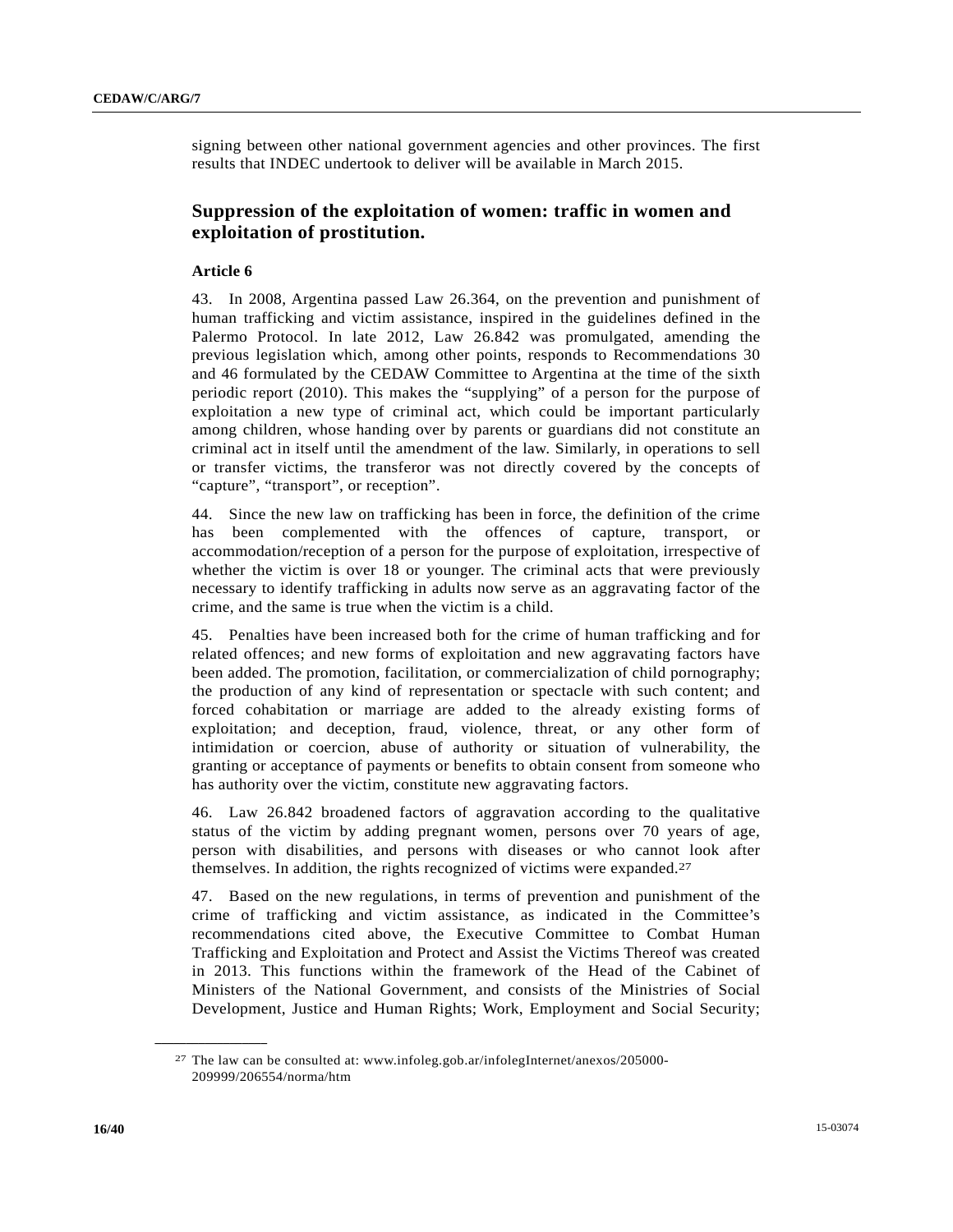signing between other national government agencies and other provinces. The first results that INDEC undertook to deliver will be available in March 2015.

## Suppression of the exploitation of women: traffic in women and exploitation of prostitution.

### Article 6

43. In 2008, Argentina passed Law 26.364, on the prevention and punishment of human trafficking and victim assistance, inspired in the guidelines defined in the Palermo Protocol. In late 2012, Law 26.842 was promulgated, amending the previous legislation which, among other points, responds to Recommendations 30 and 46 formulated by the CEDAW Committee to Argentina at the time of the sixth periodic report (2010). This makes the "supplying" of a person for the purpose of exploitation a new type of criminal act, which could be important particularly among children, whose handing over by parents or guardians did not constitute an criminal act in itself until the amendment of the law. Similarly, in operations to sell or transfer victims, the transferor was not directly covered by the concepts of "capture", "transport", or reception".

44. Since the new law on trafficking has been in force, the definition of the crime has been complemented with the offences of capture, transport, or accommodation/reception of a person for the purpose of exploitation, irrespective of whether the victim is over 18 or younger. The criminal acts that were previously necessary to identify trafficking in adults now serve as an aggravating factor of the crime, and the same is true when the victim is a child.

45. Penalties have been increased both for the crime of human trafficking and for related offences; and new forms of exploitation and new aggravating factors have been added. The promotion, facilitation, or commercialization of child pornography; the production of any kind of representation or spectacle with such content; and forced cohabitation or marriage are added to the already existing forms of exploitation; and deception, fraud, violence, threat, or any other form of intimidation or coercion, abuse of authority or situation of vulnerability, the granting or acceptance of payments or benefits to obtain consent from someone who has authority over the victim, constitute new aggravating factors.

46. Law 26.842 broadened factors of aggravation according to the qualitative status of the victim by adding pregnant women, persons over 70 years of age, person with disabilities, and persons with diseases or who cannot look after themselves. In addition, the rights recognized of victims were expanded.[27]

47. Based on the new regulations, in terms of prevention and punishment of the crime of trafficking and victim assistance, as indicated in the Committee's recommendations cited above, the Executive Committee to Combat Human Trafficking and Exploitation and Protect and Assist the Victims Thereof was created in 2013. This functions within the framework of the Head of the Cabinet of Ministers of the National Government, and consists of the Ministries of Social Development, Justice and Human Rights; Work, Employment and Social Security;

---

[27] The law can be consulted at: www.infoleg.gob.ar/infolegInternet/anexos/205000-209999/206554/norma/htm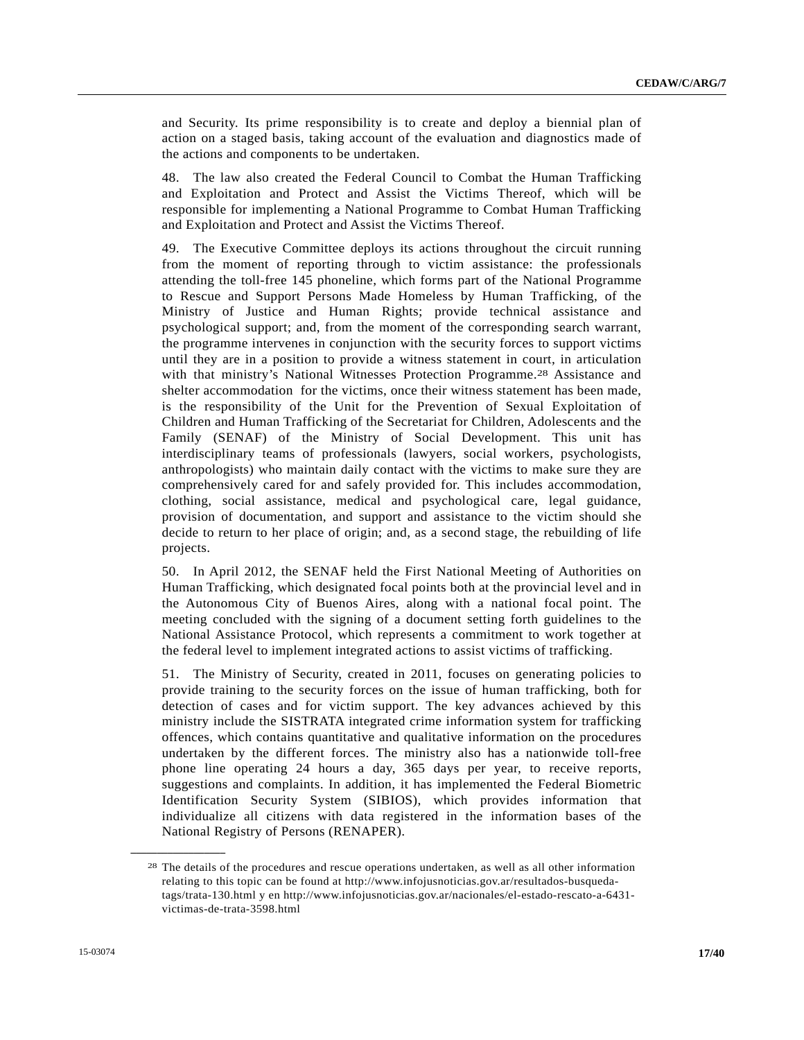and Security. Its prime responsibility is to create and deploy a biennial plan of action on a staged basis, taking account of the evaluation and diagnostics made of the actions and components to be undertaken.

48. The law also created the Federal Council to Combat the Human Trafficking and Exploitation and Protect and Assist the Victims Thereof, which will be responsible for implementing a National Programme to Combat Human Trafficking and Exploitation and Protect and Assist the Victims Thereof.

49. The Executive Committee deploys its actions throughout the circuit running from the moment of reporting through to victim assistance: the professionals attending the toll-free 145 phoneline, which forms part of the National Programme to Rescue and Support Persons Made Homeless by Human Trafficking, of the Ministry of Justice and Human Rights; provide technical assistance and psychological support; and, from the moment of the corresponding search warrant, the programme intervenes in conjunction with the security forces to support victims until they are in a position to provide a witness statement in court, in articulation with that ministry's National Witnesses Protection Programme.[28] Assistance and shelter accommodation for the victims, once their witness statement has been made, is the responsibility of the Unit for the Prevention of Sexual Exploitation of Children and Human Trafficking of the Secretariat for Children, Adolescents and the Family (SENAF) of the Ministry of Social Development. This unit has interdisciplinary teams of professionals (lawyers, social workers, psychologists, anthropologists) who maintain daily contact with the victims to make sure they are comprehensively cared for and safely provided for. This includes accommodation, clothing, social assistance, medical and psychological care, legal guidance, provision of documentation, and support and assistance to the victim should she decide to return to her place of origin; and, as a second stage, the rebuilding of life projects.

50. In April 2012, the SENAF held the First National Meeting of Authorities on Human Trafficking, which designated focal points both at the provincial level and in the Autonomous City of Buenos Aires, along with a national focal point. The meeting concluded with the signing of a document setting forth guidelines to the National Assistance Protocol, which represents a commitment to work together at the federal level to implement integrated actions to assist victims of trafficking.

51. The Ministry of Security, created in 2011, focuses on generating policies to provide training to the security forces on the issue of human trafficking, both for detection of cases and for victim support. The key advances achieved by this ministry include the SISTRATA integrated crime information system for trafficking offences, which contains quantitative and qualitative information on the procedures undertaken by the different forces. The ministry also has a nationwide toll-free phone line operating 24 hours a day, 365 days per year, to receive reports, suggestions and complaints. In addition, it has implemented the Federal Biometric Identification Security System (SIBIOS), which provides information that individualize all citizens with data registered in the information bases of the National Registry of Persons (RENAPER).

---

[28] The details of the procedures and rescue operations undertaken, as well as all other information relating to this topic can be found at http://www.infojusnoticias.gov.ar/resultados-busqueda-tags/trata-130.html y en http://www.infojusnoticias.gov.ar/nacionales/el-estado-rescato-a-6431-victimas-de-trata-3598.html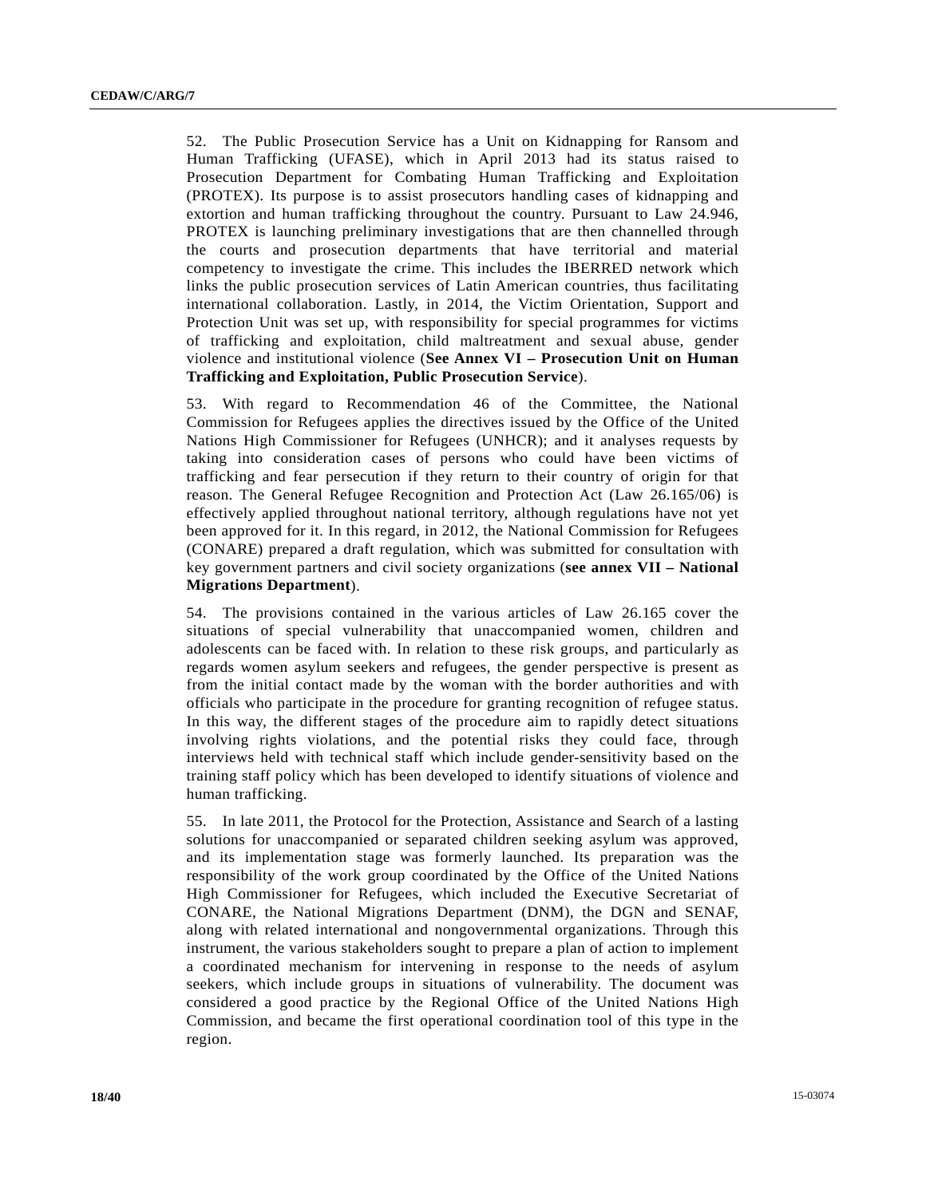52. The Public Prosecution Service has a Unit on Kidnapping for Ransom and Human Trafficking (UFASE), which in April 2013 had its status raised to Prosecution Department for Combating Human Trafficking and Exploitation (PROTEX). Its purpose is to assist prosecutors handling cases of kidnapping and extortion and human trafficking throughout the country. Pursuant to Law 24.946, PROTEX is launching preliminary investigations that are then channelled through the courts and prosecution departments that have territorial and material competency to investigate the crime. This includes the IBERRED network which links the public prosecution services of Latin American countries, thus facilitating international collaboration. Lastly, in 2014, the Victim Orientation, Support and Protection Unit was set up, with responsibility for special programmes for victims of trafficking and exploitation, child maltreatment and sexual abuse, gender violence and institutional violence (**See Annex VI – Prosecution Unit on Human Trafficking and Exploitation, Public Prosecution Service**).

53. With regard to Recommendation 46 of the Committee, the National Commission for Refugees applies the directives issued by the Office of the United Nations High Commissioner for Refugees (UNHCR); and it analyses requests by taking into consideration cases of persons who could have been victims of trafficking and fear persecution if they return to their country of origin for that reason. The General Refugee Recognition and Protection Act (Law 26.165/06) is effectively applied throughout national territory, although regulations have not yet been approved for it. In this regard, in 2012, the National Commission for Refugees (CONARE) prepared a draft regulation, which was submitted for consultation with key government partners and civil society organizations (**see annex VII – National Migrations Department**).

54. The provisions contained in the various articles of Law 26.165 cover the situations of special vulnerability that unaccompanied women, children and adolescents can be faced with. In relation to these risk groups, and particularly as regards women asylum seekers and refugees, the gender perspective is present as from the initial contact made by the woman with the border authorities and with officials who participate in the procedure for granting recognition of refugee status. In this way, the different stages of the procedure aim to rapidly detect situations involving rights violations, and the potential risks they could face, through interviews held with technical staff which include gender-sensitivity based on the training staff policy which has been developed to identify situations of violence and human trafficking.

55. In late 2011, the Protocol for the Protection, Assistance and Search of a lasting solutions for unaccompanied or separated children seeking asylum was approved, and its implementation stage was formerly launched. Its preparation was the responsibility of the work group coordinated by the Office of the United Nations High Commissioner for Refugees, which included the Executive Secretariat of CONARE, the National Migrations Department (DNM), the DGN and SENAF, along with related international and nongovernmental organizations. Through this instrument, the various stakeholders sought to prepare a plan of action to implement a coordinated mechanism for intervening in response to the needs of asylum seekers, which include groups in situations of vulnerability. The document was considered a good practice by the Regional Office of the United Nations High Commission, and became the first operational coordination tool of this type in the region.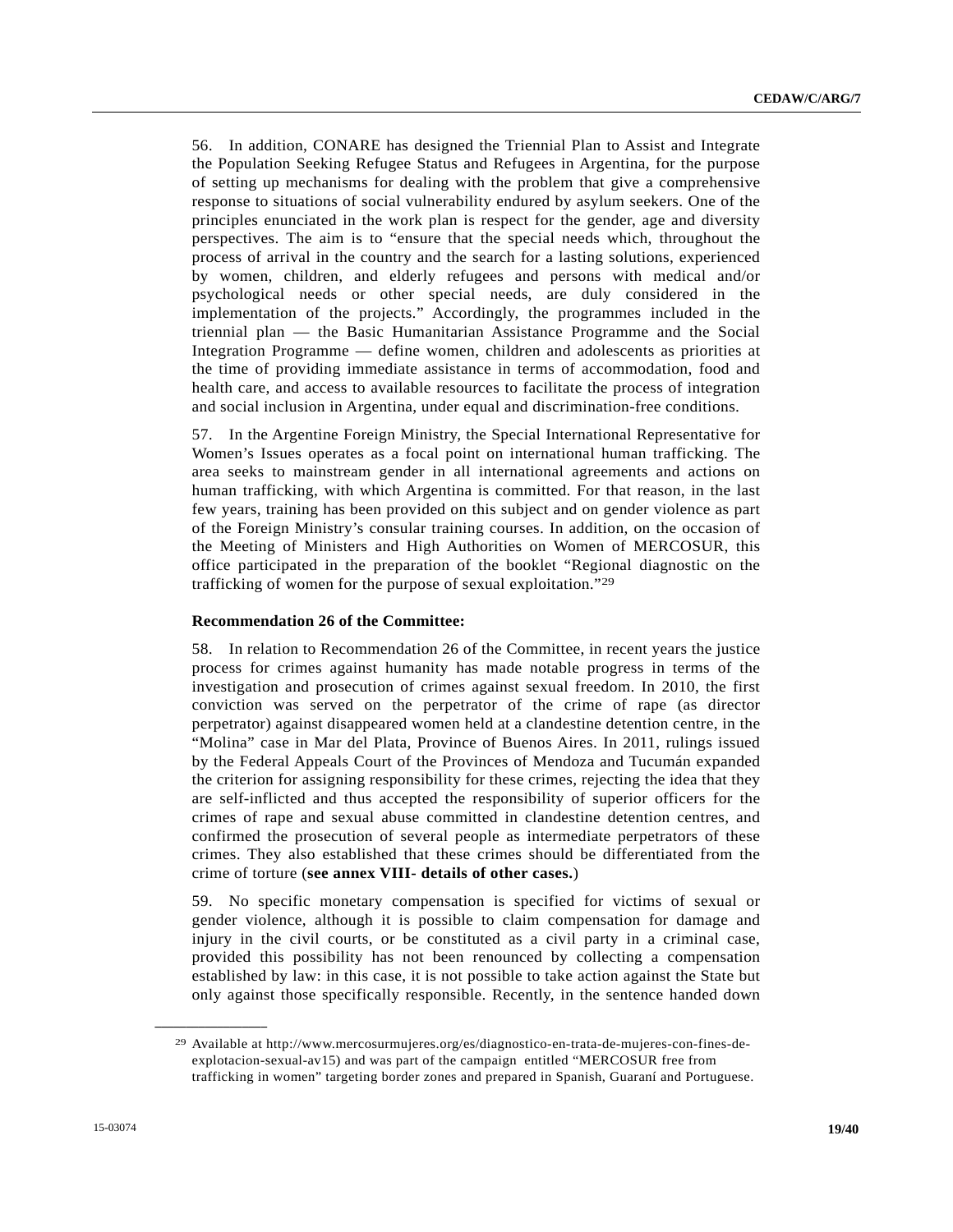56. In addition, CONARE has designed the Triennial Plan to Assist and Integrate the Population Seeking Refugee Status and Refugees in Argentina, for the purpose of setting up mechanisms for dealing with the problem that give a comprehensive response to situations of social vulnerability endured by asylum seekers. One of the principles enunciated in the work plan is respect for the gender, age and diversity perspectives. The aim is to "ensure that the special needs which, throughout the process of arrival in the country and the search for a lasting solutions, experienced by women, children, and elderly refugees and persons with medical and/or psychological needs or other special needs, are duly considered in the implementation of the projects." Accordingly, the programmes included in the triennial plan — the Basic Humanitarian Assistance Programme and the Social Integration Programme — define women, children and adolescents as priorities at the time of providing immediate assistance in terms of accommodation, food and health care, and access to available resources to facilitate the process of integration and social inclusion in Argentina, under equal and discrimination-free conditions.

57. In the Argentine Foreign Ministry, the Special International Representative for Women's Issues operates as a focal point on international human trafficking. The area seeks to mainstream gender in all international agreements and actions on human trafficking, with which Argentina is committed. For that reason, in the last few years, training has been provided on this subject and on gender violence as part of the Foreign Ministry's consular training courses. In addition, on the occasion of the Meeting of Ministers and High Authorities on Women of MERCOSUR, this office participated in the preparation of the booklet "Regional diagnostic on the trafficking of women for the purpose of sexual exploitation."[29]

**Recommendation 26 of the Committee:**

58. In relation to Recommendation 26 of the Committee, in recent years the justice process for crimes against humanity has made notable progress in terms of the investigation and prosecution of crimes against sexual freedom. In 2010, the first conviction was served on the perpetrator of the crime of rape (as director perpetrator) against disappeared women held at a clandestine detention centre, in the "Molina" case in Mar del Plata, Province of Buenos Aires. In 2011, rulings issued by the Federal Appeals Court of the Provinces of Mendoza and Tucumán expanded the criterion for assigning responsibility for these crimes, rejecting the idea that they are self-inflicted and thus accepted the responsibility of superior officers for the crimes of rape and sexual abuse committed in clandestine detention centres, and confirmed the prosecution of several people as intermediate perpetrators of these crimes. They also established that these crimes should be differentiated from the crime of torture (**see annex VIII- details of other cases.**)

59. No specific monetary compensation is specified for victims of sexual or gender violence, although it is possible to claim compensation for damage and injury in the civil courts, or be constituted as a civil party in a criminal case, provided this possibility has not been renounced by collecting a compensation established by law: in this case, it is not possible to take action against the State but only against those specifically responsible. Recently, in the sentence handed down

---

[29] Available at http://www.mercosurmujeres.org/es/diagnostico-en-trata-de-mujeres-con-fines-de-explotacion-sexual-av15) and was part of the campaign entitled "MERCOSUR free from trafficking in women" targeting border zones and prepared in Spanish, Guaraní and Portuguese.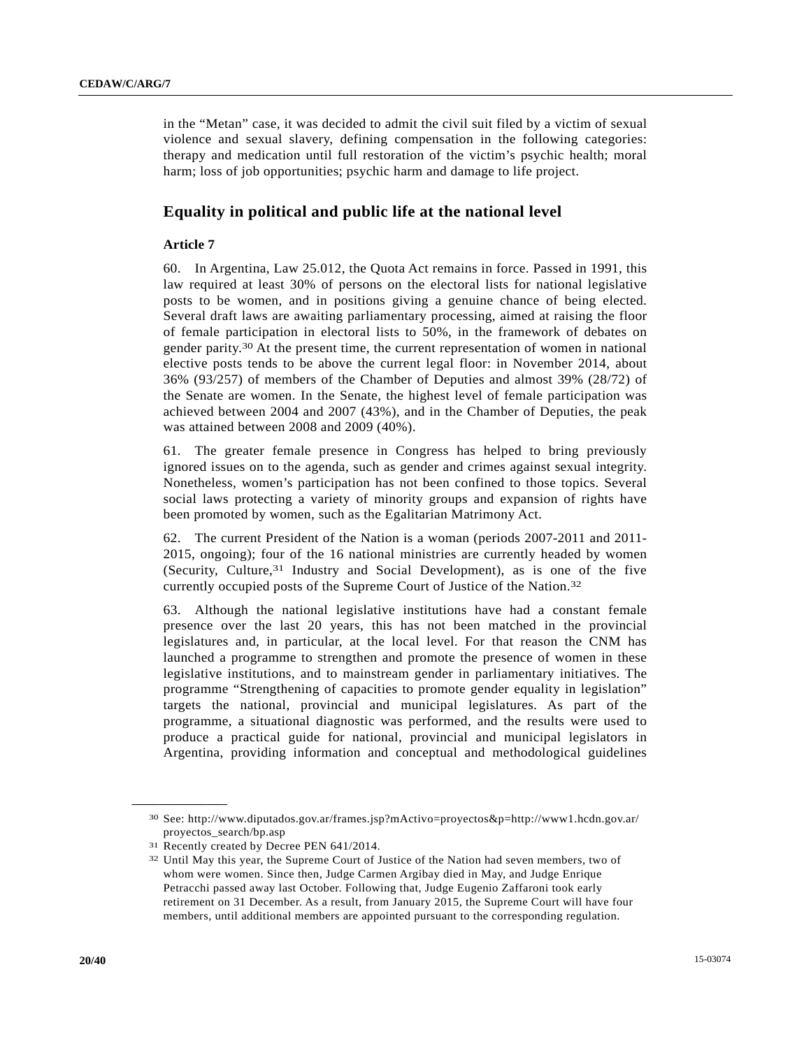in the "Metan" case, it was decided to admit the civil suit filed by a victim of sexual violence and sexual slavery, defining compensation in the following categories: therapy and medication until full restoration of the victim's psychic health; moral harm; loss of job opportunities; psychic harm and damage to life project.

## Equality in political and public life at the national level

### Article 7

60. In Argentina, Law 25.012, the Quota Act remains in force. Passed in 1991, this law required at least 30% of persons on the electoral lists for national legislative posts to be women, and in positions giving a genuine chance of being elected. Several draft laws are awaiting parliamentary processing, aimed at raising the floor of female participation in electoral lists to 50%, in the framework of debates on gender parity.[30] At the present time, the current representation of women in national elective posts tends to be above the current legal floor: in November 2014, about 36% (93/257) of members of the Chamber of Deputies and almost 39% (28/72) of the Senate are women. In the Senate, the highest level of female participation was achieved between 2004 and 2007 (43%), and in the Chamber of Deputies, the peak was attained between 2008 and 2009 (40%).

61. The greater female presence in Congress has helped to bring previously ignored issues on to the agenda, such as gender and crimes against sexual integrity. Nonetheless, women's participation has not been confined to those topics. Several social laws protecting a variety of minority groups and expansion of rights have been promoted by women, such as the Egalitarian Matrimony Act.

62. The current President of the Nation is a woman (periods 2007-2011 and 2011-2015, ongoing); four of the 16 national ministries are currently headed by women (Security, Culture,[31] Industry and Social Development), as is one of the five currently occupied posts of the Supreme Court of Justice of the Nation.[32]

63. Although the national legislative institutions have had a constant female presence over the last 20 years, this has not been matched in the provincial legislatures and, in particular, at the local level. For that reason the CNM has launched a programme to strengthen and promote the presence of women in these legislative institutions, and to mainstream gender in parliamentary initiatives. The programme "Strengthening of capacities to promote gender equality in legislation" targets the national, provincial and municipal legislatures. As part of the programme, a situational diagnostic was performed, and the results were used to produce a practical guide for national, provincial and municipal legislators in Argentina, providing information and conceptual and methodological guidelines

---

[30] See: http://www.diputados.gov.ar/frames.jsp?mActivo=proyectos&p=http://www1.hcdn.gov.ar/proyectos_search/bp.asp

[31] Recently created by Decree PEN 641/2014.

[32] Until May this year, the Supreme Court of Justice of the Nation had seven members, two of whom were women. Since then, Judge Carmen Argibay died in May, and Judge Enrique Petracchi passed away last October. Following that, Judge Eugenio Zaffaroni took early retirement on 31 December. As a result, from January 2015, the Supreme Court will have four members, until additional members are appointed pursuant to the corresponding regulation.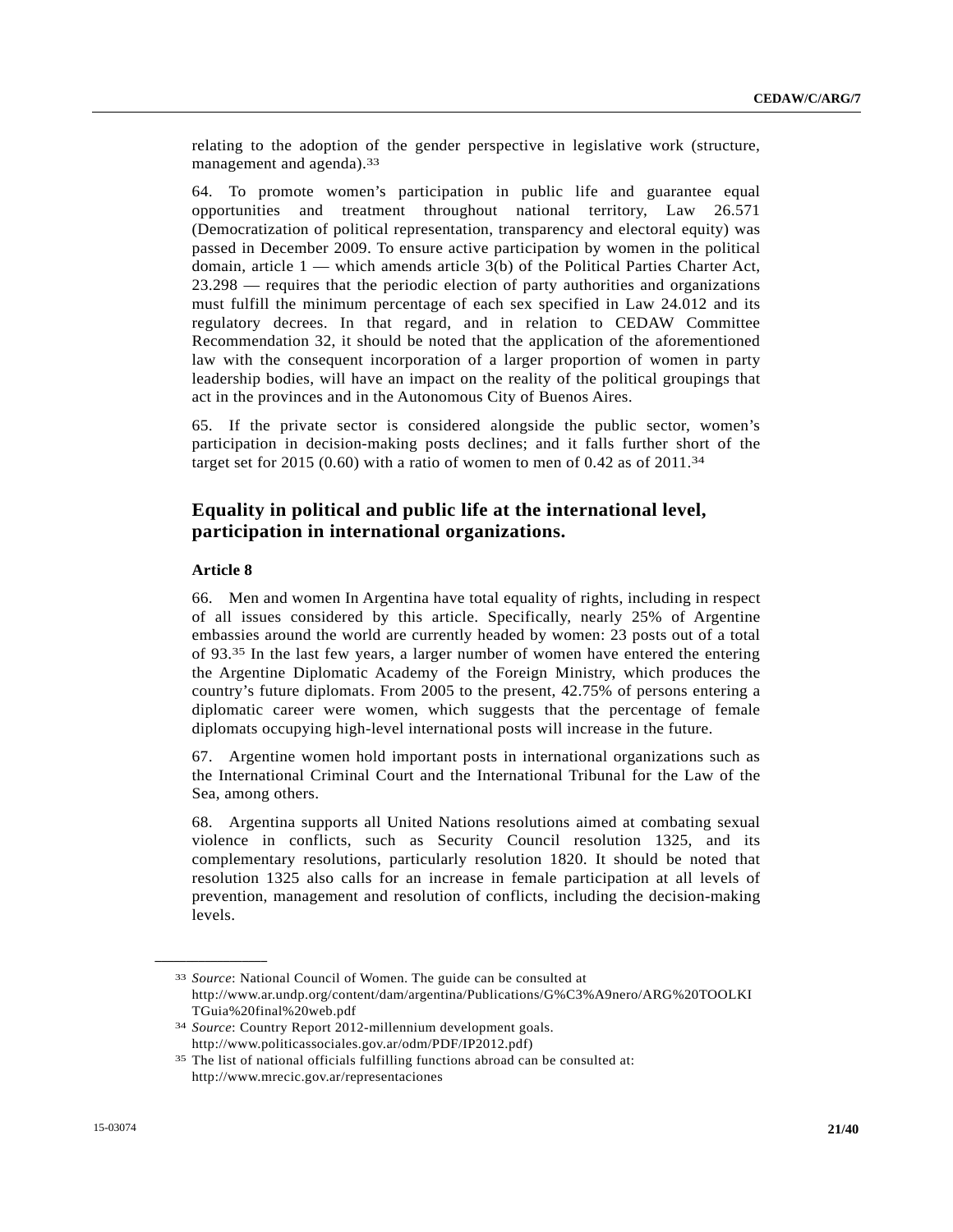relating to the adoption of the gender perspective in legislative work (structure, management and agenda).[33]

64. To promote women's participation in public life and guarantee equal opportunities and treatment throughout national territory, Law 26.571 (Democratization of political representation, transparency and electoral equity) was passed in December 2009. To ensure active participation by women in the political domain, article 1 — which amends article 3(b) of the Political Parties Charter Act, 23.298 — requires that the periodic election of party authorities and organizations must fulfill the minimum percentage of each sex specified in Law 24.012 and its regulatory decrees. In that regard, and in relation to CEDAW Committee Recommendation 32, it should be noted that the application of the aforementioned law with the consequent incorporation of a larger proportion of women in party leadership bodies, will have an impact on the reality of the political groupings that act in the provinces and in the Autonomous City of Buenos Aires.

65. If the private sector is considered alongside the public sector, women's participation in decision-making posts declines; and it falls further short of the target set for 2015 (0.60) with a ratio of women to men of 0.42 as of 2011.[34]

## Equality in political and public life at the international level, participation in international organizations.

### Article 8

66. Men and women In Argentina have total equality of rights, including in respect of all issues considered by this article. Specifically, nearly 25% of Argentine embassies around the world are currently headed by women: 23 posts out of a total of 93.[35] In the last few years, a larger number of women have entered the entering the Argentine Diplomatic Academy of the Foreign Ministry, which produces the country's future diplomats. From 2005 to the present, 42.75% of persons entering a diplomatic career were women, which suggests that the percentage of female diplomats occupying high-level international posts will increase in the future.

67. Argentine women hold important posts in international organizations such as the International Criminal Court and the International Tribunal for the Law of the Sea, among others.

68. Argentina supports all United Nations resolutions aimed at combating sexual violence in conflicts, such as Security Council resolution 1325, and its complementary resolutions, particularly resolution 1820. It should be noted that resolution 1325 also calls for an increase in female participation at all levels of prevention, management and resolution of conflicts, including the decision-making levels.

---

[33] *Source*: National Council of Women. The guide can be consulted at http://www.ar.undp.org/content/dam/argentina/Publications/G%C3%A9nero/ARG%20TOOLKITGuia%20final%20web.pdf

[34] *Source*: Country Report 2012-millennium development goals. http://www.politicassociales.gov.ar/odm/PDF/IP2012.pdf)

[35] The list of national officials fulfilling functions abroad can be consulted at: http://www.mrecic.gov.ar/representaciones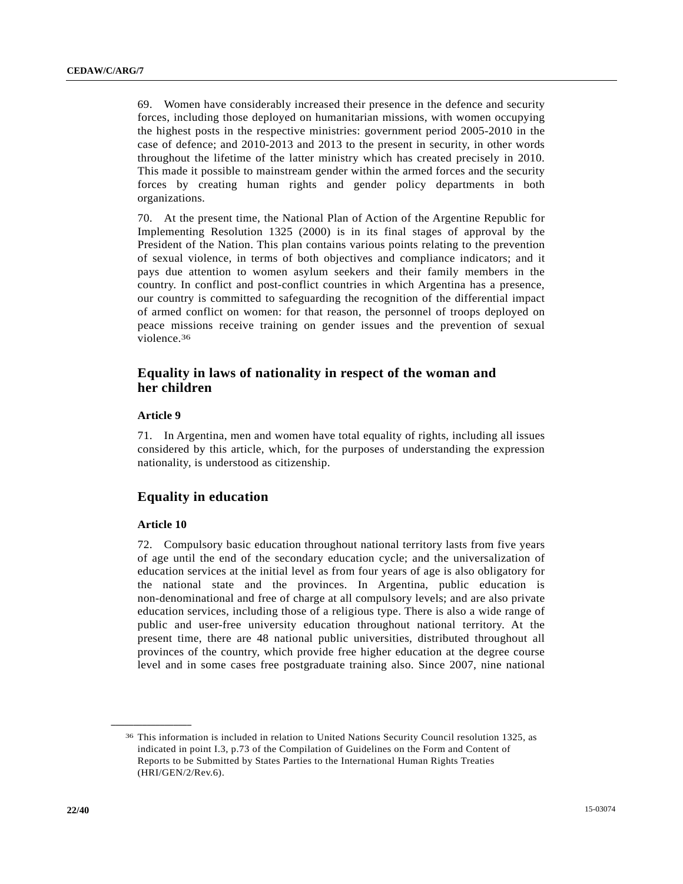69. Women have considerably increased their presence in the defence and security forces, including those deployed on humanitarian missions, with women occupying the highest posts in the respective ministries: government period 2005-2010 in the case of defence; and 2010-2013 and 2013 to the present in security, in other words throughout the lifetime of the latter ministry which has created precisely in 2010. This made it possible to mainstream gender within the armed forces and the security forces by creating human rights and gender policy departments in both organizations.

70. At the present time, the National Plan of Action of the Argentine Republic for Implementing Resolution 1325 (2000) is in its final stages of approval by the President of the Nation. This plan contains various points relating to the prevention of sexual violence, in terms of both objectives and compliance indicators; and it pays due attention to women asylum seekers and their family members in the country. In conflict and post-conflict countries in which Argentina has a presence, our country is committed to safeguarding the recognition of the differential impact of armed conflict on women: for that reason, the personnel of troops deployed on peace missions receive training on gender issues and the prevention of sexual violence.[36]

## Equality in laws of nationality in respect of the woman and her children

### Article 9

71. In Argentina, men and women have total equality of rights, including all issues considered by this article, which, for the purposes of understanding the expression nationality, is understood as citizenship.

## Equality in education

### Article 10

72. Compulsory basic education throughout national territory lasts from five years of age until the end of the secondary education cycle; and the universalization of education services at the initial level as from four years of age is also obligatory for the national state and the provinces. In Argentina, public education is non-denominational and free of charge at all compulsory levels; and are also private education services, including those of a religious type. There is also a wide range of public and user-free university education throughout national territory. At the present time, there are 48 national public universities, distributed throughout all provinces of the country, which provide free higher education at the degree course level and in some cases free postgraduate training also. Since 2007, nine national

---

[36] This information is included in relation to United Nations Security Council resolution 1325, as indicated in point I.3, p.73 of the Compilation of Guidelines on the Form and Content of Reports to be Submitted by States Parties to the International Human Rights Treaties (HRI/GEN/2/Rev.6).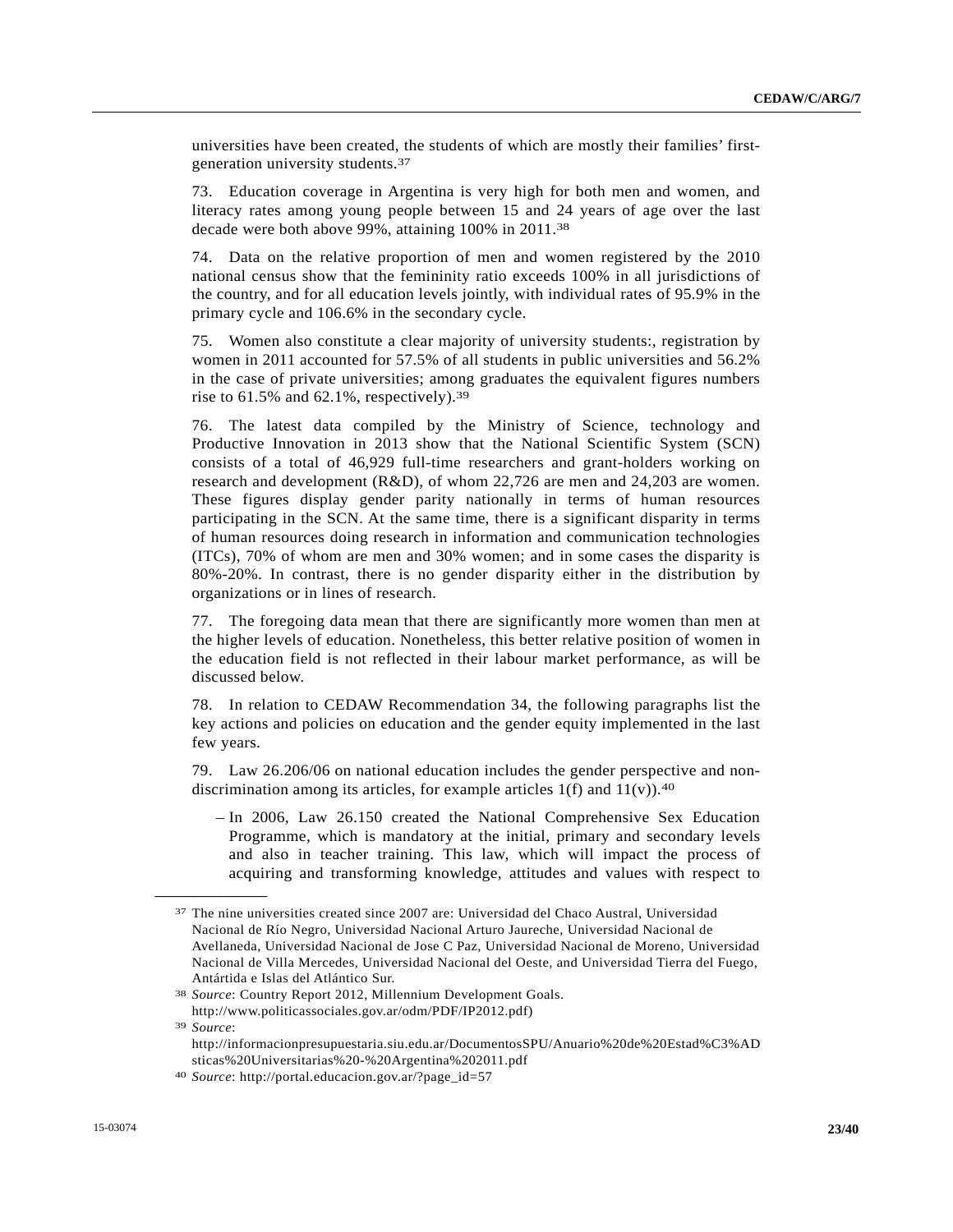universities have been created, the students of which are mostly their families' first-generation university students.[37]

73. Education coverage in Argentina is very high for both men and women, and literacy rates among young people between 15 and 24 years of age over the last decade were both above 99%, attaining 100% in 2011.[38]

74. Data on the relative proportion of men and women registered by the 2010 national census show that the femininity ratio exceeds 100% in all jurisdictions of the country, and for all education levels jointly, with individual rates of 95.9% in the primary cycle and 106.6% in the secondary cycle.

75. Women also constitute a clear majority of university students:, registration by women in 2011 accounted for 57.5% of all students in public universities and 56.2% in the case of private universities; among graduates the equivalent figures numbers rise to 61.5% and 62.1%, respectively).[39]

76. The latest data compiled by the Ministry of Science, technology and Productive Innovation in 2013 show that the National Scientific System (SCN) consists of a total of 46,929 full-time researchers and grant-holders working on research and development (R&D), of whom 22,726 are men and 24,203 are women. These figures display gender parity nationally in terms of human resources participating in the SCN. At the same time, there is a significant disparity in terms of human resources doing research in information and communication technologies (ITCs), 70% of whom are men and 30% women; and in some cases the disparity is 80%-20%. In contrast, there is no gender disparity either in the distribution by organizations or in lines of research.

77. The foregoing data mean that there are significantly more women than men at the higher levels of education. Nonetheless, this better relative position of women in the education field is not reflected in their labour market performance, as will be discussed below.

78. In relation to CEDAW Recommendation 34, the following paragraphs list the key actions and policies on education and the gender equity implemented in the last few years.

79. Law 26.206/06 on national education includes the gender perspective and non-discrimination among its articles, for example articles 1(f) and 11(v)).[40]

- In 2006, Law 26.150 created the National Comprehensive Sex Education Programme, which is mandatory at the initial, primary and secondary levels and also in teacher training. This law, which will impact the process of acquiring and transforming knowledge, attitudes and values with respect to

---

[37] The nine universities created since 2007 are: Universidad del Chaco Austral, Universidad Nacional de Río Negro, Universidad Nacional Arturo Jaureche, Universidad Nacional de Avellaneda, Universidad Nacional de Jose C Paz, Universidad Nacional de Moreno, Universidad Nacional de Villa Mercedes, Universidad Nacional del Oeste, and Universidad Tierra del Fuego, Antártida e Islas del Atlántico Sur.

[38] *Source*: Country Report 2012, Millennium Development Goals. http://www.politicassociales.gov.ar/odm/PDF/IP2012.pdf)

[39] *Source*: http://informacionpresupuestaria.siu.edu.ar/DocumentosSPU/Anuario%20de%20Estad%C3%ADsticas%20Universitarias%20-%20Argentina%202011.pdf

[40] *Source*: http://portal.educacion.gov.ar/?page_id=57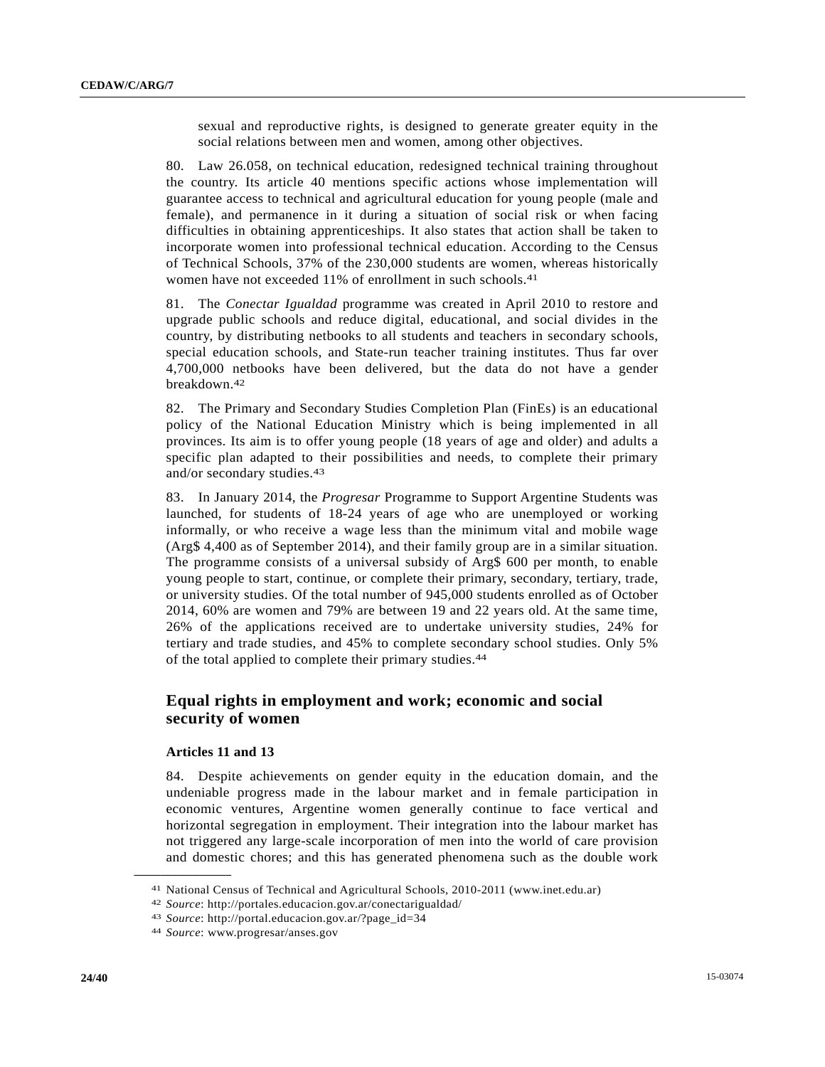sexual and reproductive rights, is designed to generate greater equity in the social relations between men and women, among other objectives.

80. Law 26.058, on technical education, redesigned technical training throughout the country. Its article 40 mentions specific actions whose implementation will guarantee access to technical and agricultural education for young people (male and female), and permanence in it during a situation of social risk or when facing difficulties in obtaining apprenticeships. It also states that action shall be taken to incorporate women into professional technical education. According to the Census of Technical Schools, 37% of the 230,000 students are women, whereas historically women have not exceeded 11% of enrollment in such schools.[41]

81. The *Conectar Igualdad* programme was created in April 2010 to restore and upgrade public schools and reduce digital, educational, and social divides in the country, by distributing netbooks to all students and teachers in secondary schools, special education schools, and State-run teacher training institutes. Thus far over 4,700,000 netbooks have been delivered, but the data do not have a gender breakdown.[42]

82. The Primary and Secondary Studies Completion Plan (FinEs) is an educational policy of the National Education Ministry which is being implemented in all provinces. Its aim is to offer young people (18 years of age and older) and adults a specific plan adapted to their possibilities and needs, to complete their primary and/or secondary studies.[43]

83. In January 2014, the *Progresar* Programme to Support Argentine Students was launched, for students of 18-24 years of age who are unemployed or working informally, or who receive a wage less than the minimum vital and mobile wage (Arg$ 4,400 as of September 2014), and their family group are in a similar situation. The programme consists of a universal subsidy of Arg$ 600 per month, to enable young people to start, continue, or complete their primary, secondary, tertiary, trade, or university studies. Of the total number of 945,000 students enrolled as of October 2014, 60% are women and 79% are between 19 and 22 years old. At the same time, 26% of the applications received are to undertake university studies, 24% for tertiary and trade studies, and 45% to complete secondary school studies. Only 5% of the total applied to complete their primary studies.[44]

## Equal rights in employment and work; economic and social security of women

### Articles 11 and 13

84. Despite achievements on gender equity in the education domain, and the undeniable progress made in the labour market and in female participation in economic ventures, Argentine women generally continue to face vertical and horizontal segregation in employment. Their integration into the labour market has not triggered any large-scale incorporation of men into the world of care provision and domestic chores; and this has generated phenomena such as the double work

---

[41] National Census of Technical and Agricultural Schools, 2010-2011 (www.inet.edu.ar)

[42] *Source*: http://portales.educacion.gov.ar/conectarigualdad/

[43] *Source*: http://portal.educacion.gov.ar/?page_id=34

[44] *Source*: www.progresar/anses.gov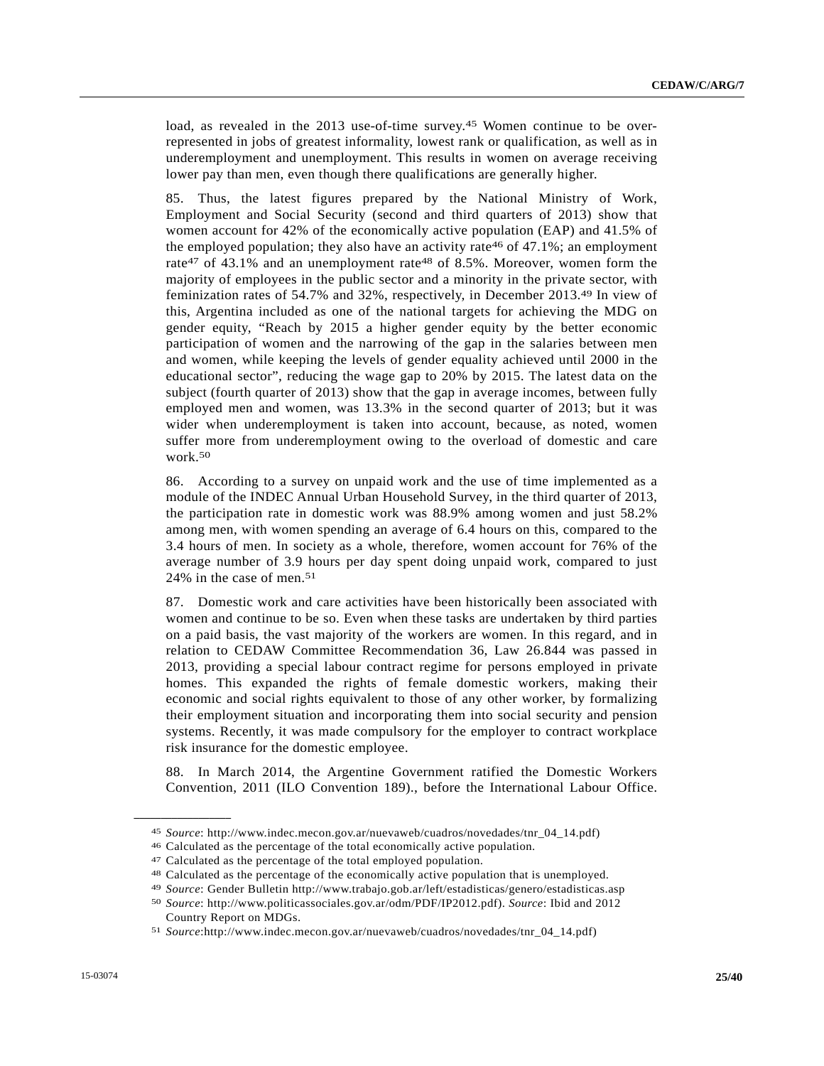load, as revealed in the 2013 use-of-time survey.[45] Women continue to be over-represented in jobs of greatest informality, lowest rank or qualification, as well as in underemployment and unemployment. This results in women on average receiving lower pay than men, even though there qualifications are generally higher.

85. Thus, the latest figures prepared by the National Ministry of Work, Employment and Social Security (second and third quarters of 2013) show that women account for 42% of the economically active population (EAP) and 41.5% of the employed population; they also have an activity rate[46] of 47.1%; an employment rate[47] of 43.1% and an unemployment rate[48] of 8.5%. Moreover, women form the majority of employees in the public sector and a minority in the private sector, with feminization rates of 54.7% and 32%, respectively, in December 2013.[49] In view of this, Argentina included as one of the national targets for achieving the MDG on gender equity, "Reach by 2015 a higher gender equity by the better economic participation of women and the narrowing of the gap in the salaries between men and women, while keeping the levels of gender equality achieved until 2000 in the educational sector", reducing the wage gap to 20% by 2015. The latest data on the subject (fourth quarter of 2013) show that the gap in average incomes, between fully employed men and women, was 13.3% in the second quarter of 2013; but it was wider when underemployment is taken into account, because, as noted, women suffer more from underemployment owing to the overload of domestic and care work.[50]

86. According to a survey on unpaid work and the use of time implemented as a module of the INDEC Annual Urban Household Survey, in the third quarter of 2013, the participation rate in domestic work was 88.9% among women and just 58.2% among men, with women spending an average of 6.4 hours on this, compared to the 3.4 hours of men. In society as a whole, therefore, women account for 76% of the average number of 3.9 hours per day spent doing unpaid work, compared to just 24% in the case of men.[51]

87. Domestic work and care activities have been historically been associated with women and continue to be so. Even when these tasks are undertaken by third parties on a paid basis, the vast majority of the workers are women. In this regard, and in relation to CEDAW Committee Recommendation 36, Law 26.844 was passed in 2013, providing a special labour contract regime for persons employed in private homes. This expanded the rights of female domestic workers, making their economic and social rights equivalent to those of any other worker, by formalizing their employment situation and incorporating them into social security and pension systems. Recently, it was made compulsory for the employer to contract workplace risk insurance for the domestic employee.

88. In March 2014, the Argentine Government ratified the Domestic Workers Convention, 2011 (ILO Convention 189)., before the International Labour Office.

---

[45] *Source*: http://www.indec.mecon.gov.ar/nuevaweb/cuadros/novedades/tnr_04_14.pdf)

[46] Calculated as the percentage of the total economically active population.

[47] Calculated as the percentage of the total employed population.

[48] Calculated as the percentage of the economically active population that is unemployed.

[49] *Source*: Gender Bulletin http://www.trabajo.gob.ar/left/estadisticas/genero/estadisticas.asp

[50] *Source*: http://www.politicassociales.gov.ar/odm/PDF/IP2012.pdf). *Source*: Ibid and 2012 Country Report on MDGs.

[51] *Source*:http://www.indec.mecon.gov.ar/nuevaweb/cuadros/novedades/tnr_04_14.pdf)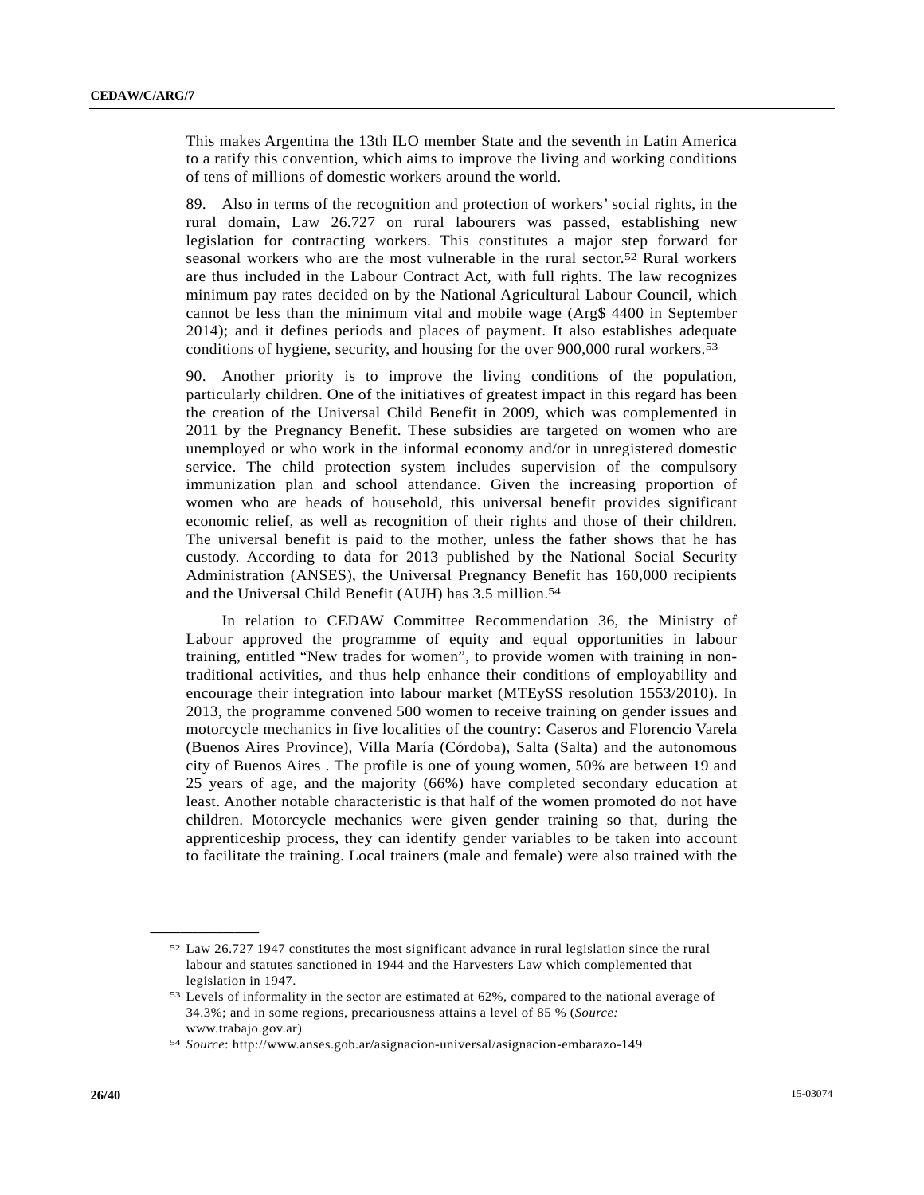This makes Argentina the 13th ILO member State and the seventh in Latin America to a ratify this convention, which aims to improve the living and working conditions of tens of millions of domestic workers around the world.

89. Also in terms of the recognition and protection of workers' social rights, in the rural domain, Law 26.727 on rural labourers was passed, establishing new legislation for contracting workers. This constitutes a major step forward for seasonal workers who are the most vulnerable in the rural sector.[52] Rural workers are thus included in the Labour Contract Act, with full rights. The law recognizes minimum pay rates decided on by the National Agricultural Labour Council, which cannot be less than the minimum vital and mobile wage (Arg$ 4400 in September 2014); and it defines periods and places of payment. It also establishes adequate conditions of hygiene, security, and housing for the over 900,000 rural workers.[53]

90. Another priority is to improve the living conditions of the population, particularly children. One of the initiatives of greatest impact in this regard has been the creation of the Universal Child Benefit in 2009, which was complemented in 2011 by the Pregnancy Benefit. These subsidies are targeted on women who are unemployed or who work in the informal economy and/or in unregistered domestic service. The child protection system includes supervision of the compulsory immunization plan and school attendance. Given the increasing proportion of women who are heads of household, this universal benefit provides significant economic relief, as well as recognition of their rights and those of their children. The universal benefit is paid to the mother, unless the father shows that he has custody. According to data for 2013 published by the National Social Security Administration (ANSES), the Universal Pregnancy Benefit has 160,000 recipients and the Universal Child Benefit (AUH) has 3.5 million.[54]

In relation to CEDAW Committee Recommendation 36, the Ministry of Labour approved the programme of equity and equal opportunities in labour training, entitled "New trades for women", to provide women with training in non-traditional activities, and thus help enhance their conditions of employability and encourage their integration into labour market (MTEySS resolution 1553/2010). In 2013, the programme convened 500 women to receive training on gender issues and motorcycle mechanics in five localities of the country: Caseros and Florencio Varela (Buenos Aires Province), Villa María (Córdoba), Salta (Salta) and the autonomous city of Buenos Aires . The profile is one of young women, 50% are between 19 and 25 years of age, and the majority (66%) have completed secondary education at least. Another notable characteristic is that half of the women promoted do not have children. Motorcycle mechanics were given gender training so that, during the apprenticeship process, they can identify gender variables to be taken into account to facilitate the training. Local trainers (male and female) were also trained with the

---

[52] Law 26.727 1947 constitutes the most significant advance in rural legislation since the rural labour and statutes sanctioned in 1944 and the Harvesters Law which complemented that legislation in 1947.

[53] Levels of informality in the sector are estimated at 62%, compared to the national average of 34.3%; and in some regions, precariousness attains a level of 85 % (*Source:* www.trabajo.gov.ar)

[54] *Source*: http://www.anses.gob.ar/asignacion-universal/asignacion-embarazo-149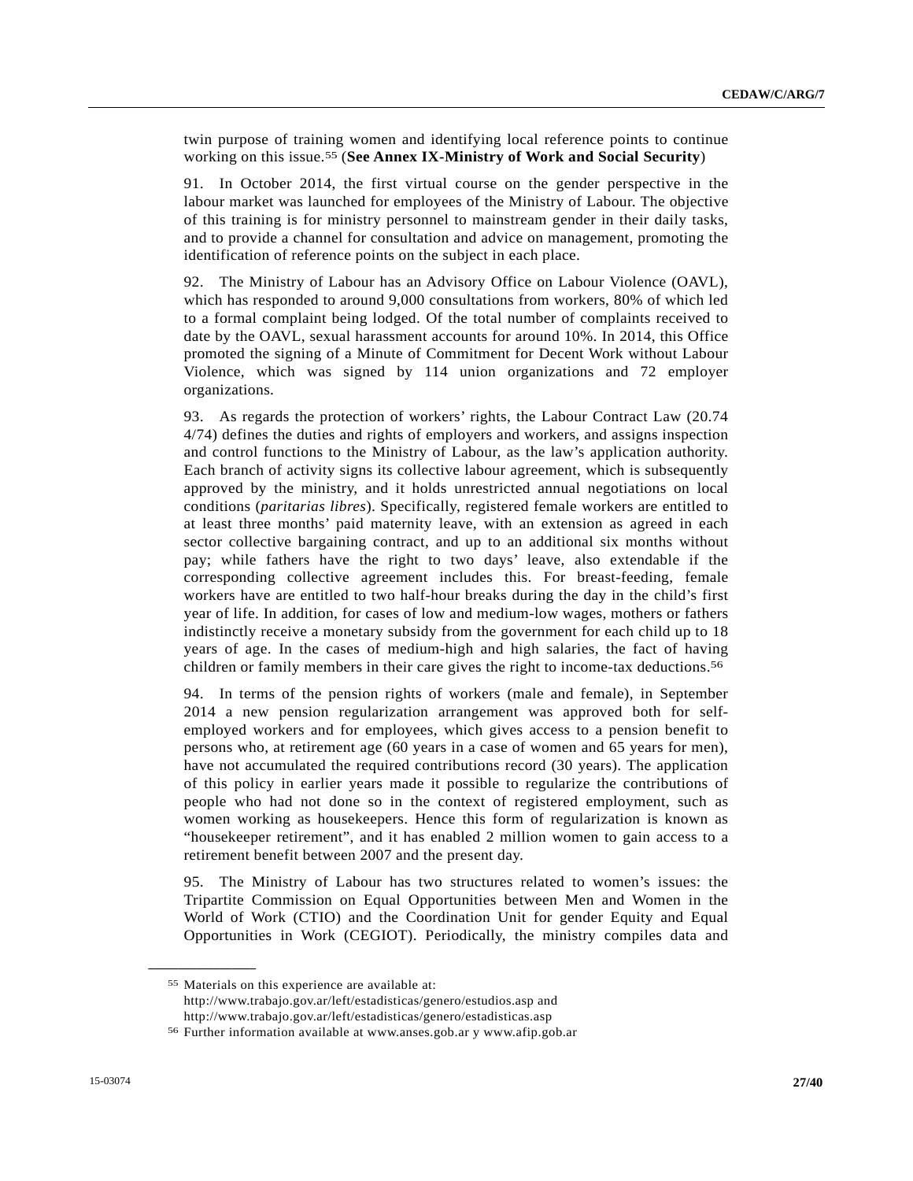twin purpose of training women and identifying local reference points to continue working on this issue.[55] (**See Annex IX-Ministry of Work and Social Security**)

91. In October 2014, the first virtual course on the gender perspective in the labour market was launched for employees of the Ministry of Labour. The objective of this training is for ministry personnel to mainstream gender in their daily tasks, and to provide a channel for consultation and advice on management, promoting the identification of reference points on the subject in each place.

92. The Ministry of Labour has an Advisory Office on Labour Violence (OAVL), which has responded to around 9,000 consultations from workers, 80% of which led to a formal complaint being lodged. Of the total number of complaints received to date by the OAVL, sexual harassment accounts for around 10%. In 2014, this Office promoted the signing of a Minute of Commitment for Decent Work without Labour Violence, which was signed by 114 union organizations and 72 employer organizations.

93. As regards the protection of workers' rights, the Labour Contract Law (20.74 4/74) defines the duties and rights of employers and workers, and assigns inspection and control functions to the Ministry of Labour, as the law's application authority. Each branch of activity signs its collective labour agreement, which is subsequently approved by the ministry, and it holds unrestricted annual negotiations on local conditions (*paritarias libres*). Specifically, registered female workers are entitled to at least three months' paid maternity leave, with an extension as agreed in each sector collective bargaining contract, and up to an additional six months without pay; while fathers have the right to two days' leave, also extendable if the corresponding collective agreement includes this. For breast-feeding, female workers have are entitled to two half-hour breaks during the day in the child's first year of life. In addition, for cases of low and medium-low wages, mothers or fathers indistinctly receive a monetary subsidy from the government for each child up to 18 years of age. In the cases of medium-high and high salaries, the fact of having children or family members in their care gives the right to income-tax deductions.[56]

94. In terms of the pension rights of workers (male and female), in September 2014 a new pension regularization arrangement was approved both for self-employed workers and for employees, which gives access to a pension benefit to persons who, at retirement age (60 years in a case of women and 65 years for men), have not accumulated the required contributions record (30 years). The application of this policy in earlier years made it possible to regularize the contributions of people who had not done so in the context of registered employment, such as women working as housekeepers. Hence this form of regularization is known as "housekeeper retirement", and it has enabled 2 million women to gain access to a retirement benefit between 2007 and the present day.

95. The Ministry of Labour has two structures related to women's issues: the Tripartite Commission on Equal Opportunities between Men and Women in the World of Work (CTIO) and the Coordination Unit for gender Equity and Equal Opportunities in Work (CEGIOT). Periodically, the ministry compiles data and

---

[55] Materials on this experience are available at: http://www.trabajo.gov.ar/left/estadisticas/genero/estudios.asp and http://www.trabajo.gov.ar/left/estadisticas/genero/estadisticas.asp

[56] Further information available at www.anses.gob.ar y www.afip.gob.ar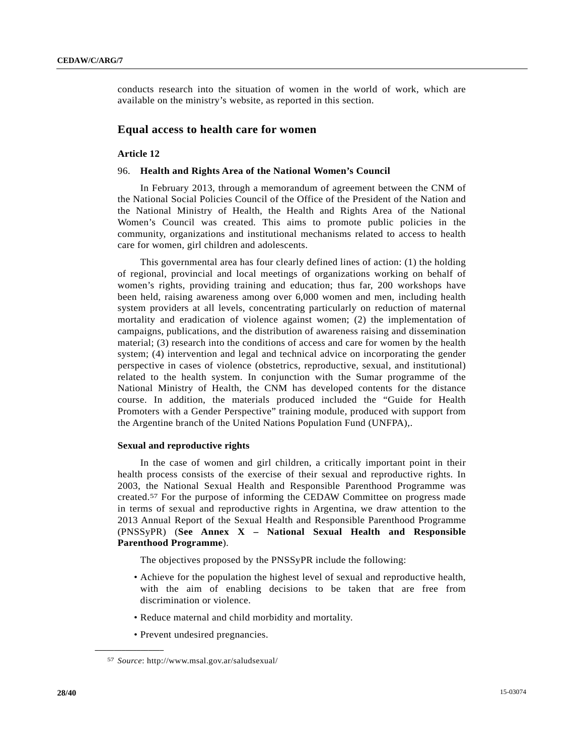conducts research into the situation of women in the world of work, which are available on the ministry's website, as reported in this section.

## Equal access to health care for women

### Article 12

96. **Health and Rights Area of the National Women's Council**

In February 2013, through a memorandum of agreement between the CNM of the National Social Policies Council of the Office of the President of the Nation and the National Ministry of Health, the Health and Rights Area of the National Women's Council was created. This aims to promote public policies in the community, organizations and institutional mechanisms related to access to health care for women, girl children and adolescents.

This governmental area has four clearly defined lines of action: (1) the holding of regional, provincial and local meetings of organizations working on behalf of women's rights, providing training and education; thus far, 200 workshops have been held, raising awareness among over 6,000 women and men, including health system providers at all levels, concentrating particularly on reduction of maternal mortality and eradication of violence against women; (2) the implementation of campaigns, publications, and the distribution of awareness raising and dissemination material; (3) research into the conditions of access and care for women by the health system; (4) intervention and legal and technical advice on incorporating the gender perspective in cases of violence (obstetrics, reproductive, sexual, and institutional) related to the health system. In conjunction with the Sumar programme of the National Ministry of Health, the CNM has developed contents for the distance course. In addition, the materials produced included the "Guide for Health Promoters with a Gender Perspective" training module, produced with support from the Argentine branch of the United Nations Population Fund (UNFPA),.

**Sexual and reproductive rights**

In the case of women and girl children, a critically important point in their health process consists of the exercise of their sexual and reproductive rights. In 2003, the National Sexual Health and Responsible Parenthood Programme was created.[57] For the purpose of informing the CEDAW Committee on progress made in terms of sexual and reproductive rights in Argentina, we draw attention to the 2013 Annual Report of the Sexual Health and Responsible Parenthood Programme (PNSSyPR) (**See Annex X – National Sexual Health and Responsible Parenthood Programme**).

The objectives proposed by the PNSSyPR include the following:

- Achieve for the population the highest level of sexual and reproductive health, with the aim of enabling decisions to be taken that are free from discrimination or violence.
- Reduce maternal and child morbidity and mortality.
- Prevent undesired pregnancies.

---

[57] *Source*: http://www.msal.gov.ar/saludsexual/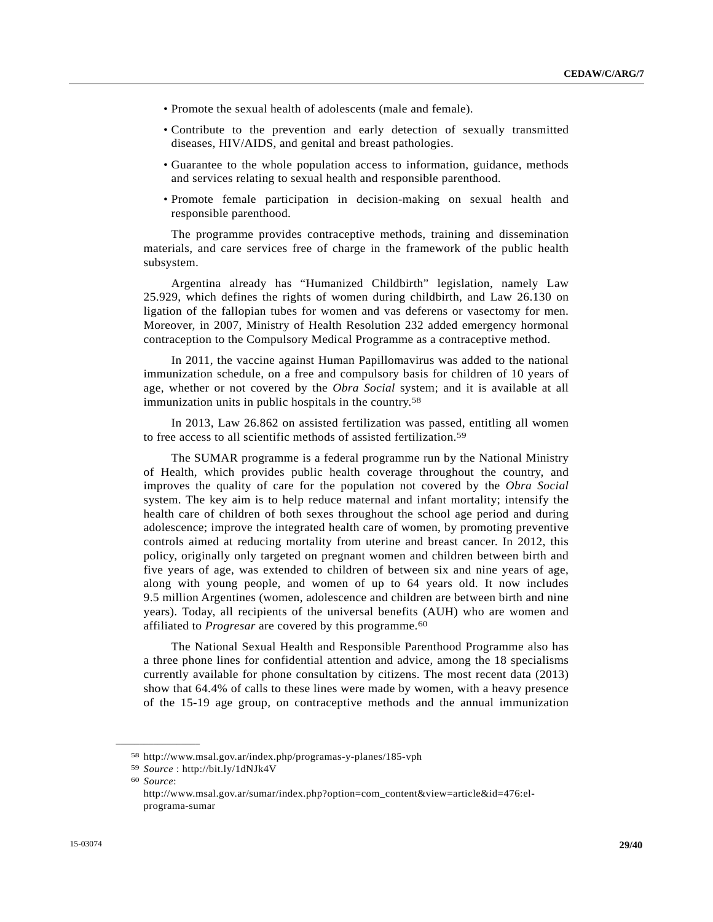- Promote the sexual health of adolescents (male and female).
- Contribute to the prevention and early detection of sexually transmitted diseases, HIV/AIDS, and genital and breast pathologies.
- Guarantee to the whole population access to information, guidance, methods and services relating to sexual health and responsible parenthood.
- Promote female participation in decision-making on sexual health and responsible parenthood.

The programme provides contraceptive methods, training and dissemination materials, and care services free of charge in the framework of the public health subsystem.

Argentina already has "Humanized Childbirth" legislation, namely Law 25.929, which defines the rights of women during childbirth, and Law 26.130 on ligation of the fallopian tubes for women and vas deferens or vasectomy for men. Moreover, in 2007, Ministry of Health Resolution 232 added emergency hormonal contraception to the Compulsory Medical Programme as a contraceptive method.

In 2011, the vaccine against Human Papillomavirus was added to the national immunization schedule, on a free and compulsory basis for children of 10 years of age, whether or not covered by the *Obra Social* system; and it is available at all immunization units in public hospitals in the country.[58]

In 2013, Law 26.862 on assisted fertilization was passed, entitling all women to free access to all scientific methods of assisted fertilization.[59]

The SUMAR programme is a federal programme run by the National Ministry of Health, which provides public health coverage throughout the country, and improves the quality of care for the population not covered by the *Obra Social* system. The key aim is to help reduce maternal and infant mortality; intensify the health care of children of both sexes throughout the school age period and during adolescence; improve the integrated health care of women, by promoting preventive controls aimed at reducing mortality from uterine and breast cancer. In 2012, this policy, originally only targeted on pregnant women and children between birth and five years of age, was extended to children of between six and nine years of age, along with young people, and women of up to 64 years old. It now includes 9.5 million Argentines (women, adolescence and children are between birth and nine years). Today, all recipients of the universal benefits (AUH) who are women and affiliated to *Progresar* are covered by this programme.[60]

The National Sexual Health and Responsible Parenthood Programme also has a three phone lines for confidential attention and advice, among the 18 specialisms currently available for phone consultation by citizens. The most recent data (2013) show that 64.4% of calls to these lines were made by women, with a heavy presence of the 15-19 age group, on contraceptive methods and the annual immunization

---

[58] http://www.msal.gov.ar/index.php/programas-y-planes/185-vph

[59] *Source* : http://bit.ly/1dNJk4V

[60] *Source*: http://www.msal.gov.ar/sumar/index.php?option=com_content&view=article&id=476:el-programa-sumar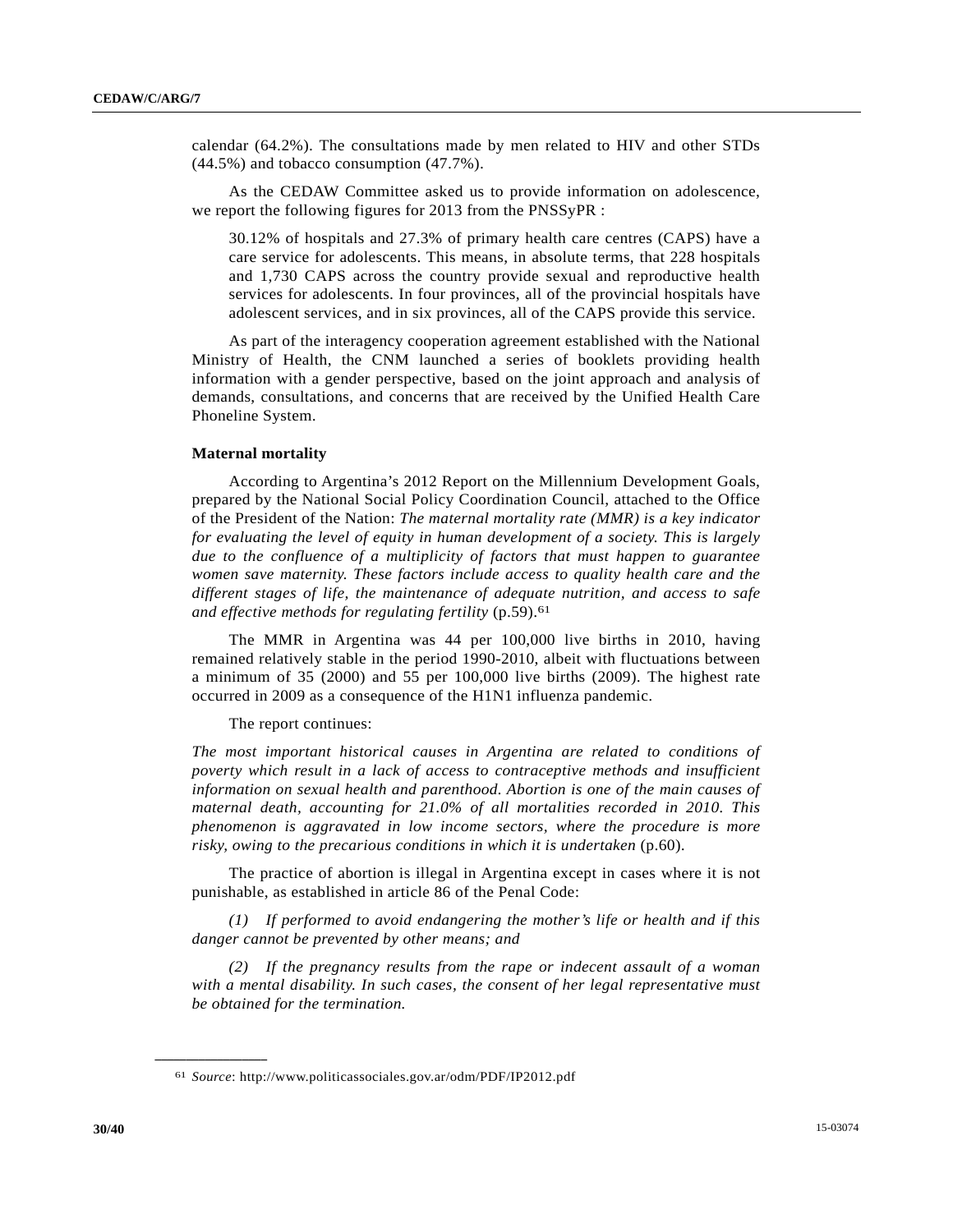calendar (64.2%). The consultations made by men related to HIV and other STDs (44.5%) and tobacco consumption (47.7%).

As the CEDAW Committee asked us to provide information on adolescence, we report the following figures for 2013 from the PNSSyPR :

> 30.12% of hospitals and 27.3% of primary health care centres (CAPS) have a care service for adolescents. This means, in absolute terms, that 228 hospitals and 1,730 CAPS across the country provide sexual and reproductive health services for adolescents. In four provinces, all of the provincial hospitals have adolescent services, and in six provinces, all of the CAPS provide this service.

As part of the interagency cooperation agreement established with the National Ministry of Health, the CNM launched a series of booklets providing health information with a gender perspective, based on the joint approach and analysis of demands, consultations, and concerns that are received by the Unified Health Care Phoneline System.

**Maternal mortality**

According to Argentina's 2012 Report on the Millennium Development Goals, prepared by the National Social Policy Coordination Council, attached to the Office of the President of the Nation: *The maternal mortality rate (MMR) is a key indicator for evaluating the level of equity in human development of a society. This is largely due to the confluence of a multiplicity of factors that must happen to guarantee women save maternity. These factors include access to quality health care and the different stages of life, the maintenance of adequate nutrition, and access to safe and effective methods for regulating fertility* (p.59).[61]

The MMR in Argentina was 44 per 100,000 live births in 2010, having remained relatively stable in the period 1990-2010, albeit with fluctuations between a minimum of 35 (2000) and 55 per 100,000 live births (2009). The highest rate occurred in 2009 as a consequence of the H1N1 influenza pandemic.

The report continues:

*The most important historical causes in Argentina are related to conditions of poverty which result in a lack of access to contraceptive methods and insufficient information on sexual health and parenthood. Abortion is one of the main causes of maternal death, accounting for 21.0% of all mortalities recorded in 2010. This phenomenon is aggravated in low income sectors, where the procedure is more risky, owing to the precarious conditions in which it is undertaken* (p.60).

The practice of abortion is illegal in Argentina except in cases where it is not punishable, as established in article 86 of the Penal Code:

*(1) If performed to avoid endangering the mother's life or health and if this danger cannot be prevented by other means; and*

*(2) If the pregnancy results from the rape or indecent assault of a woman with a mental disability. In such cases, the consent of her legal representative must be obtained for the termination.*

---

[61] *Source*: http://www.politicassociales.gov.ar/odm/PDF/IP2012.pdf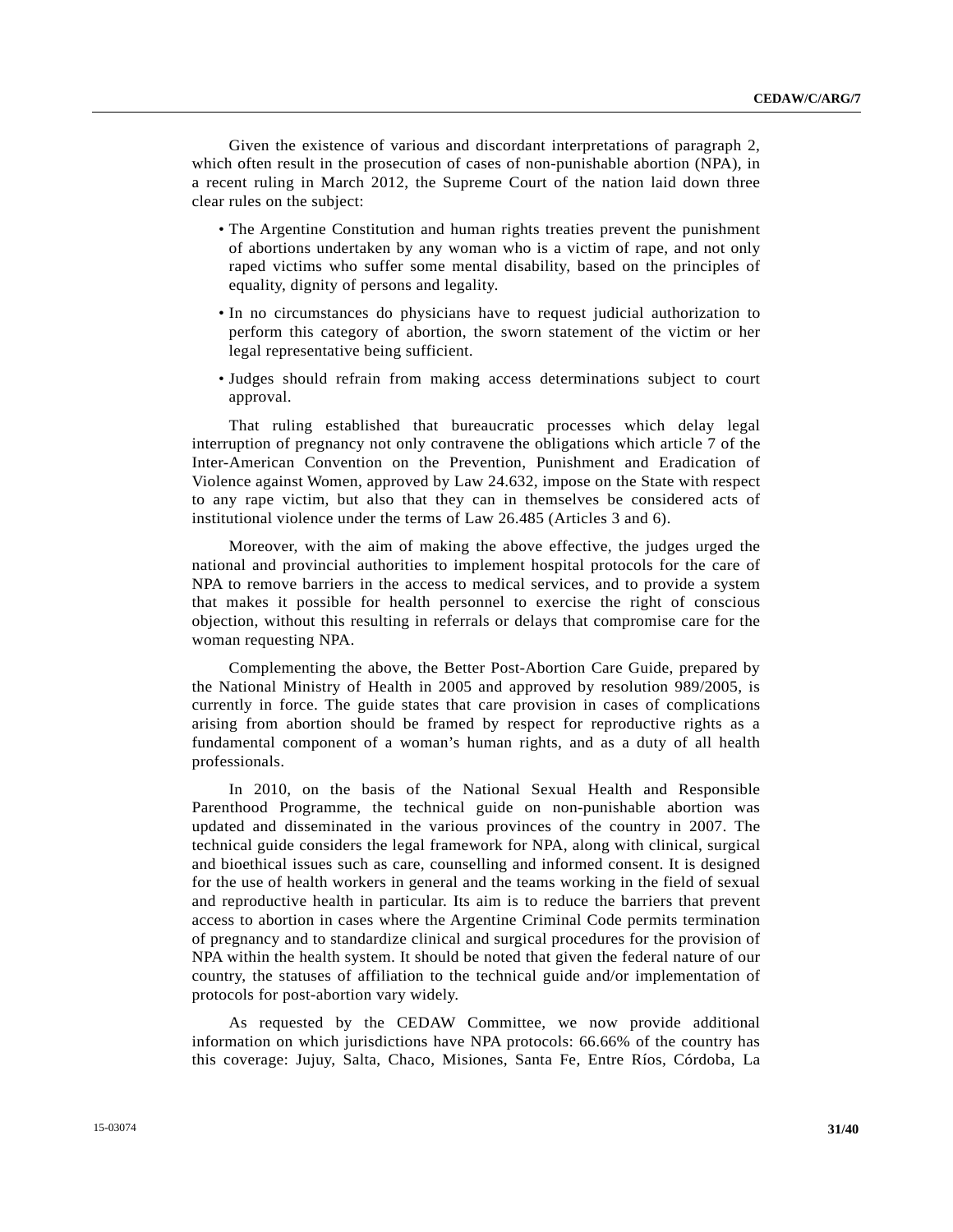Given the existence of various and discordant interpretations of paragraph 2, which often result in the prosecution of cases of non-punishable abortion (NPA), in a recent ruling in March 2012, the Supreme Court of the nation laid down three clear rules on the subject:

- The Argentine Constitution and human rights treaties prevent the punishment of abortions undertaken by any woman who is a victim of rape, and not only raped victims who suffer some mental disability, based on the principles of equality, dignity of persons and legality.
- In no circumstances do physicians have to request judicial authorization to perform this category of abortion, the sworn statement of the victim or her legal representative being sufficient.
- Judges should refrain from making access determinations subject to court approval.

That ruling established that bureaucratic processes which delay legal interruption of pregnancy not only contravene the obligations which article 7 of the Inter-American Convention on the Prevention, Punishment and Eradication of Violence against Women, approved by Law 24.632, impose on the State with respect to any rape victim, but also that they can in themselves be considered acts of institutional violence under the terms of Law 26.485 (Articles 3 and 6).

Moreover, with the aim of making the above effective, the judges urged the national and provincial authorities to implement hospital protocols for the care of NPA to remove barriers in the access to medical services, and to provide a system that makes it possible for health personnel to exercise the right of conscious objection, without this resulting in referrals or delays that compromise care for the woman requesting NPA.

Complementing the above, the Better Post-Abortion Care Guide, prepared by the National Ministry of Health in 2005 and approved by resolution 989/2005, is currently in force. The guide states that care provision in cases of complications arising from abortion should be framed by respect for reproductive rights as a fundamental component of a woman's human rights, and as a duty of all health professionals.

In 2010, on the basis of the National Sexual Health and Responsible Parenthood Programme, the technical guide on non-punishable abortion was updated and disseminated in the various provinces of the country in 2007. The technical guide considers the legal framework for NPA, along with clinical, surgical and bioethical issues such as care, counselling and informed consent. It is designed for the use of health workers in general and the teams working in the field of sexual and reproductive health in particular. Its aim is to reduce the barriers that prevent access to abortion in cases where the Argentine Criminal Code permits termination of pregnancy and to standardize clinical and surgical procedures for the provision of NPA within the health system. It should be noted that given the federal nature of our country, the statuses of affiliation to the technical guide and/or implementation of protocols for post-abortion vary widely.

As requested by the CEDAW Committee, we now provide additional information on which jurisdictions have NPA protocols: 66.66% of the country has this coverage: Jujuy, Salta, Chaco, Misiones, Santa Fe, Entre Ríos, Córdoba, La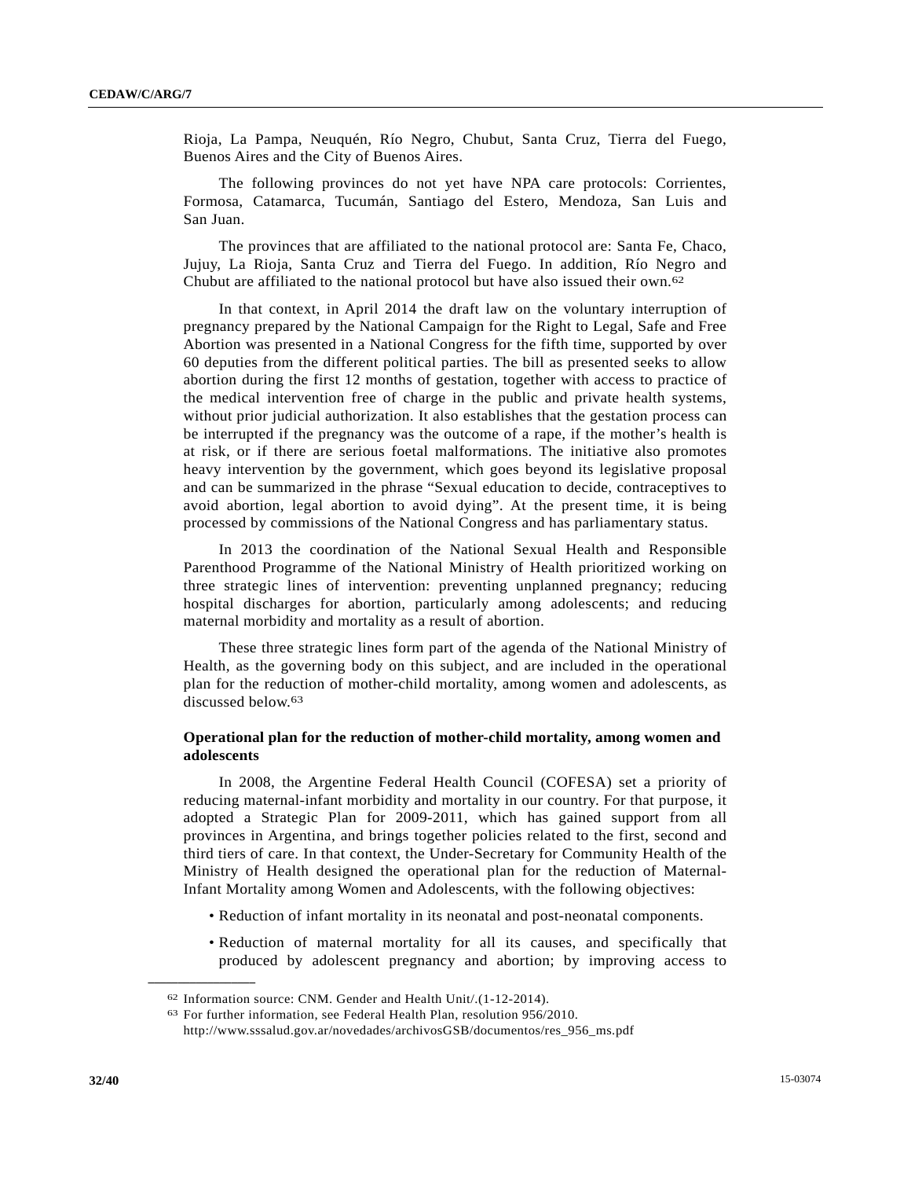Rioja, La Pampa, Neuquén, Río Negro, Chubut, Santa Cruz, Tierra del Fuego, Buenos Aires and the City of Buenos Aires.

The following provinces do not yet have NPA care protocols: Corrientes, Formosa, Catamarca, Tucumán, Santiago del Estero, Mendoza, San Luis and San Juan.

The provinces that are affiliated to the national protocol are: Santa Fe, Chaco, Jujuy, La Rioja, Santa Cruz and Tierra del Fuego. In addition, Río Negro and Chubut are affiliated to the national protocol but have also issued their own.[62]

In that context, in April 2014 the draft law on the voluntary interruption of pregnancy prepared by the National Campaign for the Right to Legal, Safe and Free Abortion was presented in a National Congress for the fifth time, supported by over 60 deputies from the different political parties. The bill as presented seeks to allow abortion during the first 12 months of gestation, together with access to practice of the medical intervention free of charge in the public and private health systems, without prior judicial authorization. It also establishes that the gestation process can be interrupted if the pregnancy was the outcome of a rape, if the mother's health is at risk, or if there are serious foetal malformations. The initiative also promotes heavy intervention by the government, which goes beyond its legislative proposal and can be summarized in the phrase "Sexual education to decide, contraceptives to avoid abortion, legal abortion to avoid dying". At the present time, it is being processed by commissions of the National Congress and has parliamentary status.

In 2013 the coordination of the National Sexual Health and Responsible Parenthood Programme of the National Ministry of Health prioritized working on three strategic lines of intervention: preventing unplanned pregnancy; reducing hospital discharges for abortion, particularly among adolescents; and reducing maternal morbidity and mortality as a result of abortion.

These three strategic lines form part of the agenda of the National Ministry of Health, as the governing body on this subject, and are included in the operational plan for the reduction of mother-child mortality, among women and adolescents, as discussed below.[63]

### Operational plan for the reduction of mother-child mortality, among women and adolescents

In 2008, the Argentine Federal Health Council (COFESA) set a priority of reducing maternal-infant morbidity and mortality in our country. For that purpose, it adopted a Strategic Plan for 2009-2011, which has gained support from all provinces in Argentina, and brings together policies related to the first, second and third tiers of care. In that context, the Under-Secretary for Community Health of the Ministry of Health designed the operational plan for the reduction of Maternal-Infant Mortality among Women and Adolescents, with the following objectives:

- Reduction of infant mortality in its neonatal and post-neonatal components.
- Reduction of maternal mortality for all its causes, and specifically that produced by adolescent pregnancy and abortion; by improving access to

[62] Information source: CNM. Gender and Health Unit/.(1-12-2014).

[63] For further information, see Federal Health Plan, resolution 956/2010. http://www.sssalud.gov.ar/novedades/archivosGSB/documentos/res_956_ms.pdf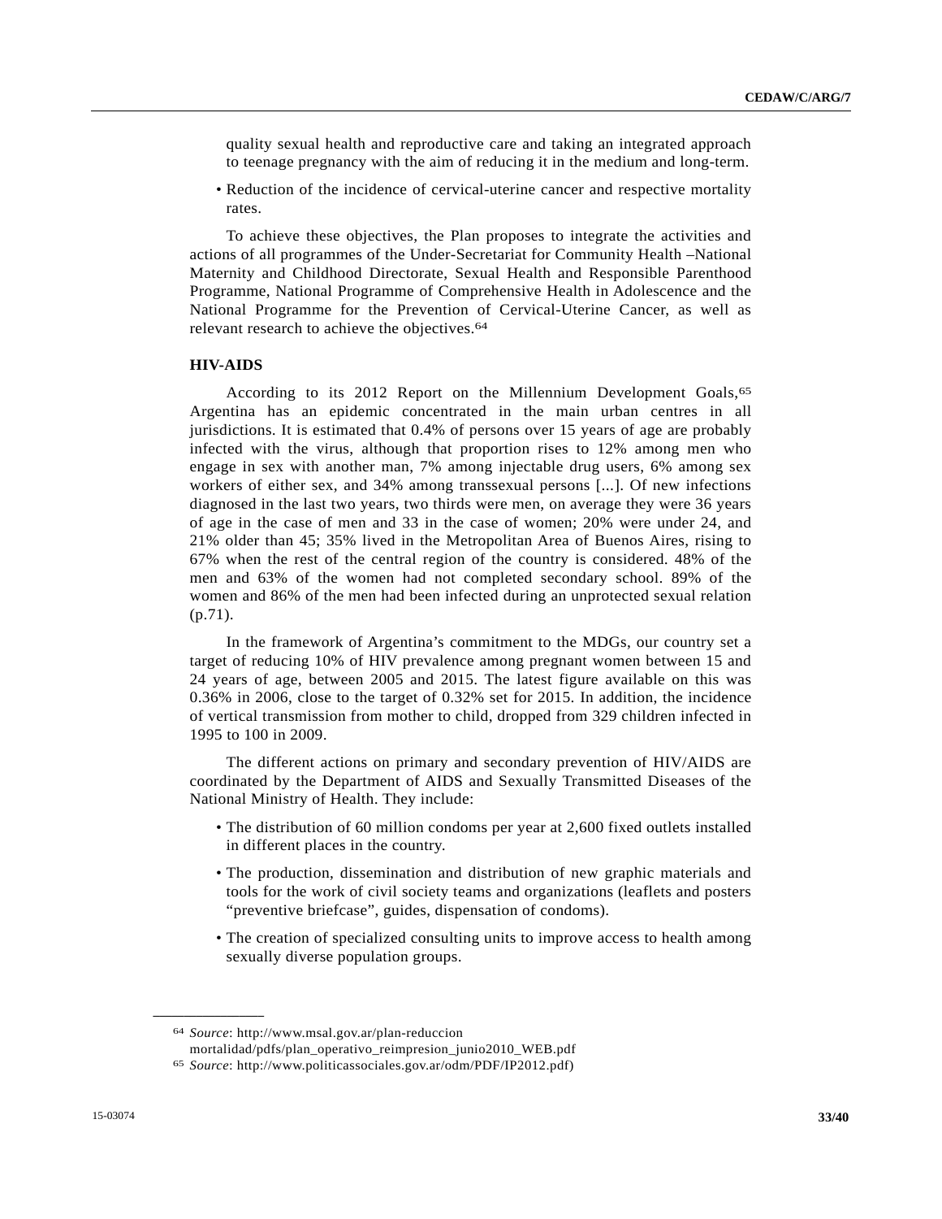quality sexual health and reproductive care and taking an integrated approach to teenage pregnancy with the aim of reducing it in the medium and long-term.

- Reduction of the incidence of cervical-uterine cancer and respective mortality rates.

To achieve these objectives, the Plan proposes to integrate the activities and actions of all programmes of the Under-Secretariat for Community Health –National Maternity and Childhood Directorate, Sexual Health and Responsible Parenthood Programme, National Programme of Comprehensive Health in Adolescence and the National Programme for the Prevention of Cervical-Uterine Cancer, as well as relevant research to achieve the objectives.[64]

### HIV-AIDS

According to its 2012 Report on the Millennium Development Goals,[65] Argentina has an epidemic concentrated in the main urban centres in all jurisdictions. It is estimated that 0.4% of persons over 15 years of age are probably infected with the virus, although that proportion rises to 12% among men who engage in sex with another man, 7% among injectable drug users, 6% among sex workers of either sex, and 34% among transsexual persons [...]. Of new infections diagnosed in the last two years, two thirds were men, on average they were 36 years of age in the case of men and 33 in the case of women; 20% were under 24, and 21% older than 45; 35% lived in the Metropolitan Area of Buenos Aires, rising to 67% when the rest of the central region of the country is considered. 48% of the men and 63% of the women had not completed secondary school. 89% of the women and 86% of the men had been infected during an unprotected sexual relation (p.71).

In the framework of Argentina's commitment to the MDGs, our country set a target of reducing 10% of HIV prevalence among pregnant women between 15 and 24 years of age, between 2005 and 2015. The latest figure available on this was 0.36% in 2006, close to the target of 0.32% set for 2015. In addition, the incidence of vertical transmission from mother to child, dropped from 329 children infected in 1995 to 100 in 2009.

The different actions on primary and secondary prevention of HIV/AIDS are coordinated by the Department of AIDS and Sexually Transmitted Diseases of the National Ministry of Health. They include:

- The distribution of 60 million condoms per year at 2,600 fixed outlets installed in different places in the country.
- The production, dissemination and distribution of new graphic materials and tools for the work of civil society teams and organizations (leaflets and posters "preventive briefcase", guides, dispensation of condoms).
- The creation of specialized consulting units to improve access to health among sexually diverse population groups.

---

[64] *Source*: http://www.msal.gov.ar/plan-reduccion mortalidad/pdfs/plan_operativo_reimpresion_junio2010_WEB.pdf

[65] *Source*: http://www.politicassociales.gov.ar/odm/PDF/IP2012.pdf)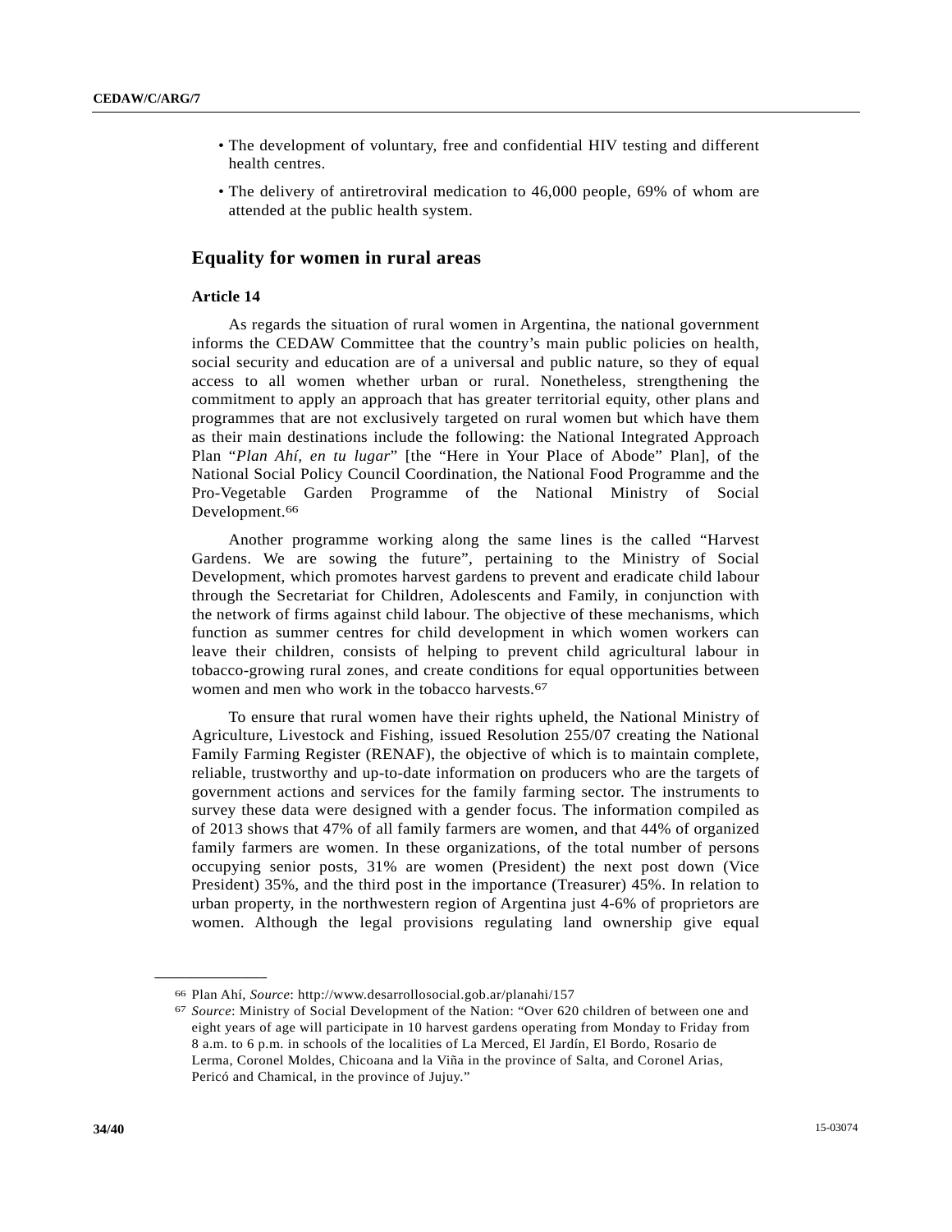- The development of voluntary, free and confidential HIV testing and different health centres.
- The delivery of antiretroviral medication to 46,000 people, 69% of whom are attended at the public health system.

## Equality for women in rural areas

### Article 14

As regards the situation of rural women in Argentina, the national government informs the CEDAW Committee that the country's main public policies on health, social security and education are of a universal and public nature, so they of equal access to all women whether urban or rural. Nonetheless, strengthening the commitment to apply an approach that has greater territorial equity, other plans and programmes that are not exclusively targeted on rural women but which have them as their main destinations include the following: the National Integrated Approach Plan "*Plan Ahí, en tu lugar*" [the "Here in Your Place of Abode" Plan], of the National Social Policy Council Coordination, the National Food Programme and the Pro-Vegetable Garden Programme of the National Ministry of Social Development.[66]

Another programme working along the same lines is the called "Harvest Gardens. We are sowing the future", pertaining to the Ministry of Social Development, which promotes harvest gardens to prevent and eradicate child labour through the Secretariat for Children, Adolescents and Family, in conjunction with the network of firms against child labour. The objective of these mechanisms, which function as summer centres for child development in which women workers can leave their children, consists of helping to prevent child agricultural labour in tobacco-growing rural zones, and create conditions for equal opportunities between women and men who work in the tobacco harvests.[67]

To ensure that rural women have their rights upheld, the National Ministry of Agriculture, Livestock and Fishing, issued Resolution 255/07 creating the National Family Farming Register (RENAF), the objective of which is to maintain complete, reliable, trustworthy and up-to-date information on producers who are the targets of government actions and services for the family farming sector. The instruments to survey these data were designed with a gender focus. The information compiled as of 2013 shows that 47% of all family farmers are women, and that 44% of organized family farmers are women. In these organizations, of the total number of persons occupying senior posts, 31% are women (President) the next post down (Vice President) 35%, and the third post in the importance (Treasurer) 45%. In relation to urban property, in the northwestern region of Argentina just 4-6% of proprietors are women. Although the legal provisions regulating land ownership give equal

---

[66] Plan Ahí, *Source*: http://www.desarrollosocial.gob.ar/planahi/157

[67] *Source*: Ministry of Social Development of the Nation: "Over 620 children of between one and eight years of age will participate in 10 harvest gardens operating from Monday to Friday from 8 a.m. to 6 p.m. in schools of the localities of La Merced, El Jardín, El Bordo, Rosario de Lerma, Coronel Moldes, Chicoana and la Viña in the province of Salta, and Coronel Arias, Pericó and Chamical, in the province of Jujuy."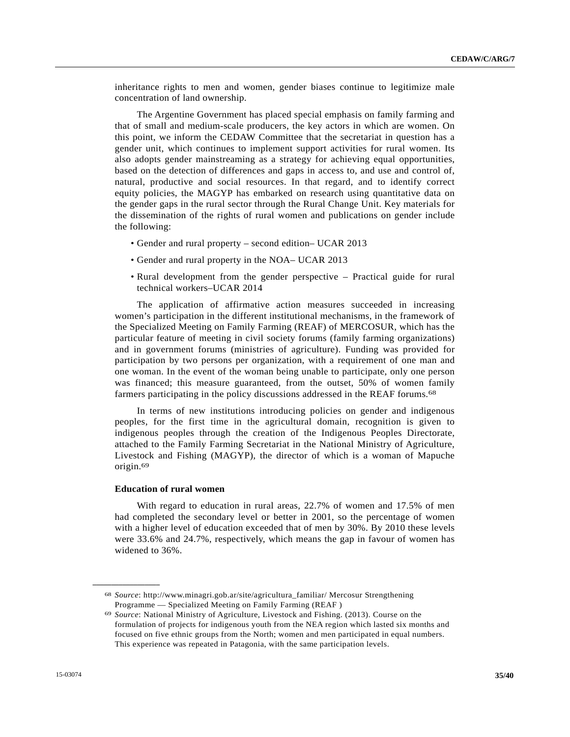inheritance rights to men and women, gender biases continue to legitimize male concentration of land ownership.

The Argentine Government has placed special emphasis on family farming and that of small and medium-scale producers, the key actors in which are women. On this point, we inform the CEDAW Committee that the secretariat in question has a gender unit, which continues to implement support activities for rural women. Its also adopts gender mainstreaming as a strategy for achieving equal opportunities, based on the detection of differences and gaps in access to, and use and control of, natural, productive and social resources. In that regard, and to identify correct equity policies, the MAGYP has embarked on research using quantitative data on the gender gaps in the rural sector through the Rural Change Unit. Key materials for the dissemination of the rights of rural women and publications on gender include the following:

- Gender and rural property – second edition– UCAR 2013
- Gender and rural property in the NOA– UCAR 2013
- Rural development from the gender perspective – Practical guide for rural technical workers–UCAR 2014

The application of affirmative action measures succeeded in increasing women's participation in the different institutional mechanisms, in the framework of the Specialized Meeting on Family Farming (REAF) of MERCOSUR, which has the particular feature of meeting in civil society forums (family farming organizations) and in government forums (ministries of agriculture). Funding was provided for participation by two persons per organization, with a requirement of one man and one woman. In the event of the woman being unable to participate, only one person was financed; this measure guaranteed, from the outset, 50% of women family farmers participating in the policy discussions addressed in the REAF forums.[68]

In terms of new institutions introducing policies on gender and indigenous peoples, for the first time in the agricultural domain, recognition is given to indigenous peoples through the creation of the Indigenous Peoples Directorate, attached to the Family Farming Secretariat in the National Ministry of Agriculture, Livestock and Fishing (MAGYP), the director of which is a woman of Mapuche origin.[69]

**Education of rural women**

With regard to education in rural areas, 22.7% of women and 17.5% of men had completed the secondary level or better in 2001, so the percentage of women with a higher level of education exceeded that of men by 30%. By 2010 these levels were 33.6% and 24.7%, respectively, which means the gap in favour of women has widened to 36%.

---

[68] *Source*: http://www.minagri.gob.ar/site/agricultura_familiar/ Mercosur Strengthening Programme — Specialized Meeting on Family Farming (REAF )

[69] *Source*: National Ministry of Agriculture, Livestock and Fishing. (2013). Course on the formulation of projects for indigenous youth from the NEA region which lasted six months and focused on five ethnic groups from the North; women and men participated in equal numbers. This experience was repeated in Patagonia, with the same participation levels.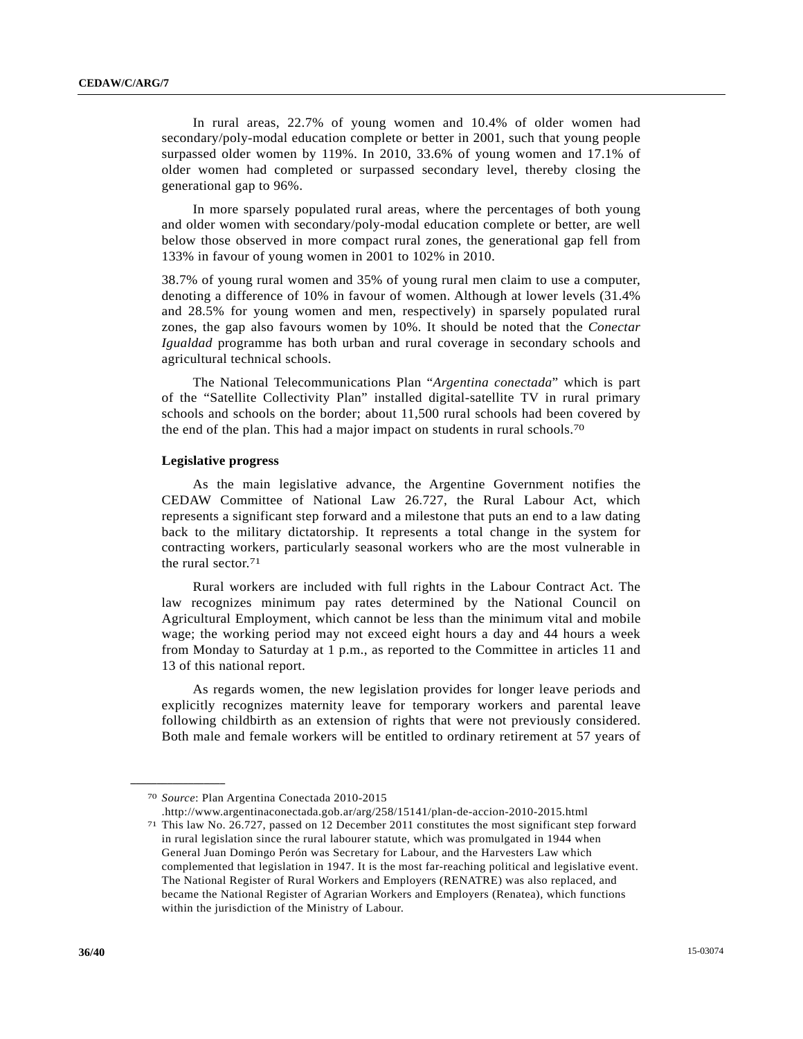In rural areas, 22.7% of young women and 10.4% of older women had secondary/poly-modal education complete or better in 2001, such that young people surpassed older women by 119%. In 2010, 33.6% of young women and 17.1% of older women had completed or surpassed secondary level, thereby closing the generational gap to 96%.

In more sparsely populated rural areas, where the percentages of both young and older women with secondary/poly-modal education complete or better, are well below those observed in more compact rural zones, the generational gap fell from 133% in favour of young women in 2001 to 102% in 2010.

38.7% of young rural women and 35% of young rural men claim to use a computer, denoting a difference of 10% in favour of women. Although at lower levels (31.4% and 28.5% for young women and men, respectively) in sparsely populated rural zones, the gap also favours women by 10%. It should be noted that the *Conectar Igualdad* programme has both urban and rural coverage in secondary schools and agricultural technical schools.

The National Telecommunications Plan "*Argentina conectada*" which is part of the "Satellite Collectivity Plan" installed digital-satellite TV in rural primary schools and schools on the border; about 11,500 rural schools had been covered by the end of the plan. This had a major impact on students in rural schools.[70]

**Legislative progress**

As the main legislative advance, the Argentine Government notifies the CEDAW Committee of National Law 26.727, the Rural Labour Act, which represents a significant step forward and a milestone that puts an end to a law dating back to the military dictatorship. It represents a total change in the system for contracting workers, particularly seasonal workers who are the most vulnerable in the rural sector.[71]

Rural workers are included with full rights in the Labour Contract Act. The law recognizes minimum pay rates determined by the National Council on Agricultural Employment, which cannot be less than the minimum vital and mobile wage; the working period may not exceed eight hours a day and 44 hours a week from Monday to Saturday at 1 p.m., as reported to the Committee in articles 11 and 13 of this national report.

As regards women, the new legislation provides for longer leave periods and explicitly recognizes maternity leave for temporary workers and parental leave following childbirth as an extension of rights that were not previously considered. Both male and female workers will be entitled to ordinary retirement at 57 years of

---

[70] *Source*: Plan Argentina Conectada 2010-2015 .http://www.argentinaconectada.gob.ar/arg/258/15141/plan-de-accion-2010-2015.html

[71] This law No. 26.727, passed on 12 December 2011 constitutes the most significant step forward in rural legislation since the rural labourer statute, which was promulgated in 1944 when General Juan Domingo Perón was Secretary for Labour, and the Harvesters Law which complemented that legislation in 1947. It is the most far-reaching political and legislative event. The National Register of Rural Workers and Employers (RENATRE) was also replaced, and became the National Register of Agrarian Workers and Employers (Renatea), which functions within the jurisdiction of the Ministry of Labour.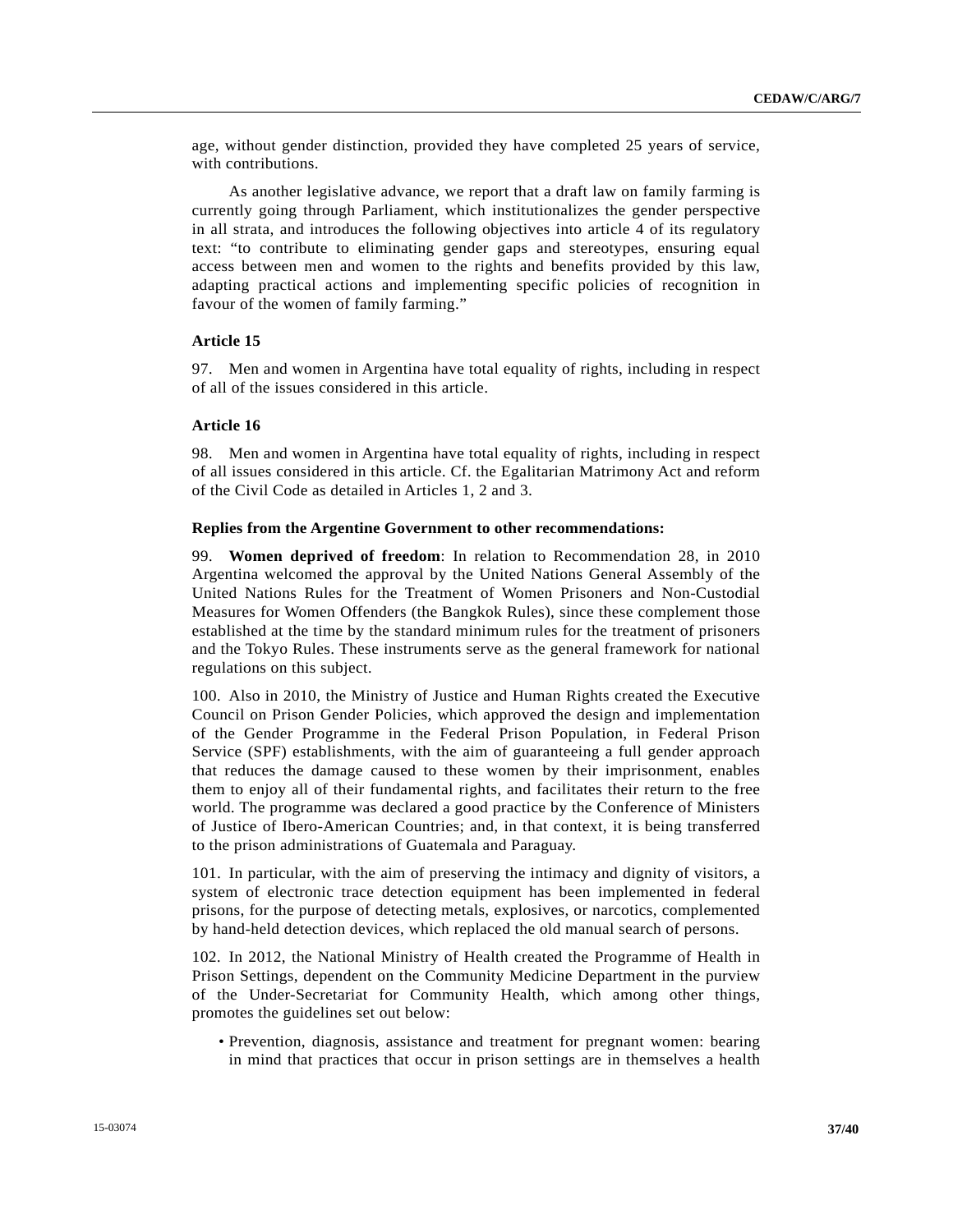age, without gender distinction, provided they have completed 25 years of service, with contributions.

As another legislative advance, we report that a draft law on family farming is currently going through Parliament, which institutionalizes the gender perspective in all strata, and introduces the following objectives into article 4 of its regulatory text: "to contribute to eliminating gender gaps and stereotypes, ensuring equal access between men and women to the rights and benefits provided by this law, adapting practical actions and implementing specific policies of recognition in favour of the women of family farming."

### Article 15

97. Men and women in Argentina have total equality of rights, including in respect of all of the issues considered in this article.

### Article 16

98. Men and women in Argentina have total equality of rights, including in respect of all issues considered in this article. Cf. the Egalitarian Matrimony Act and reform of the Civil Code as detailed in Articles 1, 2 and 3.

### Replies from the Argentine Government to other recommendations:

99. **Women deprived of freedom**: In relation to Recommendation 28, in 2010 Argentina welcomed the approval by the United Nations General Assembly of the United Nations Rules for the Treatment of Women Prisoners and Non-Custodial Measures for Women Offenders (the Bangkok Rules), since these complement those established at the time by the standard minimum rules for the treatment of prisoners and the Tokyo Rules. These instruments serve as the general framework for national regulations on this subject.

100. Also in 2010, the Ministry of Justice and Human Rights created the Executive Council on Prison Gender Policies, which approved the design and implementation of the Gender Programme in the Federal Prison Population, in Federal Prison Service (SPF) establishments, with the aim of guaranteeing a full gender approach that reduces the damage caused to these women by their imprisonment, enables them to enjoy all of their fundamental rights, and facilitates their return to the free world. The programme was declared a good practice by the Conference of Ministers of Justice of Ibero-American Countries; and, in that context, it is being transferred to the prison administrations of Guatemala and Paraguay.

101. In particular, with the aim of preserving the intimacy and dignity of visitors, a system of electronic trace detection equipment has been implemented in federal prisons, for the purpose of detecting metals, explosives, or narcotics, complemented by hand-held detection devices, which replaced the old manual search of persons.

102. In 2012, the National Ministry of Health created the Programme of Health in Prison Settings, dependent on the Community Medicine Department in the purview of the Under-Secretariat for Community Health, which among other things, promotes the guidelines set out below:

- Prevention, diagnosis, assistance and treatment for pregnant women: bearing in mind that practices that occur in prison settings are in themselves a health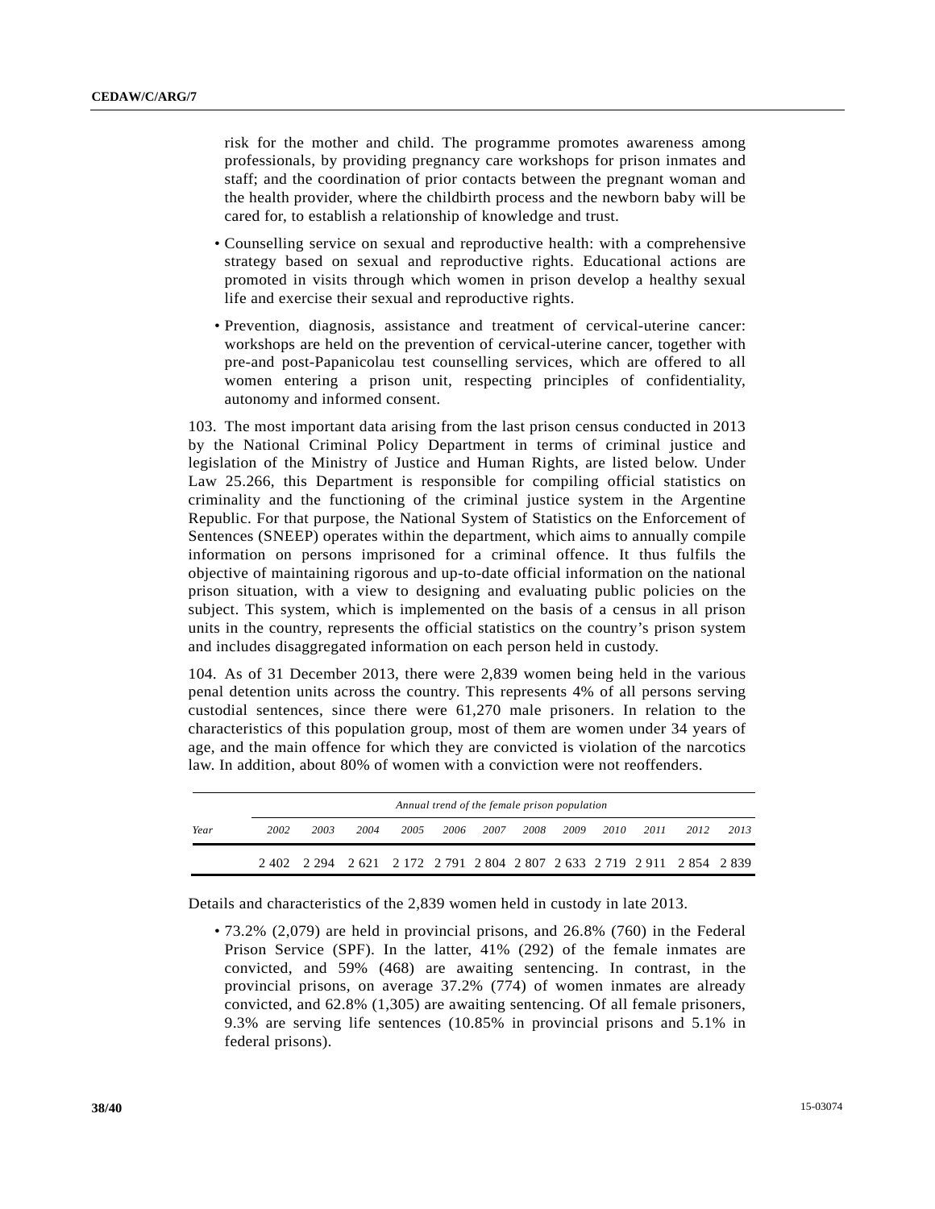risk for the mother and child. The programme promotes awareness among professionals, by providing pregnancy care workshops for prison inmates and staff; and the coordination of prior contacts between the pregnant woman and the health provider, where the childbirth process and the newborn baby will be cared for, to establish a relationship of knowledge and trust.

- Counselling service on sexual and reproductive health: with a comprehensive strategy based on sexual and reproductive rights. Educational actions are promoted in visits through which women in prison develop a healthy sexual life and exercise their sexual and reproductive rights.
- Prevention, diagnosis, assistance and treatment of cervical-uterine cancer: workshops are held on the prevention of cervical-uterine cancer, together with pre-and post-Papanicolau test counselling services, which are offered to all women entering a prison unit, respecting principles of confidentiality, autonomy and informed consent.

103. The most important data arising from the last prison census conducted in 2013 by the National Criminal Policy Department in terms of criminal justice and legislation of the Ministry of Justice and Human Rights, are listed below. Under Law 25.266, this Department is responsible for compiling official statistics on criminality and the functioning of the criminal justice system in the Argentine Republic. For that purpose, the National System of Statistics on the Enforcement of Sentences (SNEEP) operates within the department, which aims to annually compile information on persons imprisoned for a criminal offence. It thus fulfils the objective of maintaining rigorous and up-to-date official information on the national prison situation, with a view to designing and evaluating public policies on the subject. This system, which is implemented on the basis of a census in all prison units in the country, represents the official statistics on the country's prison system and includes disaggregated information on each person held in custody.

104. As of 31 December 2013, there were 2,839 women being held in the various penal detention units across the country. This represents 4% of all persons serving custodial sentences, since there were 61,270 male prisoners. In relation to the characteristics of this population group, most of them are women under 34 years of age, and the main offence for which they are convicted is violation of the narcotics law. In addition, about 80% of women with a conviction were not reoffenders.

| | *Annual trend of the female prison population* | | | | | | | | | | | |
|---|---|---|---|---|---|---|---|---|---|---|---|---|
| *Year* | *2002* | *2003* | *2004* | *2005* | *2006* | *2007* | *2008* | *2009* | *2010* | *2011* | *2012* | *2013* |
| | 2 402 | 2 294 | 2 621 | 2 172 | 2 791 | 2 804 | 2 807 | 2 633 | 2 719 | 2 911 | 2 854 | 2 839 |

Details and characteristics of the 2,839 women held in custody in late 2013.

- 73.2% (2,079) are held in provincial prisons, and 26.8% (760) in the Federal Prison Service (SPF). In the latter, 41% (292) of the female inmates are convicted, and 59% (468) are awaiting sentencing. In contrast, in the provincial prisons, on average 37.2% (774) of women inmates are already convicted, and 62.8% (1,305) are awaiting sentencing. Of all female prisoners, 9.3% are serving life sentences (10.85% in provincial prisons and 5.1% in federal prisons).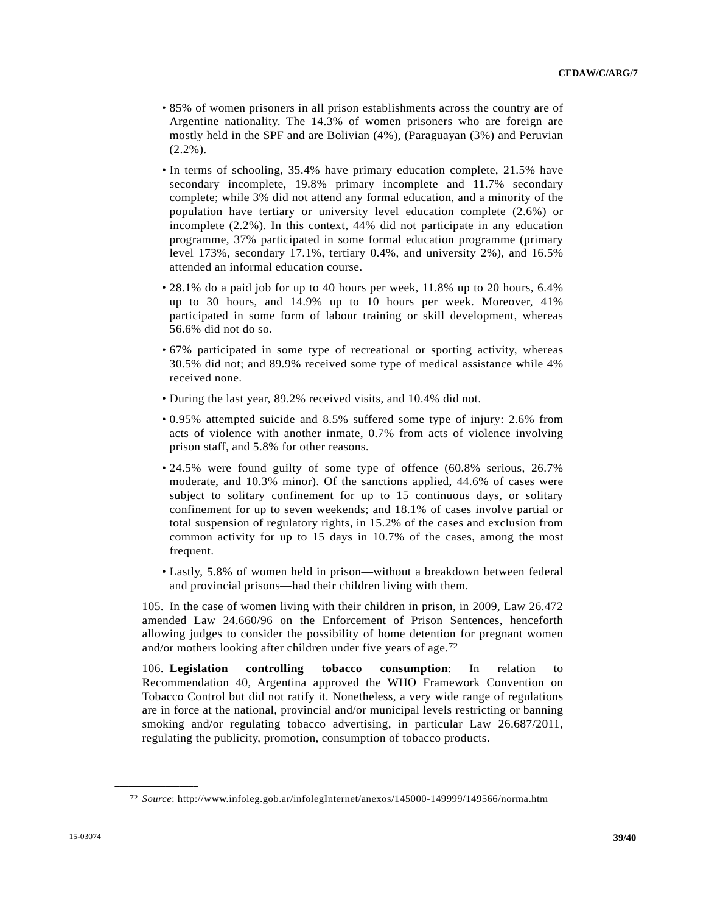- 85% of women prisoners in all prison establishments across the country are of Argentine nationality. The 14.3% of women prisoners who are foreign are mostly held in the SPF and are Bolivian (4%), (Paraguayan (3%) and Peruvian (2.2%).
- In terms of schooling, 35.4% have primary education complete, 21.5% have secondary incomplete, 19.8% primary incomplete and 11.7% secondary complete; while 3% did not attend any formal education, and a minority of the population have tertiary or university level education complete (2.6%) or incomplete (2.2%). In this context, 44% did not participate in any education programme, 37% participated in some formal education programme (primary level 173%, secondary 17.1%, tertiary 0.4%, and university 2%), and 16.5% attended an informal education course.
- 28.1% do a paid job for up to 40 hours per week, 11.8% up to 20 hours, 6.4% up to 30 hours, and 14.9% up to 10 hours per week. Moreover, 41% participated in some form of labour training or skill development, whereas 56.6% did not do so.
- 67% participated in some type of recreational or sporting activity, whereas 30.5% did not; and 89.9% received some type of medical assistance while 4% received none.
- During the last year, 89.2% received visits, and 10.4% did not.
- 0.95% attempted suicide and 8.5% suffered some type of injury: 2.6% from acts of violence with another inmate, 0.7% from acts of violence involving prison staff, and 5.8% for other reasons.
- 24.5% were found guilty of some type of offence (60.8% serious, 26.7% moderate, and 10.3% minor). Of the sanctions applied, 44.6% of cases were subject to solitary confinement for up to 15 continuous days, or solitary confinement for up to seven weekends; and 18.1% of cases involve partial or total suspension of regulatory rights, in 15.2% of the cases and exclusion from common activity for up to 15 days in 10.7% of the cases, among the most frequent.
- Lastly, 5.8% of women held in prison—without a breakdown between federal and provincial prisons—had their children living with them.

105. In the case of women living with their children in prison, in 2009, Law 26.472 amended Law 24.660/96 on the Enforcement of Prison Sentences, henceforth allowing judges to consider the possibility of home detention for pregnant women and/or mothers looking after children under five years of age.[72]

106. **Legislation controlling tobacco consumption**: In relation to Recommendation 40, Argentina approved the WHO Framework Convention on Tobacco Control but did not ratify it. Nonetheless, a very wide range of regulations are in force at the national, provincial and/or municipal levels restricting or banning smoking and/or regulating tobacco advertising, in particular Law 26.687/2011, regulating the publicity, promotion, consumption of tobacco products.

---

[72] *Source*: http://www.infoleg.gob.ar/infolegInternet/anexos/145000-149999/149566/norma.htm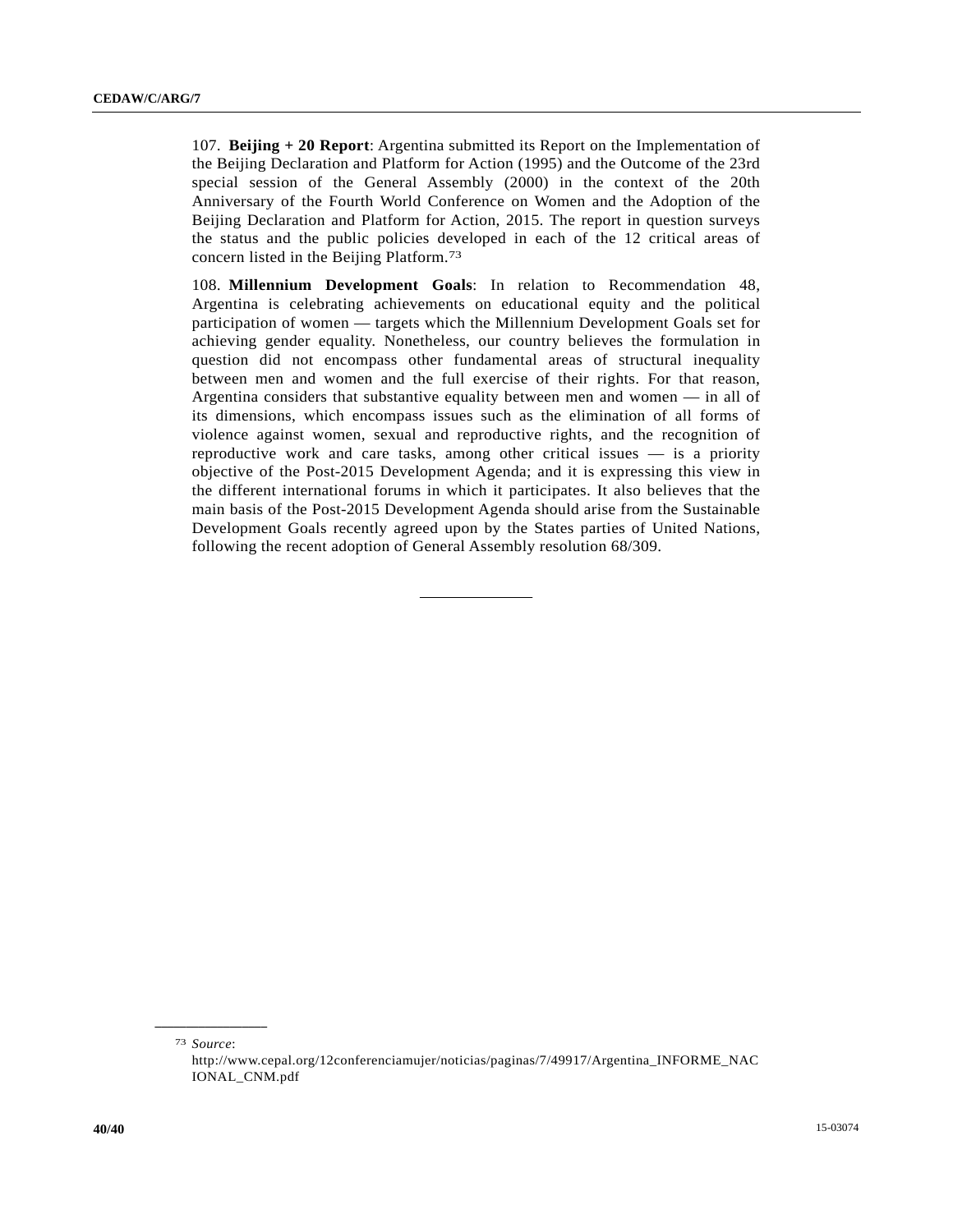107. **Beijing + 20 Report**: Argentina submitted its Report on the Implementation of the Beijing Declaration and Platform for Action (1995) and the Outcome of the 23rd special session of the General Assembly (2000) in the context of the 20th Anniversary of the Fourth World Conference on Women and the Adoption of the Beijing Declaration and Platform for Action, 2015. The report in question surveys the status and the public policies developed in each of the 12 critical areas of concern listed in the Beijing Platform.[73]

108. **Millennium Development Goals**: In relation to Recommendation 48, Argentina is celebrating achievements on educational equity and the political participation of women — targets which the Millennium Development Goals set for achieving gender equality. Nonetheless, our country believes the formulation in question did not encompass other fundamental areas of structural inequality between men and women and the full exercise of their rights. For that reason, Argentina considers that substantive equality between men and women — in all of its dimensions, which encompass issues such as the elimination of all forms of violence against women, sexual and reproductive rights, and the recognition of reproductive work and care tasks, among other critical issues — is a priority objective of the Post-2015 Development Agenda; and it is expressing this view in the different international forums in which it participates. It also believes that the main basis of the Post-2015 Development Agenda should arise from the Sustainable Development Goals recently agreed upon by the States parties of United Nations, following the recent adoption of General Assembly resolution 68/309.

---

[73] *Source*: http://www.cepal.org/12conferenciamujer/noticias/paginas/7/49917/Argentina_INFORME_NACIONAL_CNM.pdf